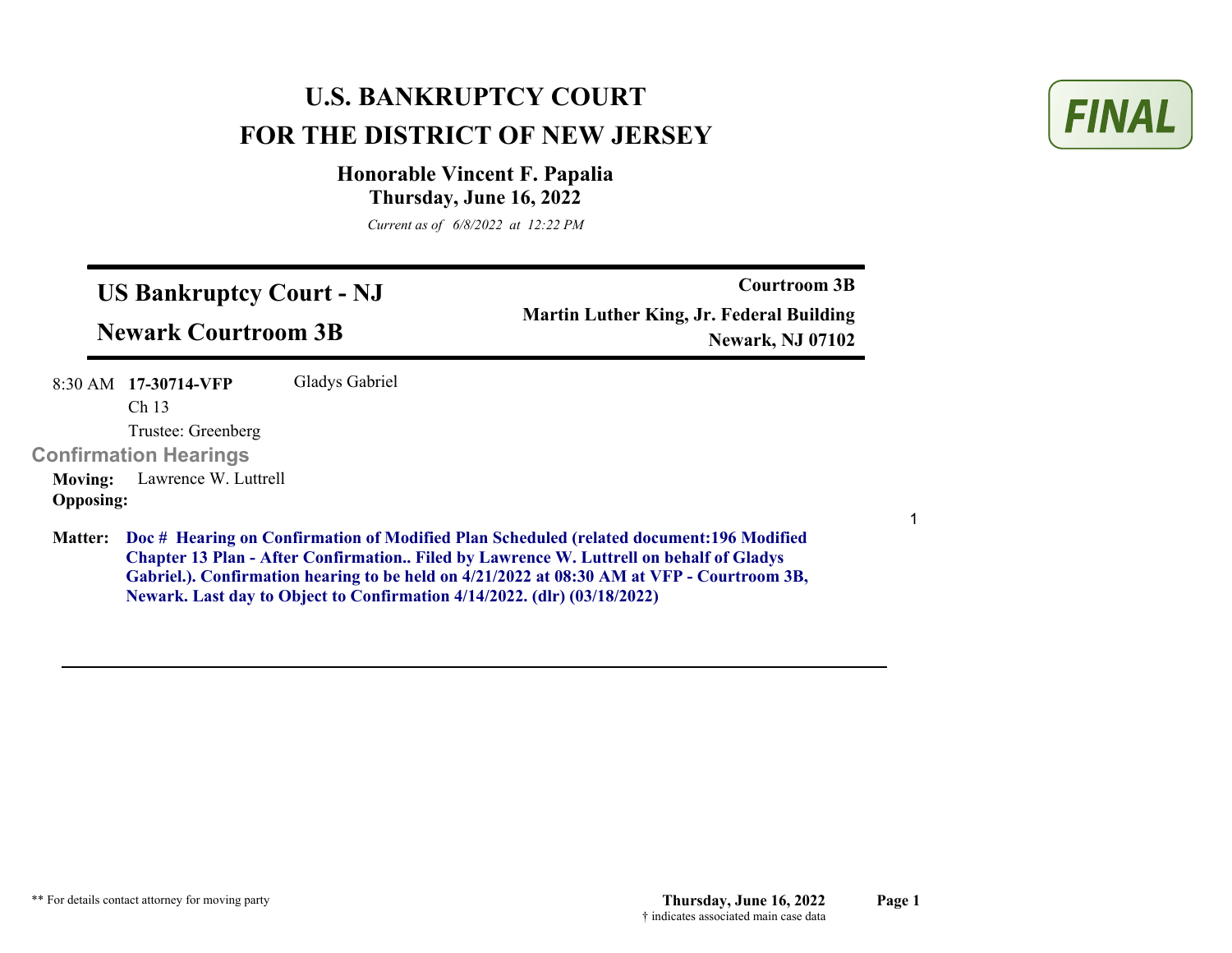# U.S. BANKRUPTCY COURT
# FOR THE DISTRICT OF NEW JERSEY

**FINAL**

### Honorable Vincent F. Papalia
### Thursday, June 16, 2022

*Current as of 6/8/2022 at 12:22 PM*

---

## US Bankruptcy Court - NJ
## Newark Courtroom 3B

**Courtroom 3B**
**Martin Luther King, Jr. Federal Building**
**Newark, NJ 07102**

---

8:30 AM **17-30714-VFP** Gladys Gabriel
Ch 13
Trustee: Greenberg

### Confirmation Hearings

**Moving:** Lawrence W. Luttrell
**Opposing:**

1

**Matter:** **Doc # Hearing on Confirmation of Modified Plan Scheduled (related document:196 Modified Chapter 13 Plan - After Confirmation.. Filed by Lawrence W. Luttrell on behalf of Gladys Gabriel.). Confirmation hearing to be held on 4/21/2022 at 08:30 AM at VFP - Courtroom 3B, Newark. Last day to Object to Confirmation 4/14/2022. (dlr) (03/18/2022)**

---

** For details contact attorney for moving party

† indicates associated main case data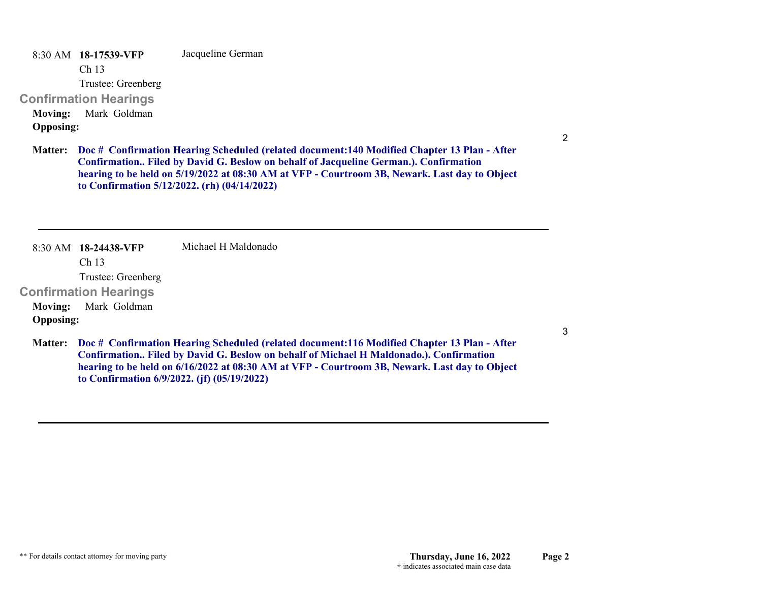8:30 AM **18-17539-VFP** Jacqueline German

Ch 13

Trustee: Greenberg

### Confirmation Hearings

**Moving:** Mark Goldman

**Opposing:**

2

**Matter:** **Doc # Confirmation Hearing Scheduled (related document:140 Modified Chapter 13 Plan - After Confirmation.. Filed by David G. Beslow on behalf of Jacqueline German.). Confirmation hearing to be held on 5/19/2022 at 08:30 AM at VFP - Courtroom 3B, Newark. Last day to Object to Confirmation 5/12/2022. (rh) (04/14/2022)**

---

8:30 AM **18-24438-VFP** Michael H Maldonado

Ch 13

Trustee: Greenberg

### Confirmation Hearings

**Moving:** Mark Goldman

**Opposing:**

3

**Matter:** **Doc # Confirmation Hearing Scheduled (related document:116 Modified Chapter 13 Plan - After Confirmation.. Filed by David G. Beslow on behalf of Michael H Maldonado.). Confirmation hearing to be held on 6/16/2022 at 08:30 AM at VFP - Courtroom 3B, Newark. Last day to Object to Confirmation 6/9/2022. (jf) (05/19/2022)**

---

** For details contact attorney for moving party

**Thursday, June 16, 2022**

† indicates associated main case data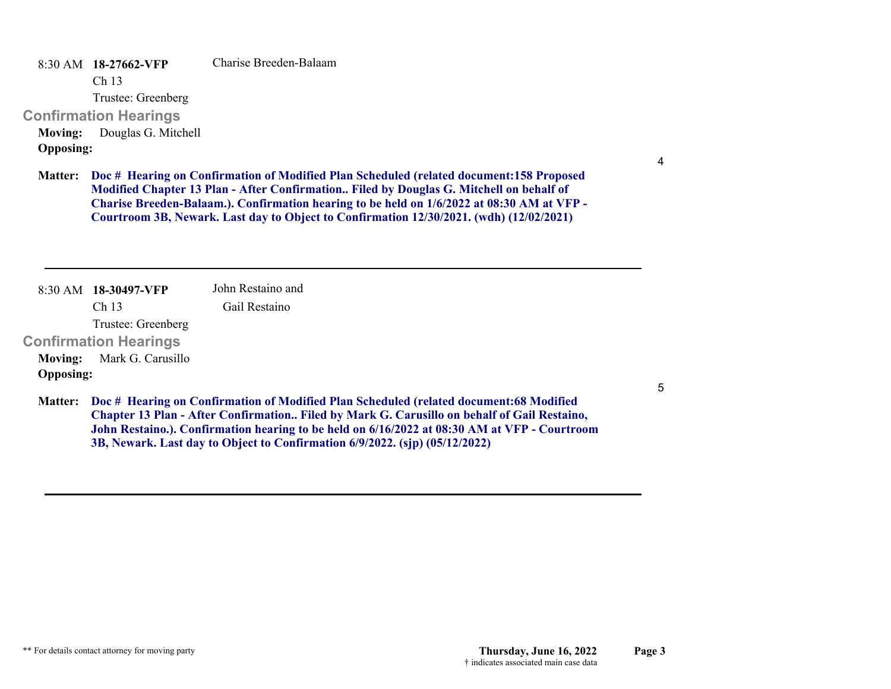8:30 AM **18-27662-VFP** Charise Breeden-Balaam
Ch 13
Trustee: Greenberg

### Confirmation Hearings

**Moving:** Douglas G. Mitchell
**Opposing:**

4

**Matter:** **Doc # Hearing on Confirmation of Modified Plan Scheduled (related document:158 Proposed Modified Chapter 13 Plan - After Confirmation.. Filed by Douglas G. Mitchell on behalf of Charise Breeden-Balaam.). Confirmation hearing to be held on 1/6/2022 at 08:30 AM at VFP - Courtroom 3B, Newark. Last day to Object to Confirmation 12/30/2021. (wdh) (12/02/2021)**

---

8:30 AM **18-30497-VFP** John Restaino and Gail Restaino
Ch 13
Trustee: Greenberg

### Confirmation Hearings

**Moving:** Mark G. Carusillo
**Opposing:**

5

**Matter:** **Doc # Hearing on Confirmation of Modified Plan Scheduled (related document:68 Modified Chapter 13 Plan - After Confirmation.. Filed by Mark G. Carusillo on behalf of Gail Restaino, John Restaino.). Confirmation hearing to be held on 6/16/2022 at 08:30 AM at VFP - Courtroom 3B, Newark. Last day to Object to Confirmation 6/9/2022. (sjp) (05/12/2022)**

---

** For details contact attorney for moving party

Thursday, June 16, 2022
† indicates associated main case data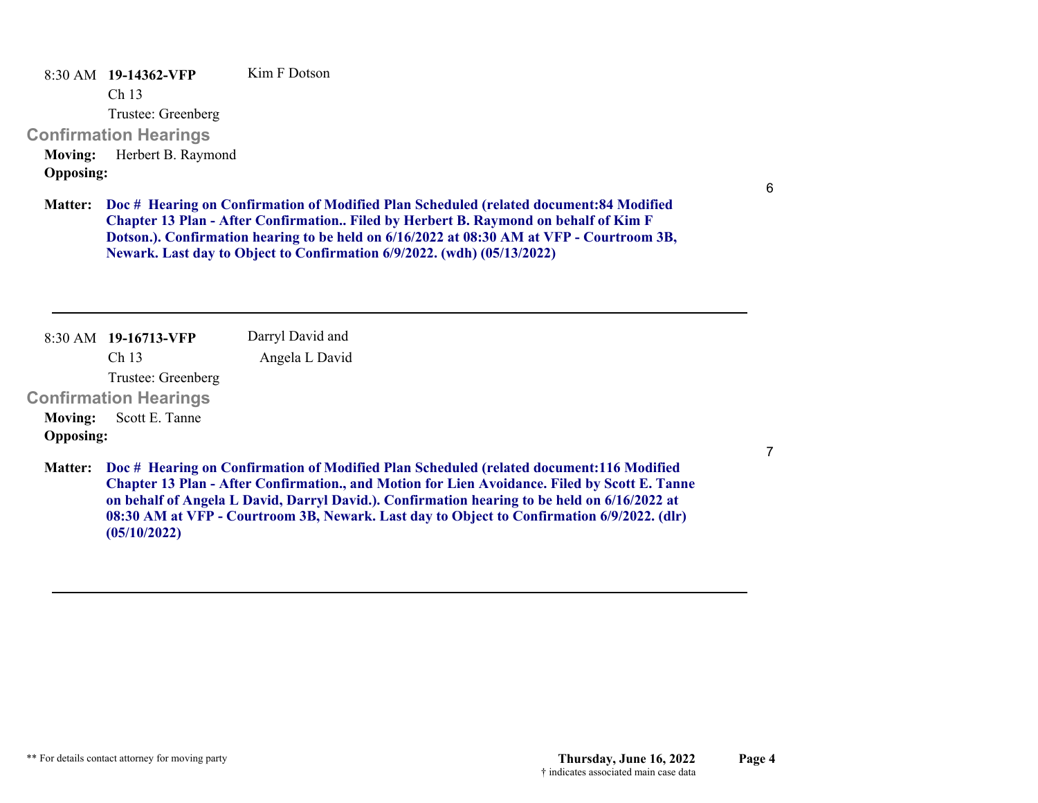8:30 AM **19-14362-VFP** Kim F Dotson
Ch 13
Trustee: Greenberg

**Confirmation Hearings**

**Moving:** Herbert B. Raymond
**Opposing:**

6

**Matter:** **Doc # Hearing on Confirmation of Modified Plan Scheduled (related document:84 Modified Chapter 13 Plan - After Confirmation.. Filed by Herbert B. Raymond on behalf of Kim F Dotson.). Confirmation hearing to be held on 6/16/2022 at 08:30 AM at VFP - Courtroom 3B, Newark. Last day to Object to Confirmation 6/9/2022. (wdh) (05/13/2022)**

---

8:30 AM **19-16713-VFP** Darryl David and Angela L David
Ch 13
Trustee: Greenberg

**Confirmation Hearings**

**Moving:** Scott E. Tanne
**Opposing:**

7

**Matter:** **Doc # Hearing on Confirmation of Modified Plan Scheduled (related document:116 Modified Chapter 13 Plan - After Confirmation., and Motion for Lien Avoidance. Filed by Scott E. Tanne on behalf of Angela L David, Darryl David.). Confirmation hearing to be held on 6/16/2022 at 08:30 AM at VFP - Courtroom 3B, Newark. Last day to Object to Confirmation 6/9/2022. (dlr) (05/10/2022)**

---

** For details contact attorney for moving party

**Thursday, June 16, 2022**
† indicates associated main case data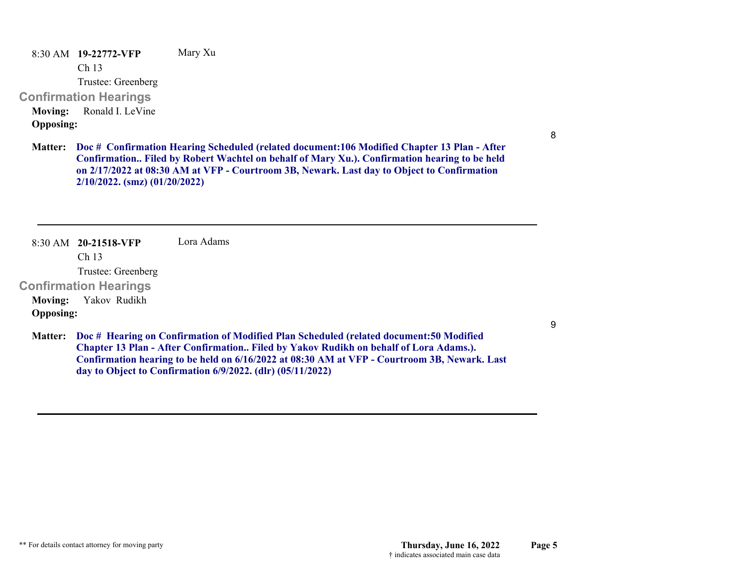8:30 AM **19-22772-VFP** Mary Xu
Ch 13
Trustee: Greenberg

**Confirmation Hearings**

**Moving:** Ronald I. LeVine
**Opposing:**

8

**Matter:** **Doc # Confirmation Hearing Scheduled (related document:106 Modified Chapter 13 Plan - After Confirmation.. Filed by Robert Wachtel on behalf of Mary Xu.). Confirmation hearing to be held on 2/17/2022 at 08:30 AM at VFP - Courtroom 3B, Newark. Last day to Object to Confirmation 2/10/2022. (smz) (01/20/2022)**

---

8:30 AM **20-21518-VFP** Lora Adams
Ch 13
Trustee: Greenberg

**Confirmation Hearings**

**Moving:** Yakov Rudikh
**Opposing:**

9

**Matter:** **Doc # Hearing on Confirmation of Modified Plan Scheduled (related document:50 Modified Chapter 13 Plan - After Confirmation.. Filed by Yakov Rudikh on behalf of Lora Adams.). Confirmation hearing to be held on 6/16/2022 at 08:30 AM at VFP - Courtroom 3B, Newark. Last day to Object to Confirmation 6/9/2022. (dlr) (05/11/2022)**

---

** For details contact attorney for moving party

**Thursday, June 16, 2022**
† indicates associated main case data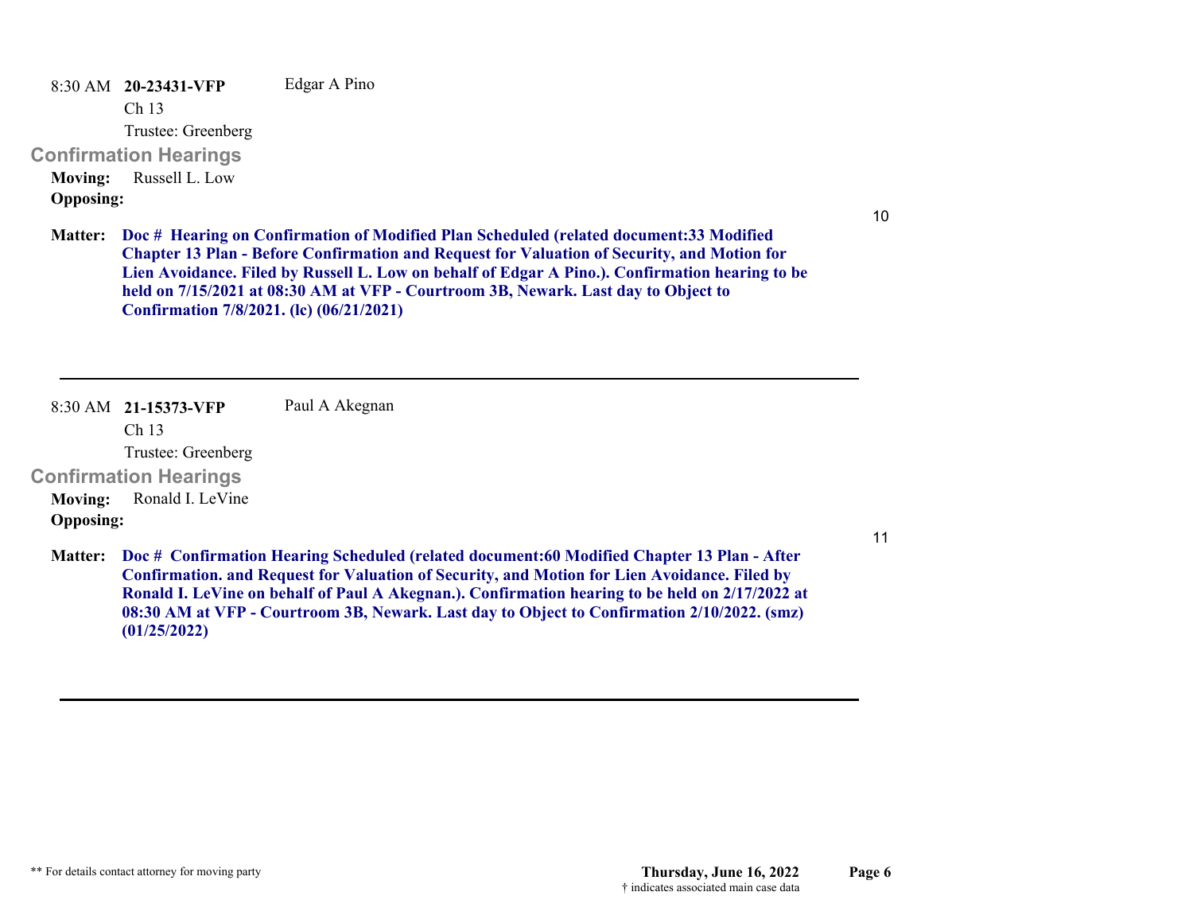8:30 AM **20-23431-VFP** Edgar A Pino

Ch 13

Trustee: Greenberg

## Confirmation Hearings

**Moving:** Russell L. Low

**Opposing:**

10

**Matter:** **Doc # Hearing on Confirmation of Modified Plan Scheduled (related document:33 Modified Chapter 13 Plan - Before Confirmation and Request for Valuation of Security, and Motion for Lien Avoidance. Filed by Russell L. Low on behalf of Edgar A Pino.). Confirmation hearing to be held on 7/15/2021 at 08:30 AM at VFP - Courtroom 3B, Newark. Last day to Object to Confirmation 7/8/2021. (lc) (06/21/2021)**

---

8:30 AM **21-15373-VFP** Paul A Akegnan

Ch 13

Trustee: Greenberg

## Confirmation Hearings

**Moving:** Ronald I. LeVine

**Opposing:**

11

**Matter:** **Doc # Confirmation Hearing Scheduled (related document:60 Modified Chapter 13 Plan - After Confirmation. and Request for Valuation of Security, and Motion for Lien Avoidance. Filed by Ronald I. LeVine on behalf of Paul A Akegnan.). Confirmation hearing to be held on 2/17/2022 at 08:30 AM at VFP - Courtroom 3B, Newark. Last day to Object to Confirmation 2/10/2022. (smz) (01/25/2022)**

---

** For details contact attorney for moving party

**Thursday, June 16, 2022**

† indicates associated main case data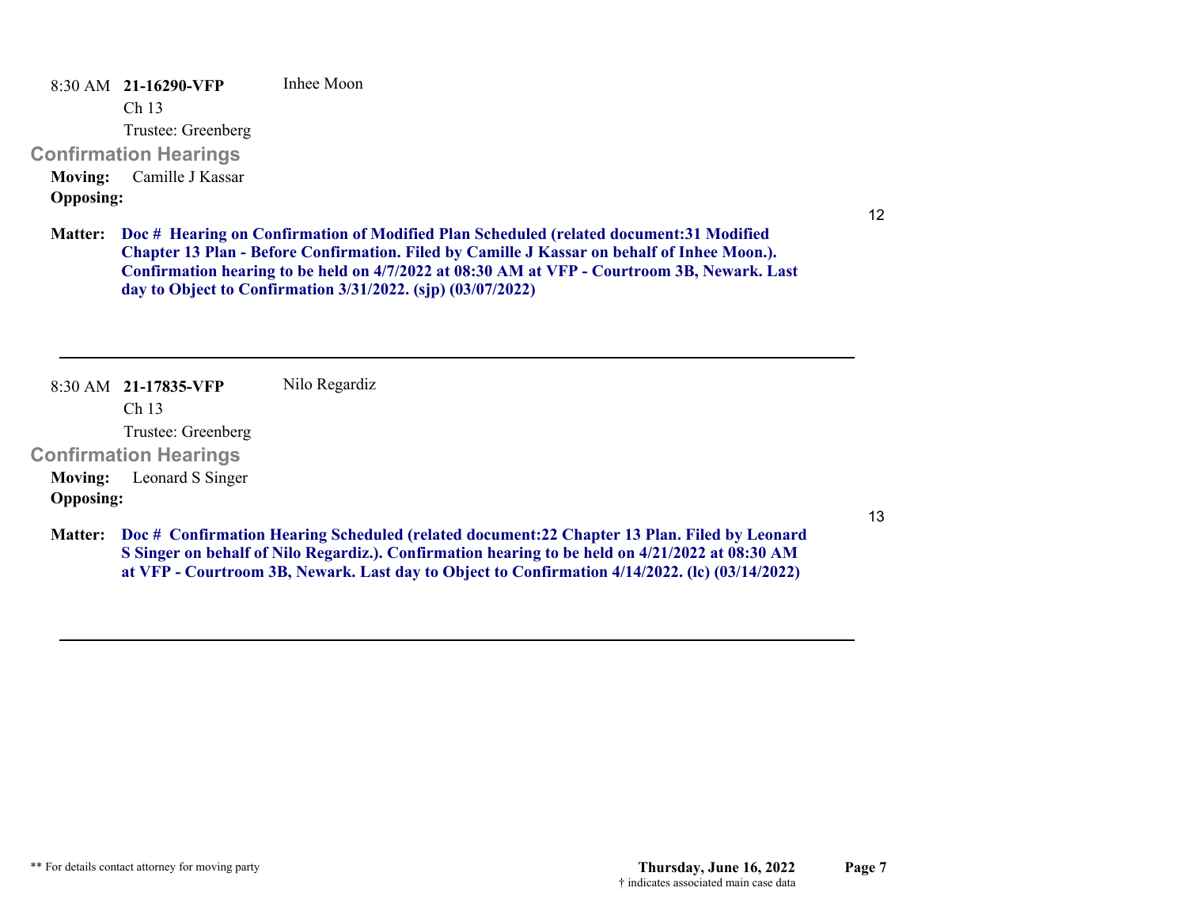8:30 AM **21-16290-VFP** Inhee Moon

Ch 13

Trustee: Greenberg

## Confirmation Hearings

**Moving:** Camille J Kassar

**Opposing:**

12

**Matter:** **Doc # Hearing on Confirmation of Modified Plan Scheduled (related document:31 Modified Chapter 13 Plan - Before Confirmation. Filed by Camille J Kassar on behalf of Inhee Moon.). Confirmation hearing to be held on 4/7/2022 at 08:30 AM at VFP - Courtroom 3B, Newark. Last day to Object to Confirmation 3/31/2022. (sjp) (03/07/2022)**

---

8:30 AM **21-17835-VFP** Nilo Regardiz

Ch 13

Trustee: Greenberg

## Confirmation Hearings

**Moving:** Leonard S Singer

**Opposing:**

13

**Matter:** **Doc # Confirmation Hearing Scheduled (related document:22 Chapter 13 Plan. Filed by Leonard S Singer on behalf of Nilo Regardiz.). Confirmation hearing to be held on 4/21/2022 at 08:30 AM at VFP - Courtroom 3B, Newark. Last day to Object to Confirmation 4/14/2022. (lc) (03/14/2022)**

---

** For details contact attorney for moving party

**Thursday, June 16, 2022**

† indicates associated main case data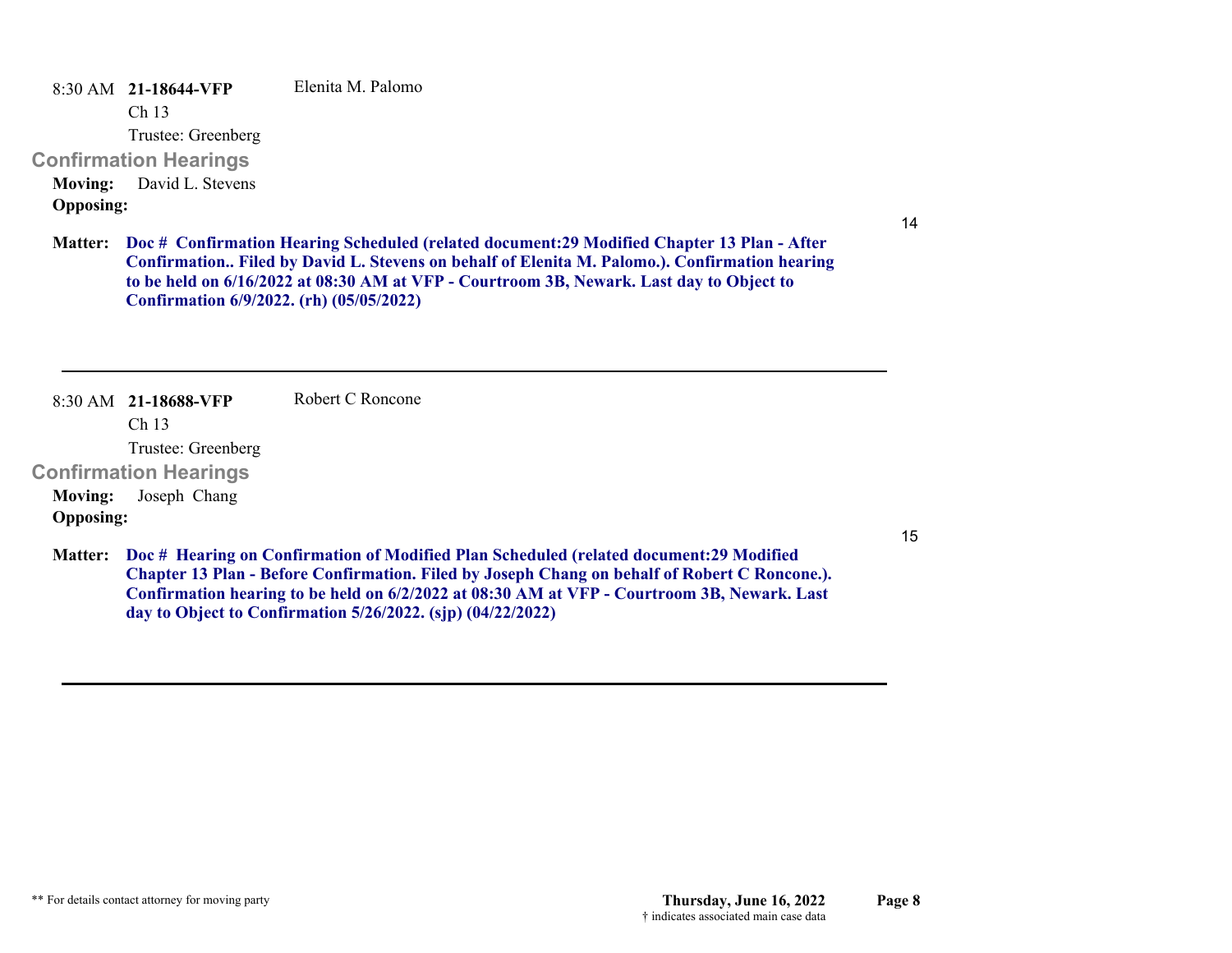8:30 AM **21-18644-VFP** Elenita M. Palomo

Ch 13

Trustee: Greenberg

### Confirmation Hearings

**Moving:** David L. Stevens

**Opposing:**

14

**Matter:** **Doc # Confirmation Hearing Scheduled (related document:29 Modified Chapter 13 Plan - After Confirmation.. Filed by David L. Stevens on behalf of Elenita M. Palomo.). Confirmation hearing to be held on 6/16/2022 at 08:30 AM at VFP - Courtroom 3B, Newark. Last day to Object to Confirmation 6/9/2022. (rh) (05/05/2022)**

---

8:30 AM **21-18688-VFP** Robert C Roncone

Ch 13

Trustee: Greenberg

### Confirmation Hearings

**Moving:** Joseph Chang

**Opposing:**

15

**Matter:** **Doc # Hearing on Confirmation of Modified Plan Scheduled (related document:29 Modified Chapter 13 Plan - Before Confirmation. Filed by Joseph Chang on behalf of Robert C Roncone.). Confirmation hearing to be held on 6/2/2022 at 08:30 AM at VFP - Courtroom 3B, Newark. Last day to Object to Confirmation 5/26/2022. (sjp) (04/22/2022)**

---

** For details contact attorney for moving party

**Thursday, June 16, 2022**
† indicates associated main case data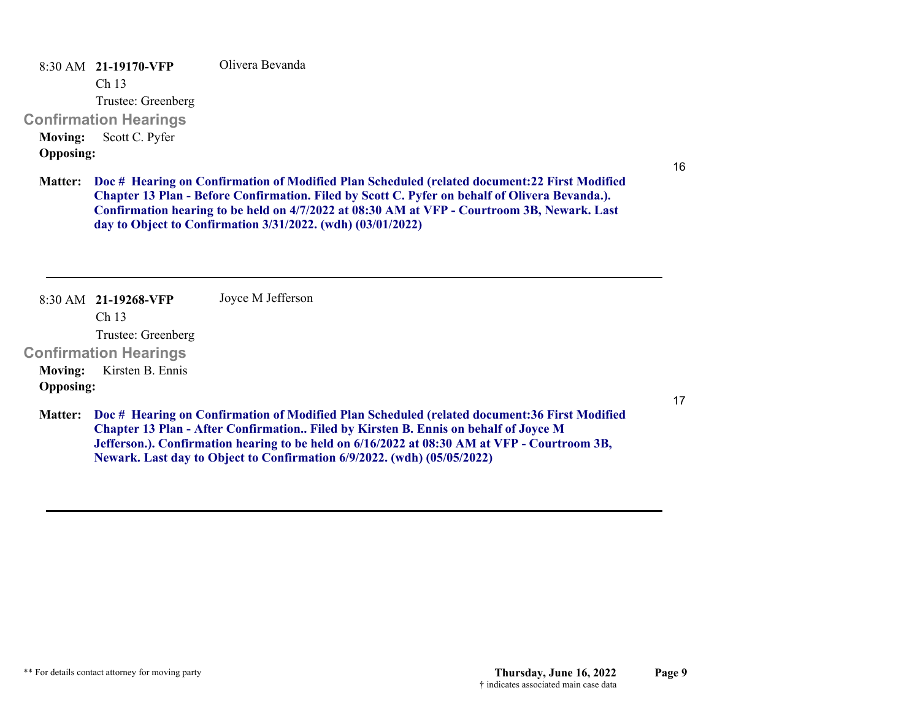8:30 AM **21-19170-VFP** Olivera Bevanda

Ch 13

Trustee: Greenberg

### Confirmation Hearings

**Moving:** Scott C. Pyfer

**Opposing:**

16

**Matter:** **Doc # Hearing on Confirmation of Modified Plan Scheduled (related document:22 First Modified Chapter 13 Plan - Before Confirmation. Filed by Scott C. Pyfer on behalf of Olivera Bevanda.). Confirmation hearing to be held on 4/7/2022 at 08:30 AM at VFP - Courtroom 3B, Newark. Last day to Object to Confirmation 3/31/2022. (wdh) (03/01/2022)**

---

8:30 AM **21-19268-VFP** Joyce M Jefferson

Ch 13

Trustee: Greenberg

### Confirmation Hearings

**Moving:** Kirsten B. Ennis

**Opposing:**

17

**Matter:** **Doc # Hearing on Confirmation of Modified Plan Scheduled (related document:36 First Modified Chapter 13 Plan - After Confirmation.. Filed by Kirsten B. Ennis on behalf of Joyce M Jefferson.). Confirmation hearing to be held on 6/16/2022 at 08:30 AM at VFP - Courtroom 3B, Newark. Last day to Object to Confirmation 6/9/2022. (wdh) (05/05/2022)**

---

** For details contact attorney for moving party

**Thursday, June 16, 2022**

† indicates associated main case data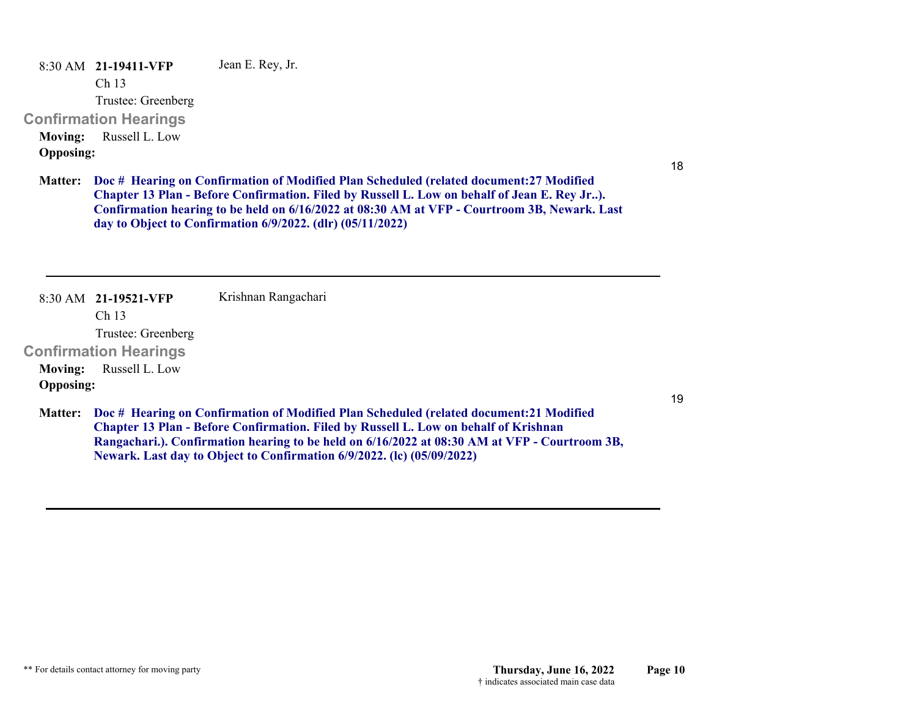8:30 AM **21-19411-VFP** Jean E. Rey, Jr.

Ch 13

Trustee: Greenberg

## Confirmation Hearings

**Moving:** Russell L. Low

**Opposing:**

18

**Matter:** **Doc # Hearing on Confirmation of Modified Plan Scheduled (related document:27 Modified Chapter 13 Plan - Before Confirmation. Filed by Russell L. Low on behalf of Jean E. Rey Jr..). Confirmation hearing to be held on 6/16/2022 at 08:30 AM at VFP - Courtroom 3B, Newark. Last day to Object to Confirmation 6/9/2022. (dlr) (05/11/2022)**

---

8:30 AM **21-19521-VFP** Krishnan Rangachari

Ch 13

Trustee: Greenberg

## Confirmation Hearings

**Moving:** Russell L. Low

**Opposing:**

19

**Matter:** **Doc # Hearing on Confirmation of Modified Plan Scheduled (related document:21 Modified Chapter 13 Plan - Before Confirmation. Filed by Russell L. Low on behalf of Krishnan Rangachari.). Confirmation hearing to be held on 6/16/2022 at 08:30 AM at VFP - Courtroom 3B, Newark. Last day to Object to Confirmation 6/9/2022. (lc) (05/09/2022)**

---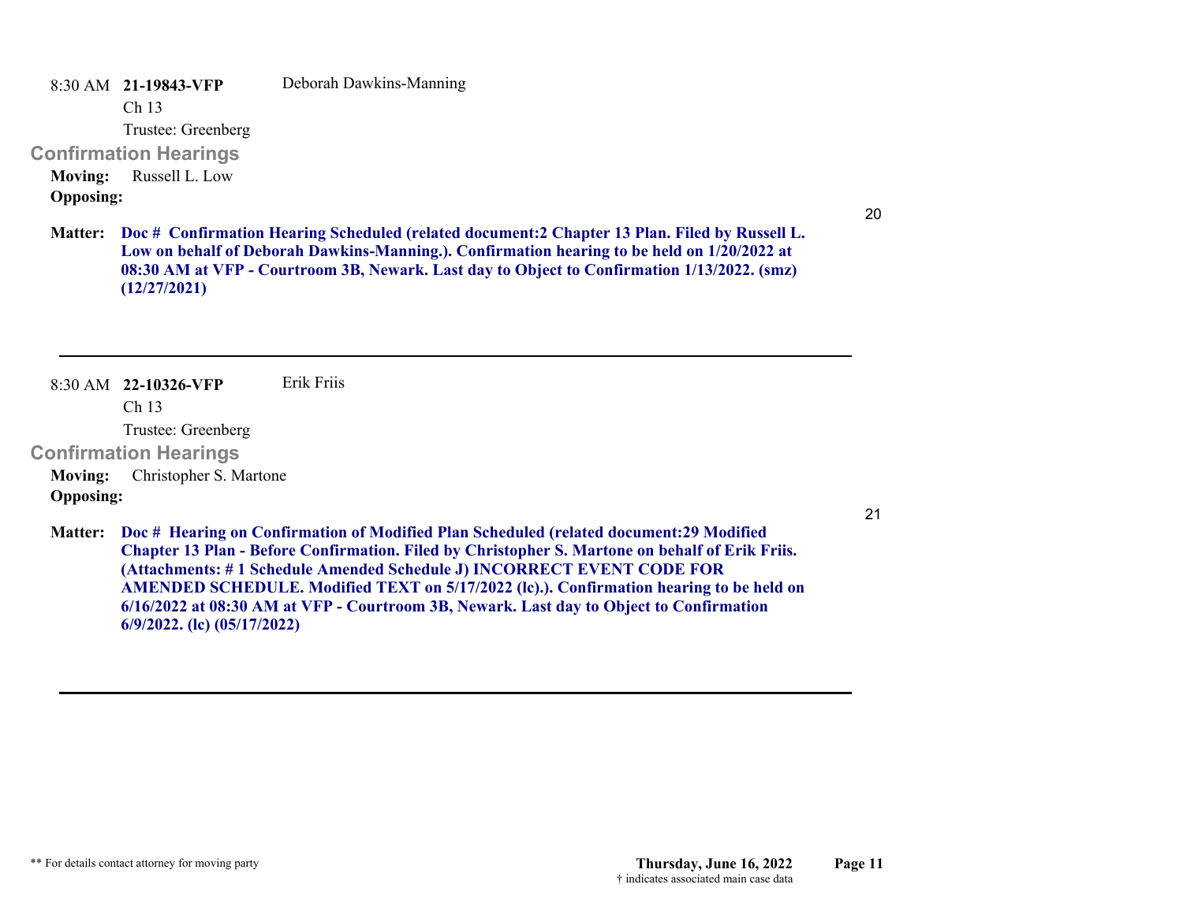8:30 AM **21-19843-VFP** Deborah Dawkins-Manning

Ch 13

Trustee: Greenberg

## Confirmation Hearings

**Moving:** Russell L. Low

**Opposing:**

20

**Matter:** **Doc # Confirmation Hearing Scheduled (related document:2 Chapter 13 Plan. Filed by Russell L. Low on behalf of Deborah Dawkins-Manning.). Confirmation hearing to be held on 1/20/2022 at 08:30 AM at VFP - Courtroom 3B, Newark. Last day to Object to Confirmation 1/13/2022. (smz) (12/27/2021)**

---

8:30 AM **22-10326-VFP** Erik Friis

Ch 13

Trustee: Greenberg

## Confirmation Hearings

**Moving:** Christopher S. Martone

**Opposing:**

21

**Matter:** **Doc # Hearing on Confirmation of Modified Plan Scheduled (related document:29 Modified Chapter 13 Plan - Before Confirmation. Filed by Christopher S. Martone on behalf of Erik Friis. (Attachments: # 1 Schedule Amended Schedule J) INCORRECT EVENT CODE FOR AMENDED SCHEDULE. Modified TEXT on 5/17/2022 (lc).). Confirmation hearing to be held on 6/16/2022 at 08:30 AM at VFP - Courtroom 3B, Newark. Last day to Object to Confirmation 6/9/2022. (lc) (05/17/2022)**

---

** For details contact attorney for moving party

**Thursday, June 16, 2022**

† indicates associated main case data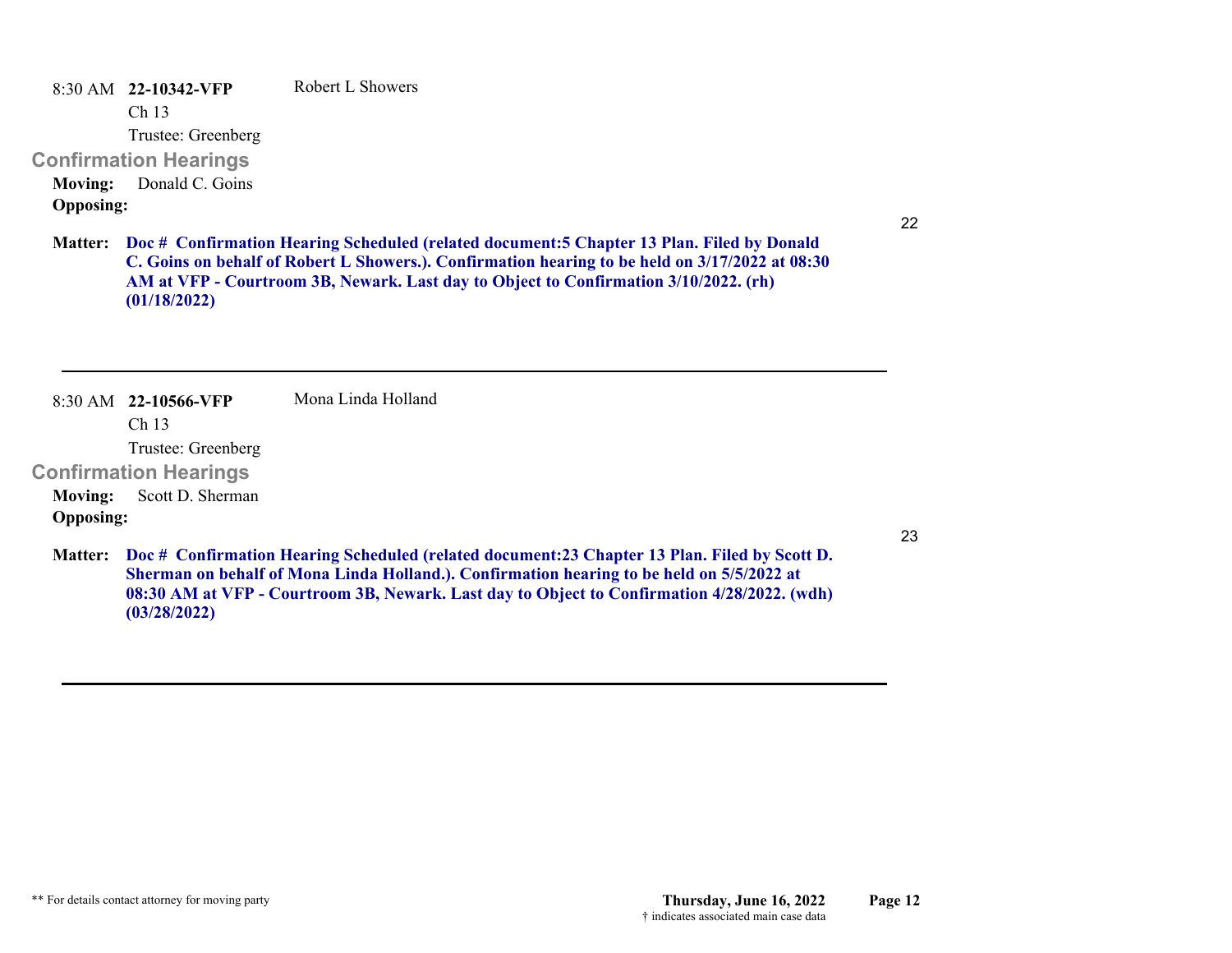8:30 AM **22-10342-VFP** Robert L Showers

Ch 13

Trustee: Greenberg

## Confirmation Hearings

**Moving:** Donald C. Goins

**Opposing:**

22

**Matter:** **Doc # Confirmation Hearing Scheduled (related document:5 Chapter 13 Plan. Filed by Donald C. Goins on behalf of Robert L Showers.). Confirmation hearing to be held on 3/17/2022 at 08:30 AM at VFP - Courtroom 3B, Newark. Last day to Object to Confirmation 3/10/2022. (rh) (01/18/2022)**

---

8:30 AM **22-10566-VFP** Mona Linda Holland

Ch 13

Trustee: Greenberg

## Confirmation Hearings

**Moving:** Scott D. Sherman

**Opposing:**

23

**Matter:** **Doc # Confirmation Hearing Scheduled (related document:23 Chapter 13 Plan. Filed by Scott D. Sherman on behalf of Mona Linda Holland.). Confirmation hearing to be held on 5/5/2022 at 08:30 AM at VFP - Courtroom 3B, Newark. Last day to Object to Confirmation 4/28/2022. (wdh) (03/28/2022)**

---

** For details contact attorney for moving party

**Thursday, June 16, 2022**

† indicates associated main case data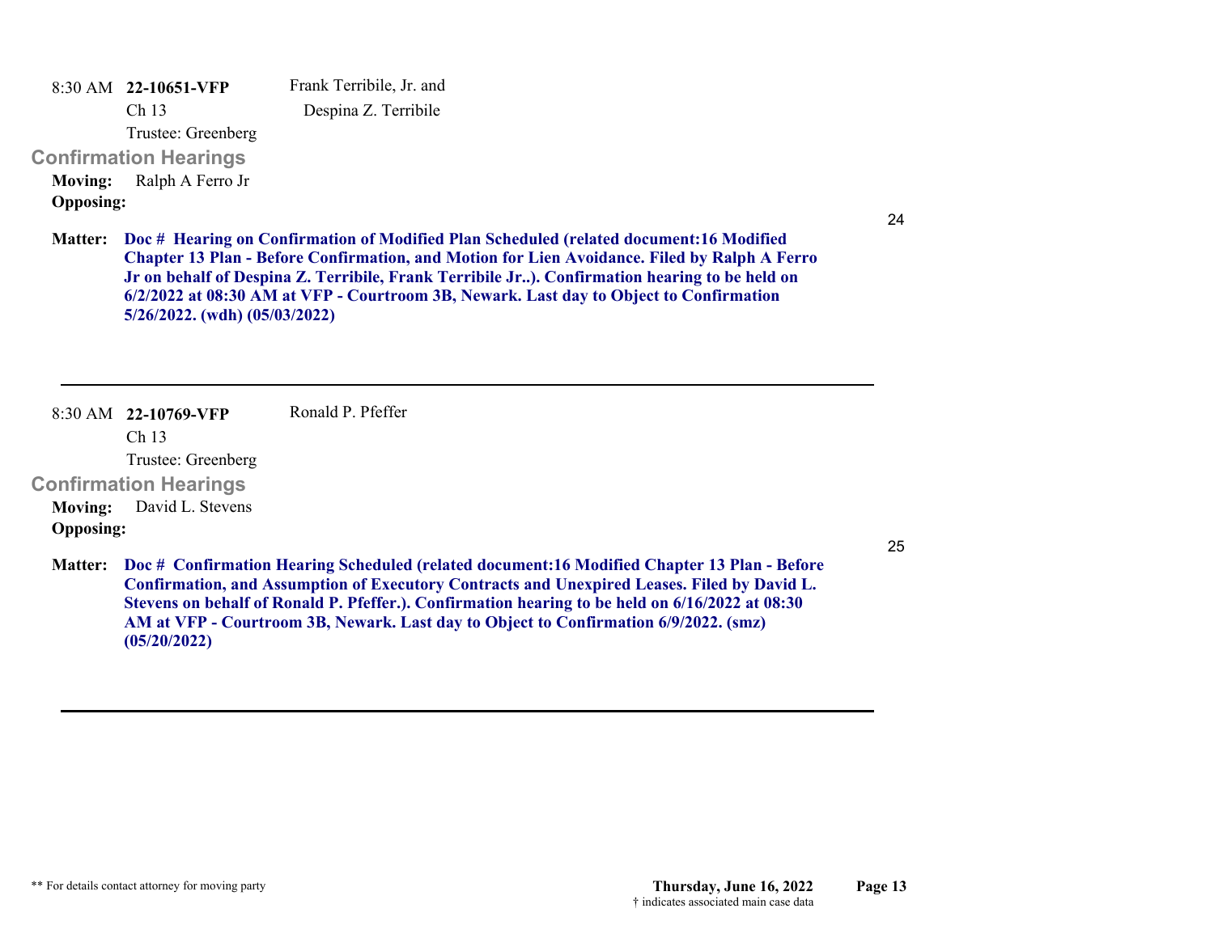8:30 AM **22-10651-VFP** Frank Terribile, Jr. and Despina Z. Terribile

Ch 13

Trustee: Greenberg

## Confirmation Hearings

**Moving:** Ralph A Ferro Jr

**Opposing:**

24

**Matter:** **Doc # Hearing on Confirmation of Modified Plan Scheduled (related document:16 Modified Chapter 13 Plan - Before Confirmation, and Motion for Lien Avoidance. Filed by Ralph A Ferro Jr on behalf of Despina Z. Terribile, Frank Terribile Jr..). Confirmation hearing to be held on 6/2/2022 at 08:30 AM at VFP - Courtroom 3B, Newark. Last day to Object to Confirmation 5/26/2022. (wdh) (05/03/2022)**

---

8:30 AM **22-10769-VFP** Ronald P. Pfeffer

Ch 13

Trustee: Greenberg

## Confirmation Hearings

**Moving:** David L. Stevens

**Opposing:**

25

**Matter:** **Doc # Confirmation Hearing Scheduled (related document:16 Modified Chapter 13 Plan - Before Confirmation, and Assumption of Executory Contracts and Unexpired Leases. Filed by David L. Stevens on behalf of Ronald P. Pfeffer.). Confirmation hearing to be held on 6/16/2022 at 08:30 AM at VFP - Courtroom 3B, Newark. Last day to Object to Confirmation 6/9/2022. (smz) (05/20/2022)**

---

** For details contact attorney for moving party

**Thursday, June 16, 2022**

† indicates associated main case data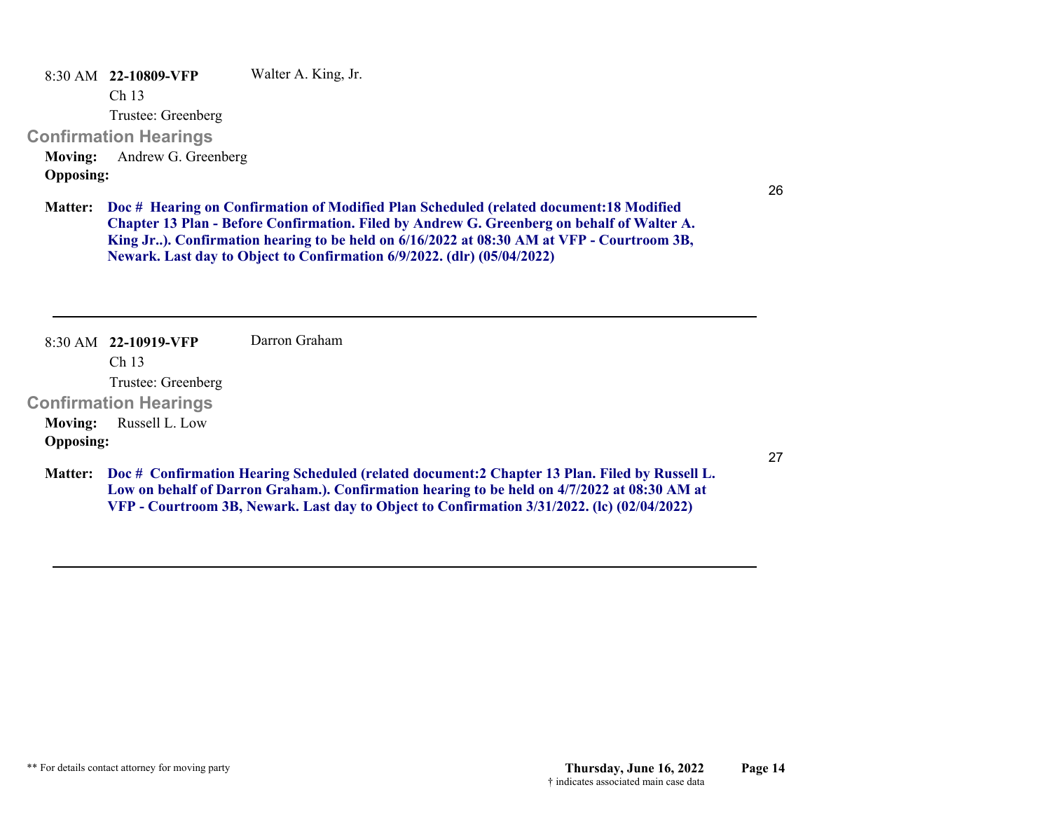8:30 AM **22-10809-VFP** Walter A. King, Jr.

Ch 13

Trustee: Greenberg

## Confirmation Hearings

**Moving:** Andrew G. Greenberg

**Opposing:**

26

**Matter:** **Doc # Hearing on Confirmation of Modified Plan Scheduled (related document:18 Modified Chapter 13 Plan - Before Confirmation. Filed by Andrew G. Greenberg on behalf of Walter A. King Jr..). Confirmation hearing to be held on 6/16/2022 at 08:30 AM at VFP - Courtroom 3B, Newark. Last day to Object to Confirmation 6/9/2022. (dlr) (05/04/2022)**

---

8:30 AM **22-10919-VFP** Darron Graham

Ch 13

Trustee: Greenberg

## Confirmation Hearings

**Moving:** Russell L. Low

**Opposing:**

27

**Matter:** **Doc # Confirmation Hearing Scheduled (related document:2 Chapter 13 Plan. Filed by Russell L. Low on behalf of Darron Graham.). Confirmation hearing to be held on 4/7/2022 at 08:30 AM at VFP - Courtroom 3B, Newark. Last day to Object to Confirmation 3/31/2022. (lc) (02/04/2022)**

---

** For details contact attorney for moving party

**Thursday, June 16, 2022**

† indicates associated main case data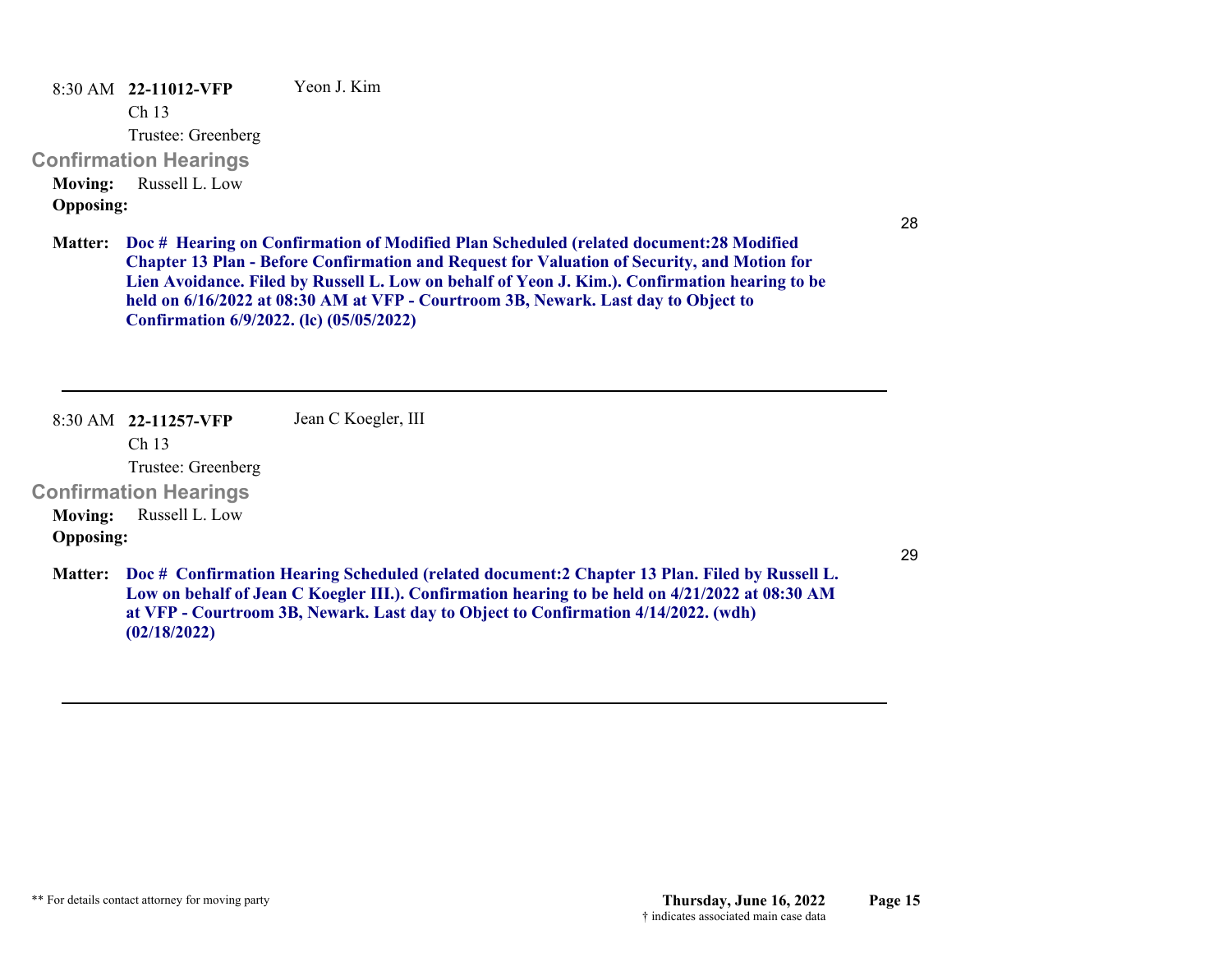8:30 AM **22-11012-VFP** Yeon J. Kim

Ch 13

Trustee: Greenberg

## Confirmation Hearings

**Moving:** Russell L. Low

**Opposing:**

28

**Matter:** **Doc # Hearing on Confirmation of Modified Plan Scheduled (related document:28 Modified Chapter 13 Plan - Before Confirmation and Request for Valuation of Security, and Motion for Lien Avoidance. Filed by Russell L. Low on behalf of Yeon J. Kim.). Confirmation hearing to be held on 6/16/2022 at 08:30 AM at VFP - Courtroom 3B, Newark. Last day to Object to Confirmation 6/9/2022. (lc) (05/05/2022)**

---

8:30 AM **22-11257-VFP** Jean C Koegler, III

Ch 13

Trustee: Greenberg

## Confirmation Hearings

**Moving:** Russell L. Low

**Opposing:**

29

**Matter:** **Doc # Confirmation Hearing Scheduled (related document:2 Chapter 13 Plan. Filed by Russell L. Low on behalf of Jean C Koegler III.). Confirmation hearing to be held on 4/21/2022 at 08:30 AM at VFP - Courtroom 3B, Newark. Last day to Object to Confirmation 4/14/2022. (wdh) (02/18/2022)**

---

** For details contact attorney for moving party

**Thursday, June 16, 2022**

† indicates associated main case data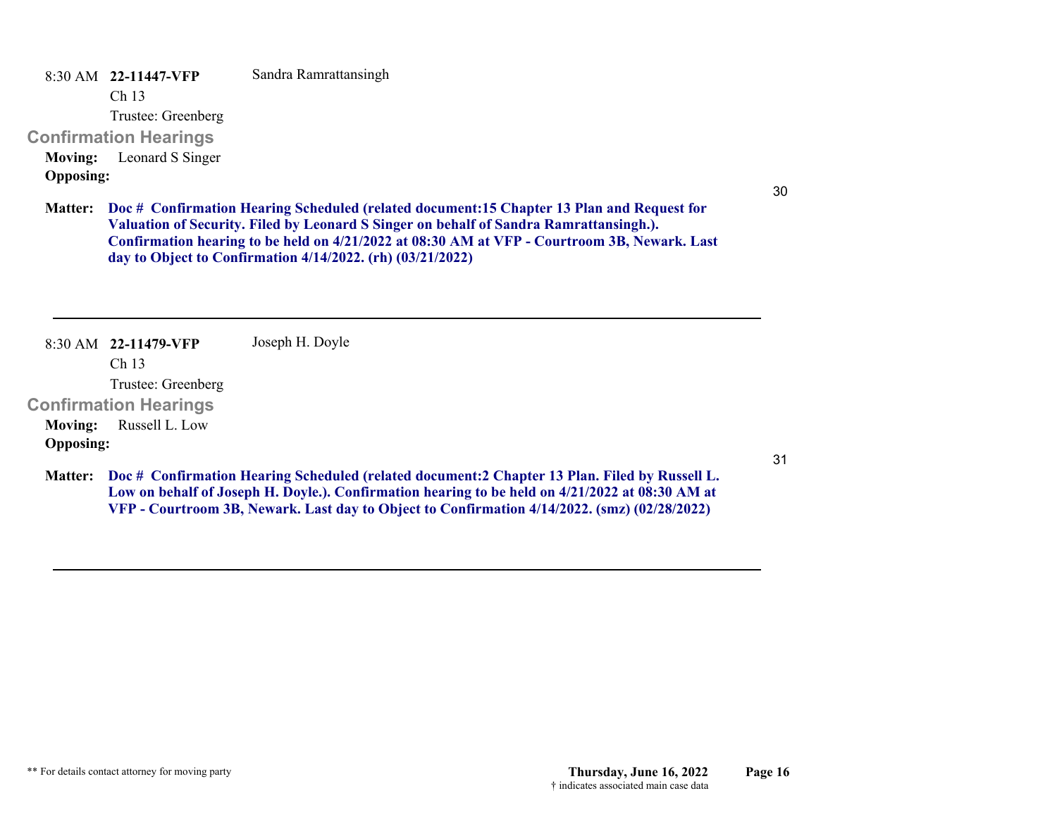8:30 AM **22-11447-VFP** Sandra Ramrattansingh

Ch 13

Trustee: Greenberg

## Confirmation Hearings

**Moving:** Leonard S Singer

**Opposing:**

30

**Matter:** **Doc # Confirmation Hearing Scheduled (related document:15 Chapter 13 Plan and Request for Valuation of Security. Filed by Leonard S Singer on behalf of Sandra Ramrattansingh.). Confirmation hearing to be held on 4/21/2022 at 08:30 AM at VFP - Courtroom 3B, Newark. Last day to Object to Confirmation 4/14/2022. (rh) (03/21/2022)**

---

8:30 AM **22-11479-VFP** Joseph H. Doyle

Ch 13

Trustee: Greenberg

## Confirmation Hearings

**Moving:** Russell L. Low

**Opposing:**

31

**Matter:** **Doc # Confirmation Hearing Scheduled (related document:2 Chapter 13 Plan. Filed by Russell L. Low on behalf of Joseph H. Doyle.). Confirmation hearing to be held on 4/21/2022 at 08:30 AM at VFP - Courtroom 3B, Newark. Last day to Object to Confirmation 4/14/2022. (smz) (02/28/2022)**

---

** For details contact attorney for moving party

**Thursday, June 16, 2022**

† indicates associated main case data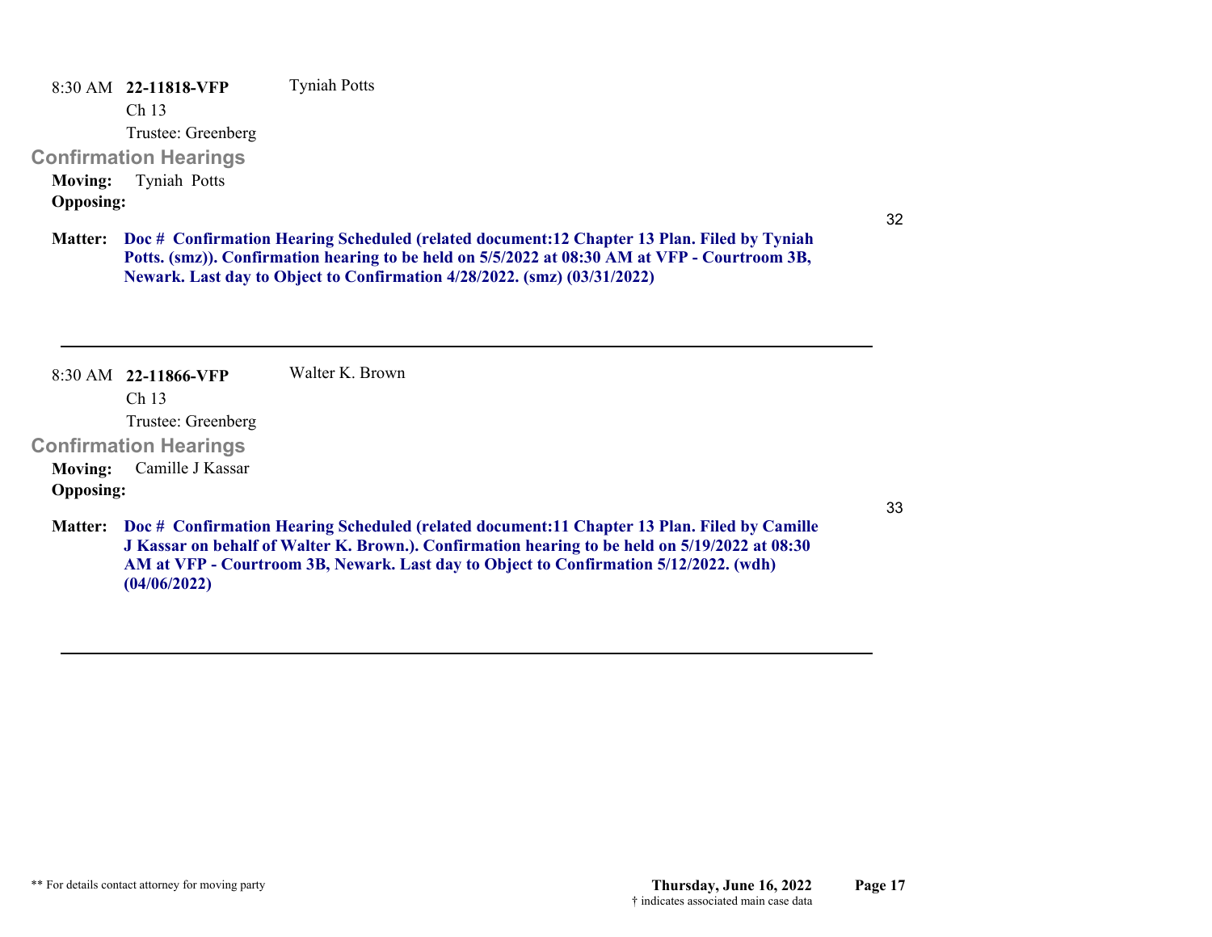8:30 AM **22-11818-VFP** Tyniah Potts

Ch 13

Trustee: Greenberg

### Confirmation Hearings

**Moving:** Tyniah Potts

**Opposing:**

32

**Matter:** **Doc # Confirmation Hearing Scheduled (related document:12 Chapter 13 Plan. Filed by Tyniah Potts. (smz)). Confirmation hearing to be held on 5/5/2022 at 08:30 AM at VFP - Courtroom 3B, Newark. Last day to Object to Confirmation 4/28/2022. (smz) (03/31/2022)**

---

8:30 AM **22-11866-VFP** Walter K. Brown

Ch 13

Trustee: Greenberg

### Confirmation Hearings

**Moving:** Camille J Kassar

**Opposing:**

33

**Matter:** **Doc # Confirmation Hearing Scheduled (related document:11 Chapter 13 Plan. Filed by Camille J Kassar on behalf of Walter K. Brown.). Confirmation hearing to be held on 5/19/2022 at 08:30 AM at VFP - Courtroom 3B, Newark. Last day to Object to Confirmation 5/12/2022. (wdh) (04/06/2022)**

---

** For details contact attorney for moving party

**Thursday, June 16, 2022**

† indicates associated main case data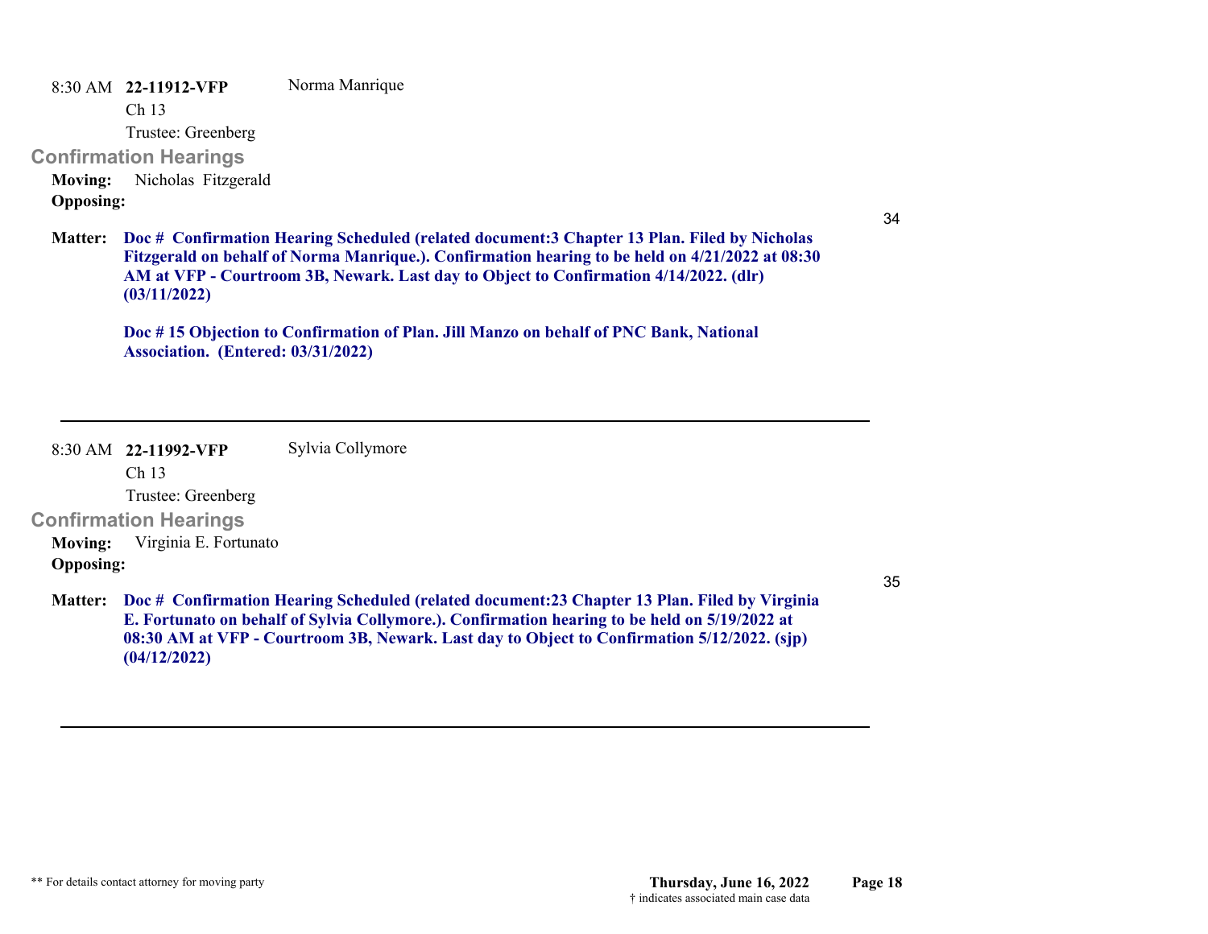8:30 AM **22-11912-VFP** Norma Manrique

Ch 13

Trustee: Greenberg

### Confirmation Hearings

**Moving:** Nicholas Fitzgerald

**Opposing:**

34

**Matter:** **Doc # Confirmation Hearing Scheduled (related document:3 Chapter 13 Plan. Filed by Nicholas Fitzgerald on behalf of Norma Manrique.). Confirmation hearing to be held on 4/21/2022 at 08:30 AM at VFP - Courtroom 3B, Newark. Last day to Object to Confirmation 4/14/2022. (dlr) (03/11/2022)**

**Doc # 15 Objection to Confirmation of Plan. Jill Manzo on behalf of PNC Bank, National Association. (Entered: 03/31/2022)**

---

8:30 AM **22-11992-VFP** Sylvia Collymore

Ch 13

Trustee: Greenberg

### Confirmation Hearings

**Moving:** Virginia E. Fortunato

**Opposing:**

35

**Matter:** **Doc # Confirmation Hearing Scheduled (related document:23 Chapter 13 Plan. Filed by Virginia E. Fortunato on behalf of Sylvia Collymore.). Confirmation hearing to be held on 5/19/2022 at 08:30 AM at VFP - Courtroom 3B, Newark. Last day to Object to Confirmation 5/12/2022. (sjp) (04/12/2022)**

---

** For details contact attorney for moving party

**Thursday, June 16, 2022**

† indicates associated main case data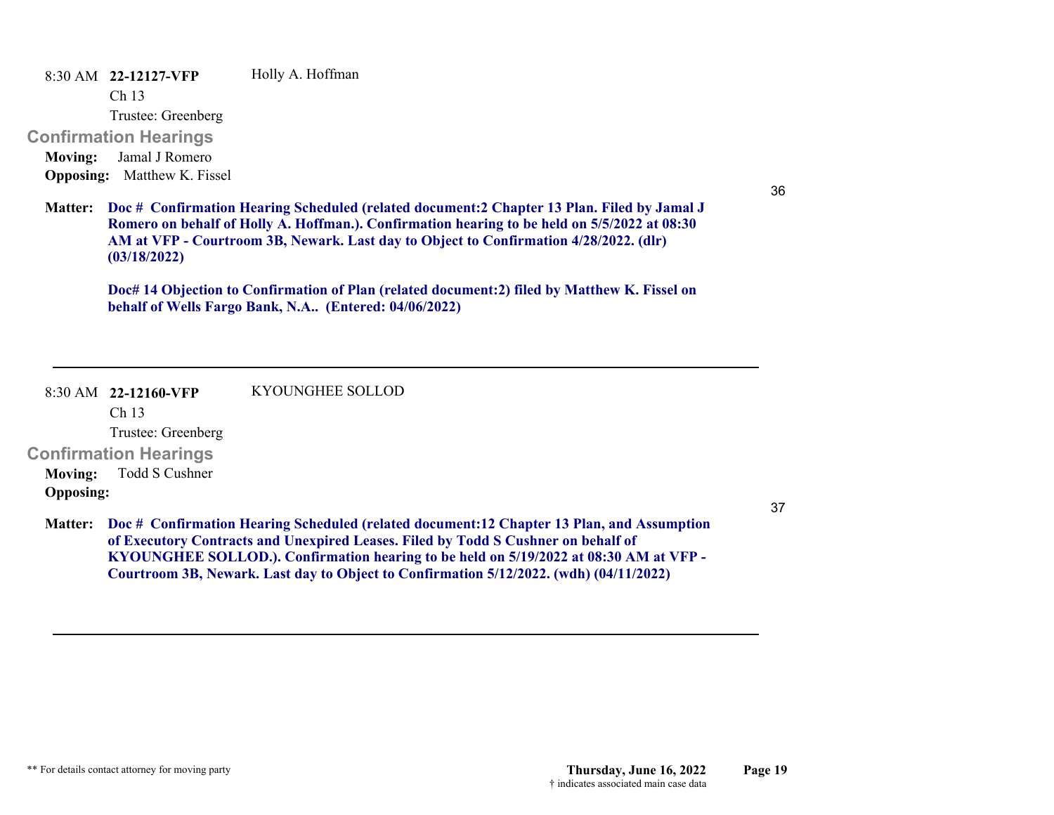8:30 AM **22-12127-VFP** Holly A. Hoffman

Ch 13

Trustee: Greenberg

### Confirmation Hearings

**Moving:** Jamal J Romero

**Opposing:** Matthew K. Fissel

36

**Matter:** **Doc # Confirmation Hearing Scheduled (related document:2 Chapter 13 Plan. Filed by Jamal J Romero on behalf of Holly A. Hoffman.). Confirmation hearing to be held on 5/5/2022 at 08:30 AM at VFP - Courtroom 3B, Newark. Last day to Object to Confirmation 4/28/2022. (dlr) (03/18/2022)**

**Doc# 14 Objection to Confirmation of Plan (related document:2) filed by Matthew K. Fissel on behalf of Wells Fargo Bank, N.A.. (Entered: 04/06/2022)**

---

8:30 AM **22-12160-VFP** KYOUNGHEE SOLLOD

Ch 13

Trustee: Greenberg

### Confirmation Hearings

**Moving:** Todd S Cushner

**Opposing:**

37

**Matter:** **Doc # Confirmation Hearing Scheduled (related document:12 Chapter 13 Plan, and Assumption of Executory Contracts and Unexpired Leases. Filed by Todd S Cushner on behalf of KYOUNGHEE SOLLOD.). Confirmation hearing to be held on 5/19/2022 at 08:30 AM at VFP - Courtroom 3B, Newark. Last day to Object to Confirmation 5/12/2022. (wdh) (04/11/2022)**

---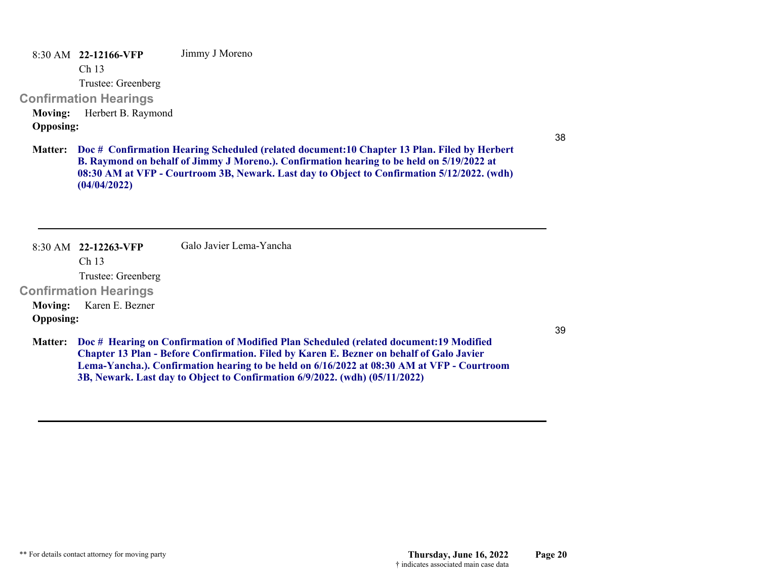8:30 AM **22-12166-VFP** Jimmy J Moreno

Ch 13

Trustee: Greenberg

## Confirmation Hearings

**Moving:** Herbert B. Raymond

**Opposing:**

38

**Matter:** **Doc # Confirmation Hearing Scheduled (related document:10 Chapter 13 Plan. Filed by Herbert B. Raymond on behalf of Jimmy J Moreno.). Confirmation hearing to be held on 5/19/2022 at 08:30 AM at VFP - Courtroom 3B, Newark. Last day to Object to Confirmation 5/12/2022. (wdh) (04/04/2022)**

---

8:30 AM **22-12263-VFP** Galo Javier Lema-Yancha

Ch 13

Trustee: Greenberg

## Confirmation Hearings

**Moving:** Karen E. Bezner

**Opposing:**

39

**Matter:** **Doc # Hearing on Confirmation of Modified Plan Scheduled (related document:19 Modified Chapter 13 Plan - Before Confirmation. Filed by Karen E. Bezner on behalf of Galo Javier Lema-Yancha.). Confirmation hearing to be held on 6/16/2022 at 08:30 AM at VFP - Courtroom 3B, Newark. Last day to Object to Confirmation 6/9/2022. (wdh) (05/11/2022)**

---

** For details contact attorney for moving party

**Thursday, June 16, 2022**

† indicates associated main case data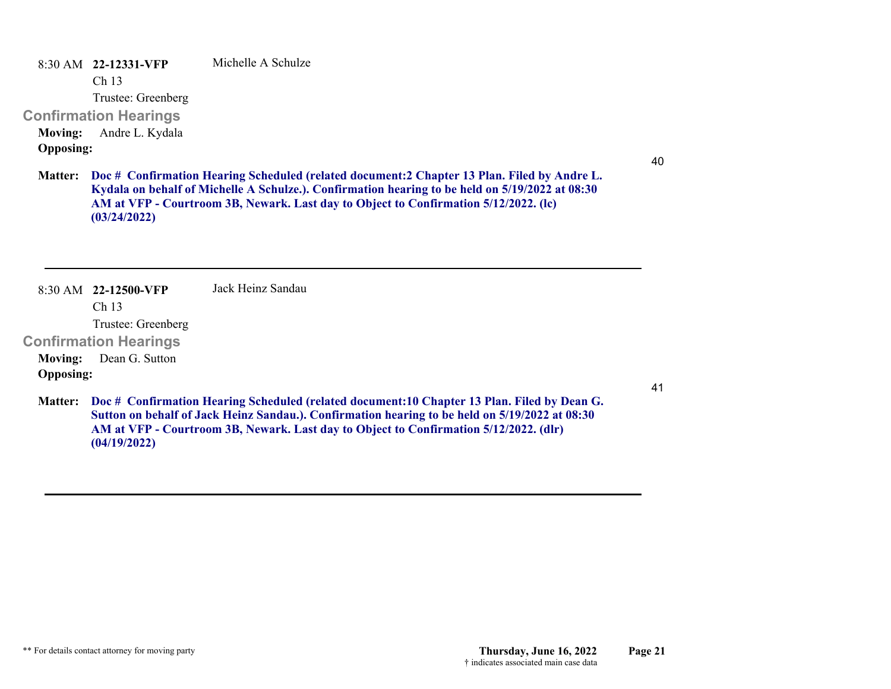8:30 AM **22-12331-VFP** Michelle A Schulze
Ch 13
Trustee: Greenberg

## Confirmation Hearings

**Moving:** Andre L. Kydala
**Opposing:**

40

**Matter:** **Doc # Confirmation Hearing Scheduled (related document:2 Chapter 13 Plan. Filed by Andre L. Kydala on behalf of Michelle A Schulze.). Confirmation hearing to be held on 5/19/2022 at 08:30 AM at VFP - Courtroom 3B, Newark. Last day to Object to Confirmation 5/12/2022. (lc) (03/24/2022)**

---

8:30 AM **22-12500-VFP** Jack Heinz Sandau
Ch 13
Trustee: Greenberg

## Confirmation Hearings

**Moving:** Dean G. Sutton
**Opposing:**

41

**Matter:** **Doc # Confirmation Hearing Scheduled (related document:10 Chapter 13 Plan. Filed by Dean G. Sutton on behalf of Jack Heinz Sandau.). Confirmation hearing to be held on 5/19/2022 at 08:30 AM at VFP - Courtroom 3B, Newark. Last day to Object to Confirmation 5/12/2022. (dlr) (04/19/2022)**

---

** For details contact attorney for moving party

**Thursday, June 16, 2022**
† indicates associated main case data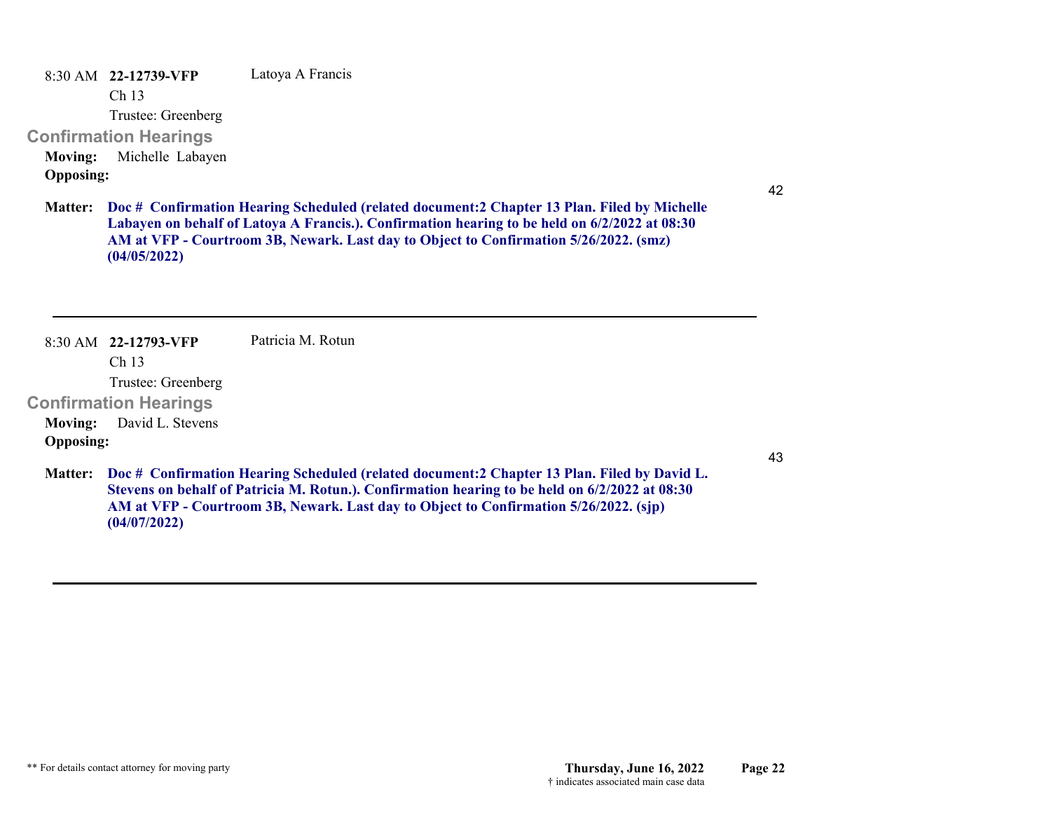8:30 AM **22-12739-VFP** Latoya A Francis

Ch 13

Trustee: Greenberg

### Confirmation Hearings

**Moving:** Michelle Labayen

**Opposing:**

42

**Matter:** **Doc # Confirmation Hearing Scheduled (related document:2 Chapter 13 Plan. Filed by Michelle Labayen on behalf of Latoya A Francis.). Confirmation hearing to be held on 6/2/2022 at 08:30 AM at VFP - Courtroom 3B, Newark. Last day to Object to Confirmation 5/26/2022. (smz) (04/05/2022)**

---

8:30 AM **22-12793-VFP** Patricia M. Rotun

Ch 13

Trustee: Greenberg

### Confirmation Hearings

**Moving:** David L. Stevens

**Opposing:**

43

**Matter:** **Doc # Confirmation Hearing Scheduled (related document:2 Chapter 13 Plan. Filed by David L. Stevens on behalf of Patricia M. Rotun.). Confirmation hearing to be held on 6/2/2022 at 08:30 AM at VFP - Courtroom 3B, Newark. Last day to Object to Confirmation 5/26/2022. (sjp) (04/07/2022)**

---

** For details contact attorney for moving party

**Thursday, June 16, 2022**

† indicates associated main case data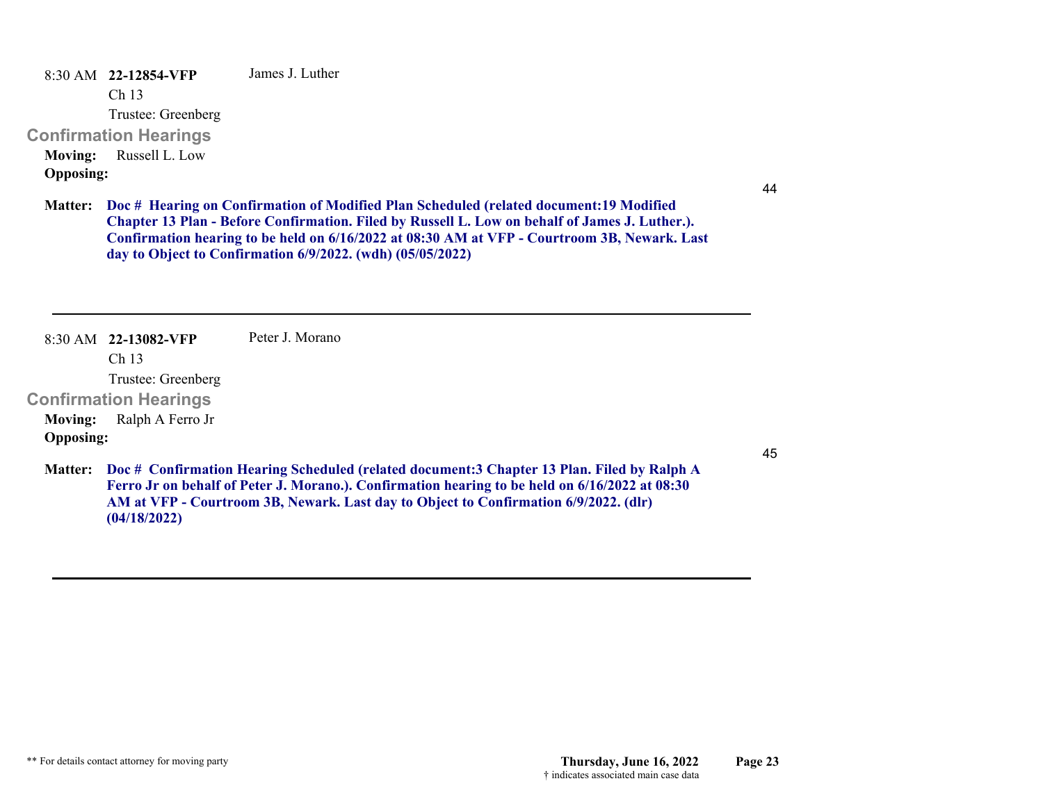8:30 AM **22-12854-VFP** James J. Luther

Ch 13

Trustee: Greenberg

### Confirmation Hearings

**Moving:** Russell L. Low

**Opposing:**

44

**Matter:** **Doc # Hearing on Confirmation of Modified Plan Scheduled (related document:19 Modified Chapter 13 Plan - Before Confirmation. Filed by Russell L. Low on behalf of James J. Luther.). Confirmation hearing to be held on 6/16/2022 at 08:30 AM at VFP - Courtroom 3B, Newark. Last day to Object to Confirmation 6/9/2022. (wdh) (05/05/2022)**

---

8:30 AM **22-13082-VFP** Peter J. Morano

Ch 13

Trustee: Greenberg

### Confirmation Hearings

**Moving:** Ralph A Ferro Jr

**Opposing:**

45

**Matter:** **Doc # Confirmation Hearing Scheduled (related document:3 Chapter 13 Plan. Filed by Ralph A Ferro Jr on behalf of Peter J. Morano.). Confirmation hearing to be held on 6/16/2022 at 08:30 AM at VFP - Courtroom 3B, Newark. Last day to Object to Confirmation 6/9/2022. (dlr) (04/18/2022)**

---

** For details contact attorney for moving party

**Thursday, June 16, 2022**

† indicates associated main case data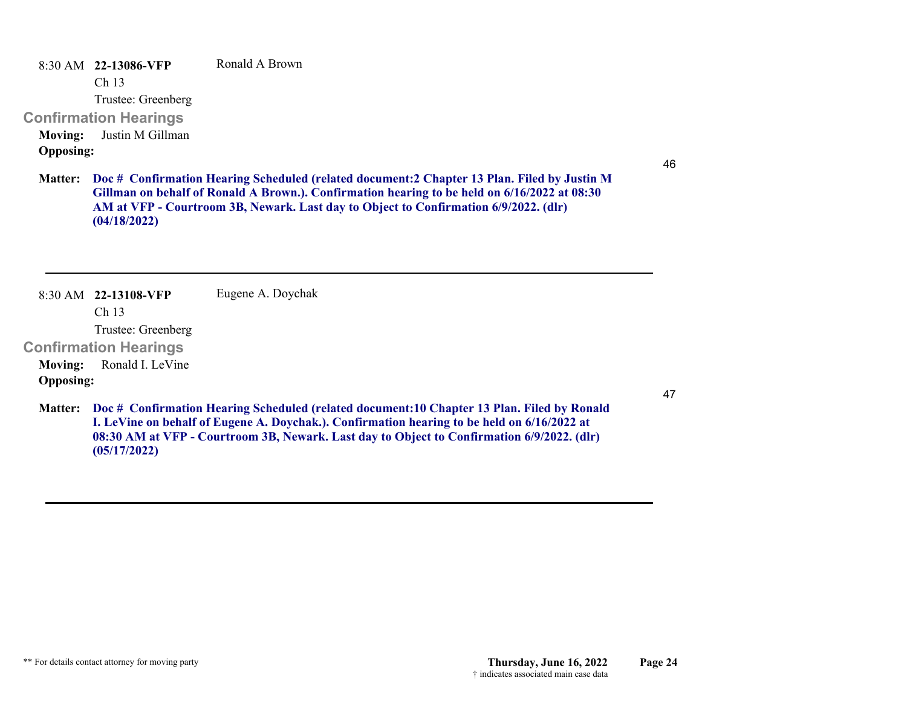8:30 AM **22-13086-VFP** Ronald A Brown

Ch 13

Trustee: Greenberg

**Confirmation Hearings**

**Moving:** Justin M Gillman

**Opposing:**

46

**Matter:** **Doc # Confirmation Hearing Scheduled (related document:2 Chapter 13 Plan. Filed by Justin M Gillman on behalf of Ronald A Brown.). Confirmation hearing to be held on 6/16/2022 at 08:30 AM at VFP - Courtroom 3B, Newark. Last day to Object to Confirmation 6/9/2022. (dlr) (04/18/2022)**

---

8:30 AM **22-13108-VFP** Eugene A. Doychak

Ch 13

Trustee: Greenberg

**Confirmation Hearings**

**Moving:** Ronald I. LeVine

**Opposing:**

47

**Matter:** **Doc # Confirmation Hearing Scheduled (related document:10 Chapter 13 Plan. Filed by Ronald I. LeVine on behalf of Eugene A. Doychak.). Confirmation hearing to be held on 6/16/2022 at 08:30 AM at VFP - Courtroom 3B, Newark. Last day to Object to Confirmation 6/9/2022. (dlr) (05/17/2022)**

---

** For details contact attorney for moving party

**Thursday, June 16, 2022**

† indicates associated main case data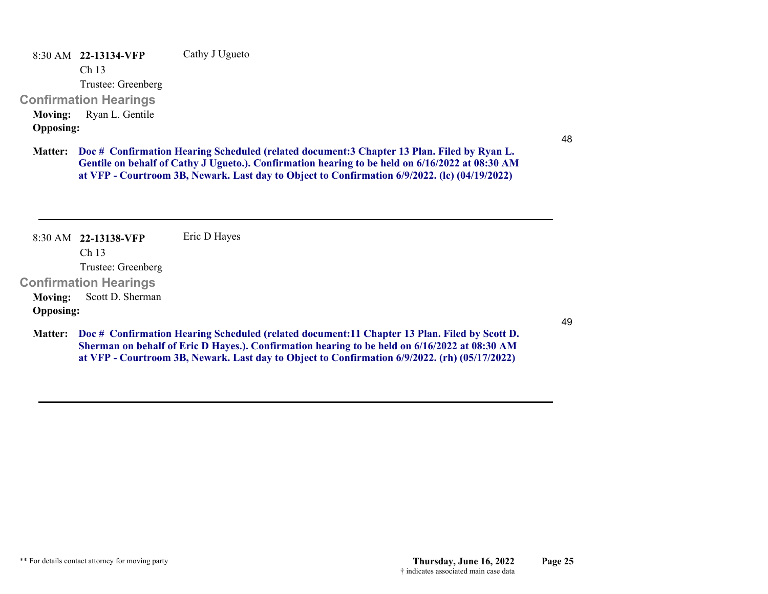8:30 AM **22-13134-VFP** Cathy J Ugueto
Ch 13
Trustee: Greenberg

**Confirmation Hearings**

**Moving:** Ryan L. Gentile
**Opposing:**

48

**Matter:** **Doc # Confirmation Hearing Scheduled (related document:3 Chapter 13 Plan. Filed by Ryan L. Gentile on behalf of Cathy J Ugueto.). Confirmation hearing to be held on 6/16/2022 at 08:30 AM at VFP - Courtroom 3B, Newark. Last day to Object to Confirmation 6/9/2022. (lc) (04/19/2022)**

---

8:30 AM **22-13138-VFP** Eric D Hayes
Ch 13
Trustee: Greenberg

**Confirmation Hearings**

**Moving:** Scott D. Sherman
**Opposing:**

49

**Matter:** **Doc # Confirmation Hearing Scheduled (related document:11 Chapter 13 Plan. Filed by Scott D. Sherman on behalf of Eric D Hayes.). Confirmation hearing to be held on 6/16/2022 at 08:30 AM at VFP - Courtroom 3B, Newark. Last day to Object to Confirmation 6/9/2022. (rh) (05/17/2022)**

---

** For details contact attorney for moving party

**Thursday, June 16, 2022**
† indicates associated main case data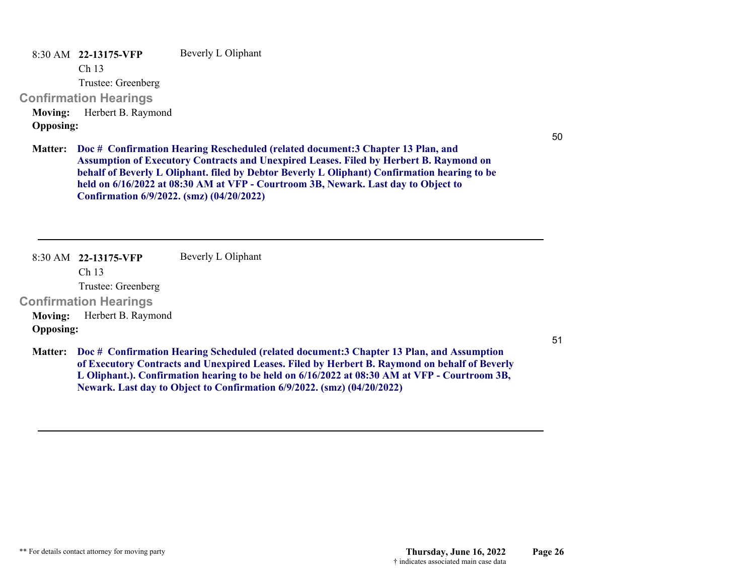8:30 AM **22-13175-VFP** Beverly L Oliphant

Ch 13

Trustee: Greenberg

## Confirmation Hearings

**Moving:** Herbert B. Raymond

**Opposing:**

50

**Matter:** **Doc # Confirmation Hearing Rescheduled (related document:3 Chapter 13 Plan, and Assumption of Executory Contracts and Unexpired Leases. Filed by Herbert B. Raymond on behalf of Beverly L Oliphant. filed by Debtor Beverly L Oliphant) Confirmation hearing to be held on 6/16/2022 at 08:30 AM at VFP - Courtroom 3B, Newark. Last day to Object to Confirmation 6/9/2022. (smz) (04/20/2022)**

---

8:30 AM **22-13175-VFP** Beverly L Oliphant

Ch 13

Trustee: Greenberg

## Confirmation Hearings

**Moving:** Herbert B. Raymond

**Opposing:**

51

**Matter:** **Doc # Confirmation Hearing Scheduled (related document:3 Chapter 13 Plan, and Assumption of Executory Contracts and Unexpired Leases. Filed by Herbert B. Raymond on behalf of Beverly L Oliphant.). Confirmation hearing to be held on 6/16/2022 at 08:30 AM at VFP - Courtroom 3B, Newark. Last day to Object to Confirmation 6/9/2022. (smz) (04/20/2022)**

---

** For details contact attorney for moving party

**Thursday, June 16, 2022**

† indicates associated main case data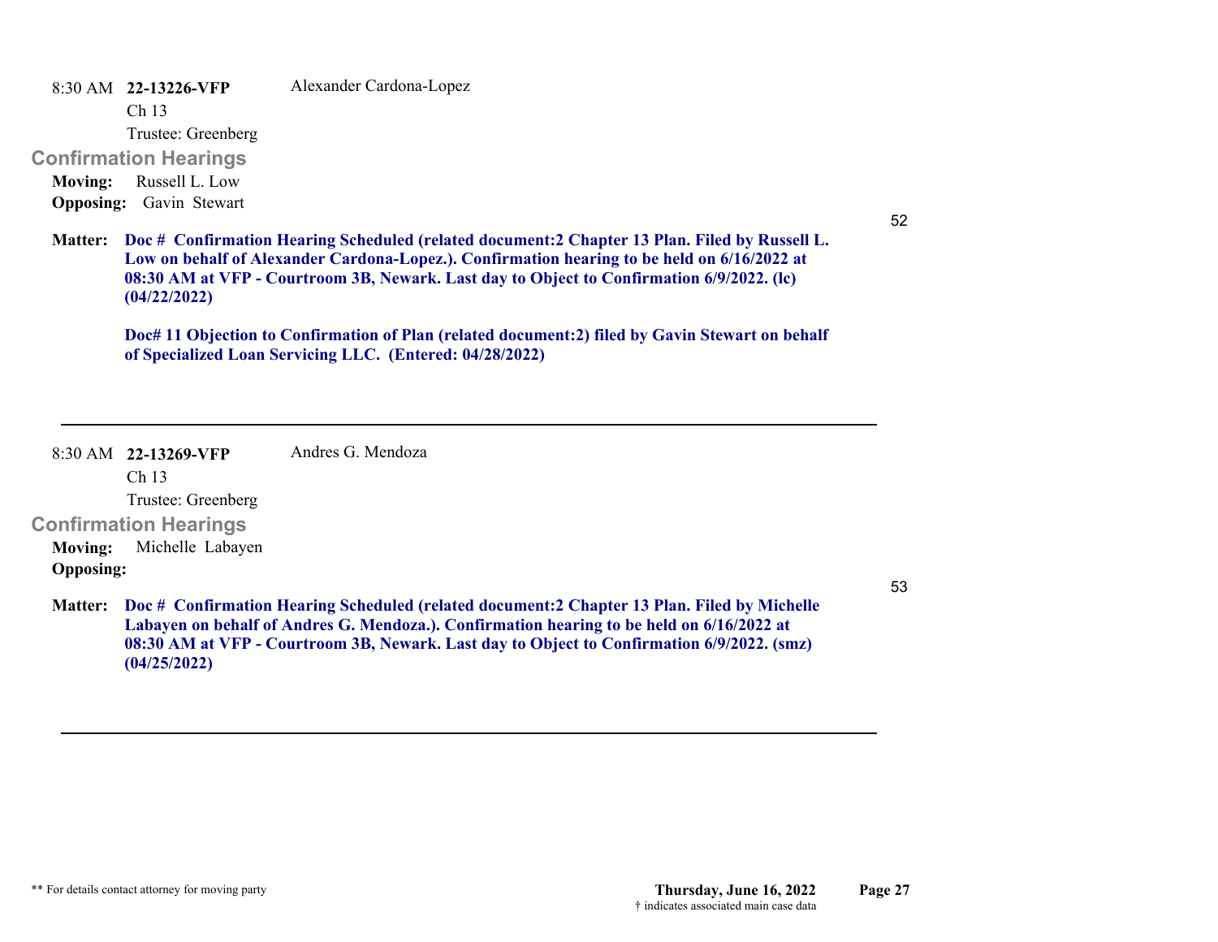8:30 AM **22-13226-VFP** Alexander Cardona-Lopez

Ch 13

Trustee: Greenberg

## Confirmation Hearings

**Moving:** Russell L. Low

**Opposing:** Gavin Stewart

52

**Matter:** **Doc # Confirmation Hearing Scheduled (related document:2 Chapter 13 Plan. Filed by Russell L. Low on behalf of Alexander Cardona-Lopez.). Confirmation hearing to be held on 6/16/2022 at 08:30 AM at VFP - Courtroom 3B, Newark. Last day to Object to Confirmation 6/9/2022. (lc) (04/22/2022)**

**Doc# 11 Objection to Confirmation of Plan (related document:2) filed by Gavin Stewart on behalf of Specialized Loan Servicing LLC. (Entered: 04/28/2022)**

---

8:30 AM **22-13269-VFP** Andres G. Mendoza

Ch 13

Trustee: Greenberg

## Confirmation Hearings

**Moving:** Michelle Labayen

**Opposing:**

53

**Matter:** **Doc # Confirmation Hearing Scheduled (related document:2 Chapter 13 Plan. Filed by Michelle Labayen on behalf of Andres G. Mendoza.). Confirmation hearing to be held on 6/16/2022 at 08:30 AM at VFP - Courtroom 3B, Newark. Last day to Object to Confirmation 6/9/2022. (smz) (04/25/2022)**

---

** For details contact attorney for moving party

**Thursday, June 16, 2022**

† indicates associated main case data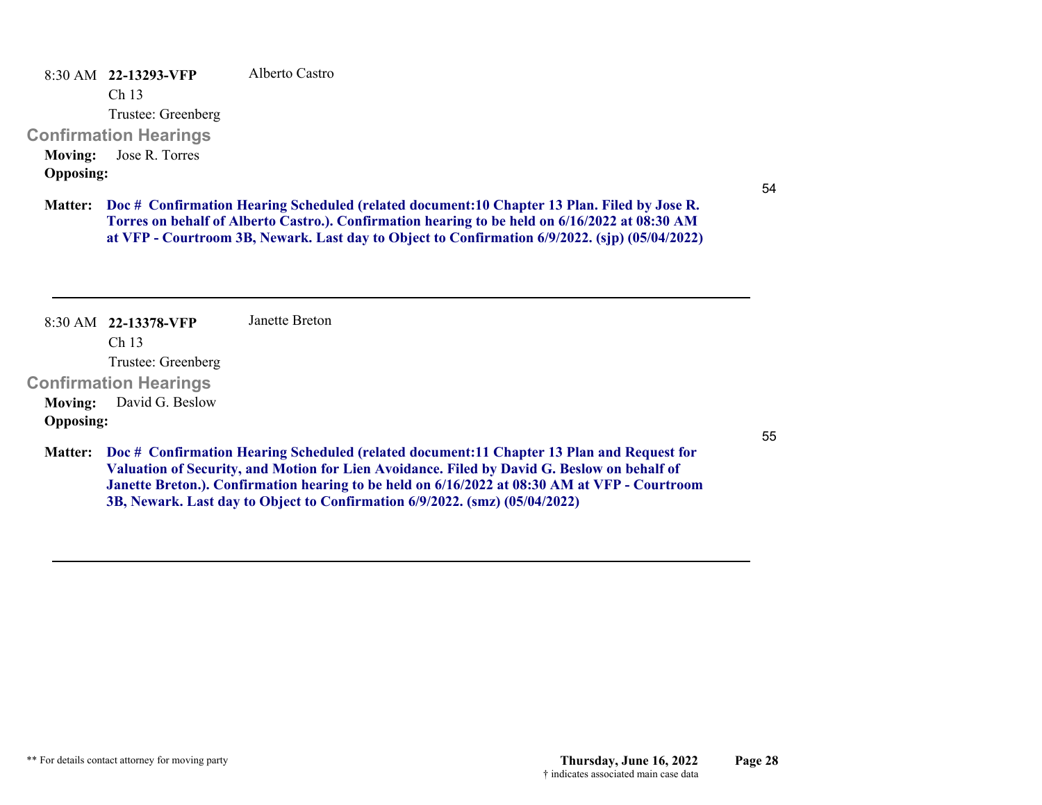8:30 AM **22-13293-VFP** Alberto Castro

Ch 13

Trustee: Greenberg

## Confirmation Hearings

**Moving:** Jose R. Torres

**Opposing:**

54

**Matter:** **Doc # Confirmation Hearing Scheduled (related document:10 Chapter 13 Plan. Filed by Jose R. Torres on behalf of Alberto Castro.). Confirmation hearing to be held on 6/16/2022 at 08:30 AM at VFP - Courtroom 3B, Newark. Last day to Object to Confirmation 6/9/2022. (sjp) (05/04/2022)**

---

8:30 AM **22-13378-VFP** Janette Breton

Ch 13

Trustee: Greenberg

## Confirmation Hearings

**Moving:** David G. Beslow

**Opposing:**

55

**Matter:** **Doc # Confirmation Hearing Scheduled (related document:11 Chapter 13 Plan and Request for Valuation of Security, and Motion for Lien Avoidance. Filed by David G. Beslow on behalf of Janette Breton.). Confirmation hearing to be held on 6/16/2022 at 08:30 AM at VFP - Courtroom 3B, Newark. Last day to Object to Confirmation 6/9/2022. (smz) (05/04/2022)**

---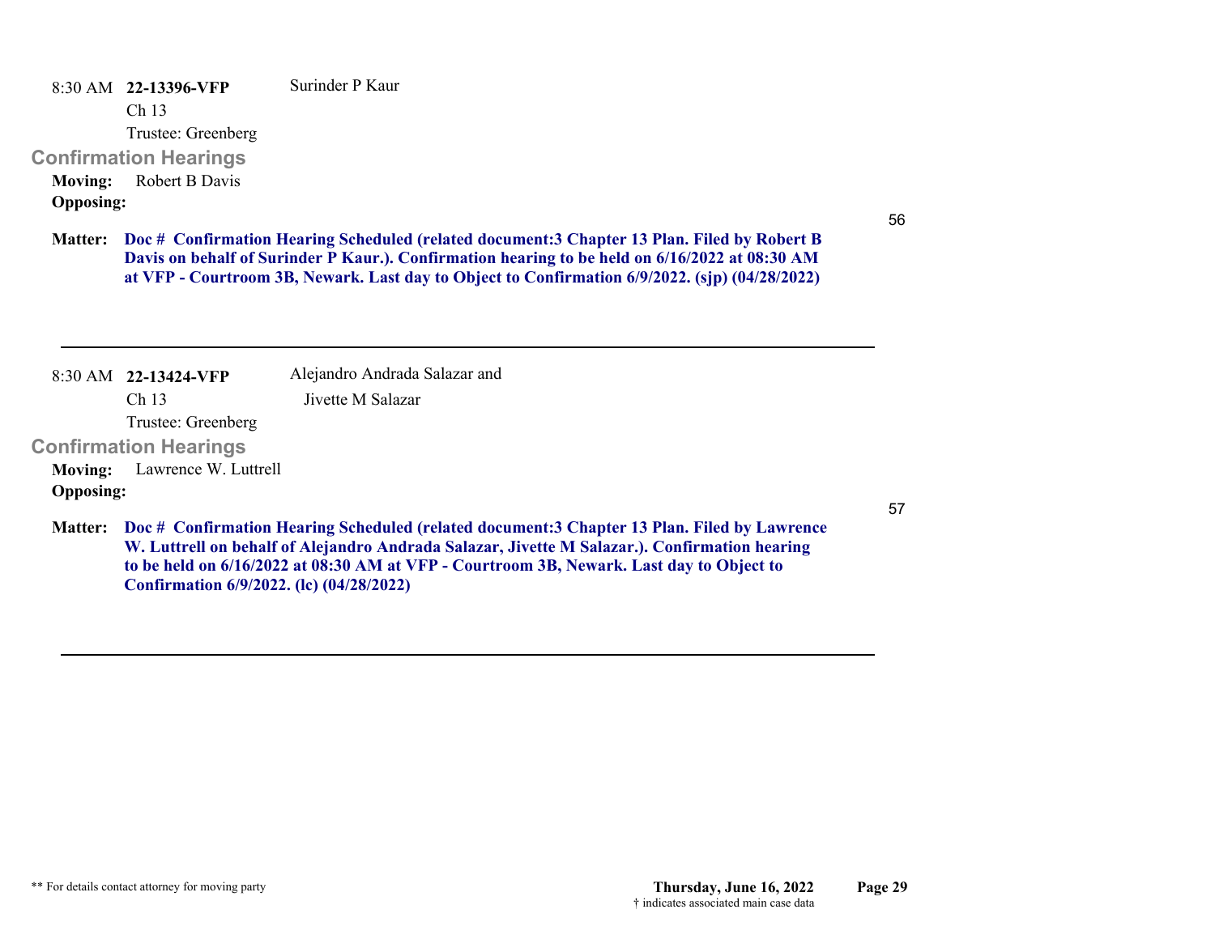8:30 AM **22-13396-VFP** Surinder P Kaur

Ch 13

Trustee: Greenberg

## Confirmation Hearings

**Moving:** Robert B Davis

**Opposing:**

56

**Matter:** **Doc # Confirmation Hearing Scheduled (related document:3 Chapter 13 Plan. Filed by Robert B Davis on behalf of Surinder P Kaur.). Confirmation hearing to be held on 6/16/2022 at 08:30 AM at VFP - Courtroom 3B, Newark. Last day to Object to Confirmation 6/9/2022. (sjp) (04/28/2022)**

---

8:30 AM **22-13424-VFP** Alejandro Andrada Salazar and Jivette M Salazar

Ch 13

Trustee: Greenberg

## Confirmation Hearings

**Moving:** Lawrence W. Luttrell

**Opposing:**

57

**Matter:** **Doc # Confirmation Hearing Scheduled (related document:3 Chapter 13 Plan. Filed by Lawrence W. Luttrell on behalf of Alejandro Andrada Salazar, Jivette M Salazar.). Confirmation hearing to be held on 6/16/2022 at 08:30 AM at VFP - Courtroom 3B, Newark. Last day to Object to Confirmation 6/9/2022. (lc) (04/28/2022)**

---

** For details contact attorney for moving party

**Thursday, June 16, 2022**

† indicates associated main case data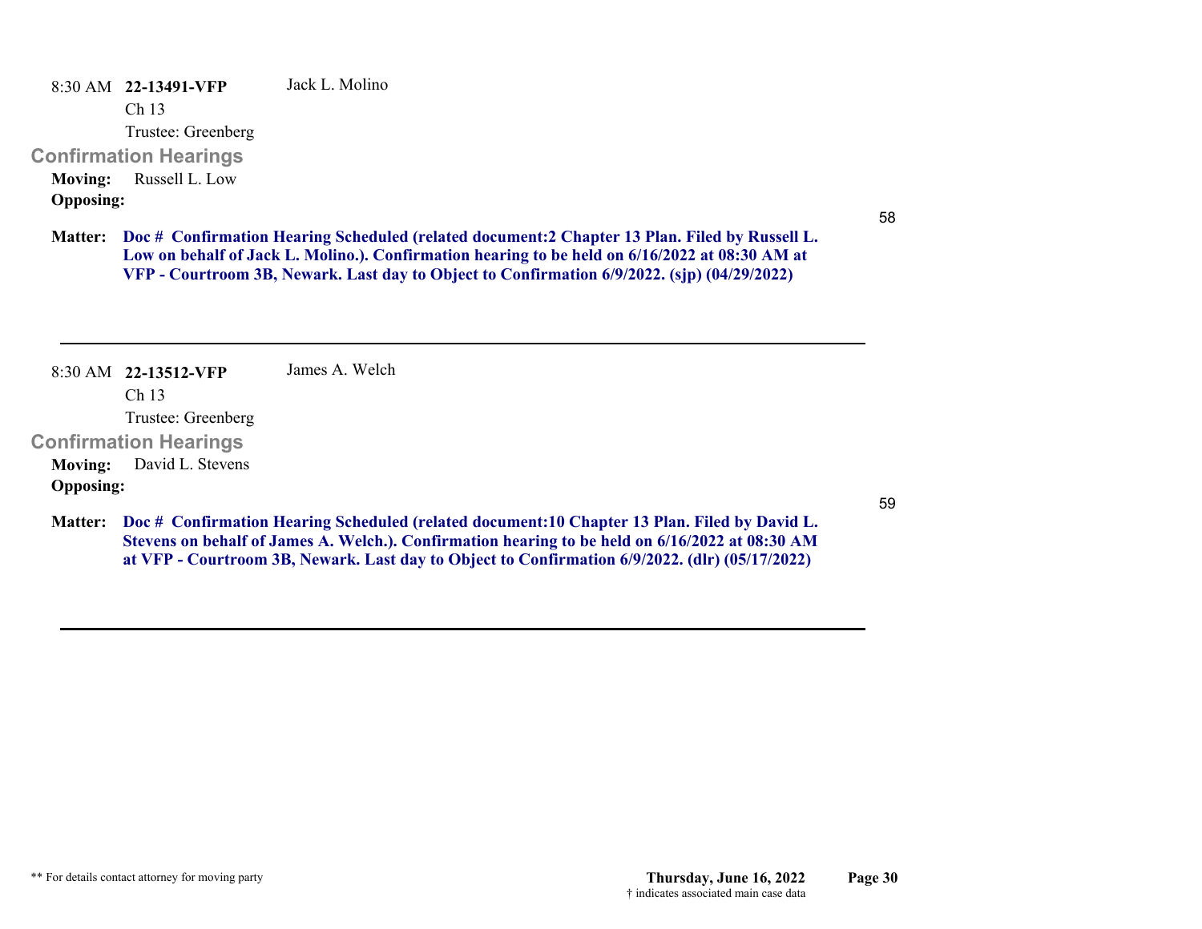8:30 AM **22-13491-VFP** Jack L. Molino
Ch 13
Trustee: Greenberg

**Confirmation Hearings**

**Moving:** Russell L. Low
**Opposing:**

58

**Matter:** **Doc # Confirmation Hearing Scheduled (related document:2 Chapter 13 Plan. Filed by Russell L. Low on behalf of Jack L. Molino.). Confirmation hearing to be held on 6/16/2022 at 08:30 AM at VFP - Courtroom 3B, Newark. Last day to Object to Confirmation 6/9/2022. (sjp) (04/29/2022)**

---

8:30 AM **22-13512-VFP** James A. Welch
Ch 13
Trustee: Greenberg

**Confirmation Hearings**

**Moving:** David L. Stevens
**Opposing:**

59

**Matter:** **Doc # Confirmation Hearing Scheduled (related document:10 Chapter 13 Plan. Filed by David L. Stevens on behalf of James A. Welch.). Confirmation hearing to be held on 6/16/2022 at 08:30 AM at VFP - Courtroom 3B, Newark. Last day to Object to Confirmation 6/9/2022. (dlr) (05/17/2022)**

---

** For details contact attorney for moving party

**Thursday, June 16, 2022**
† indicates associated main case data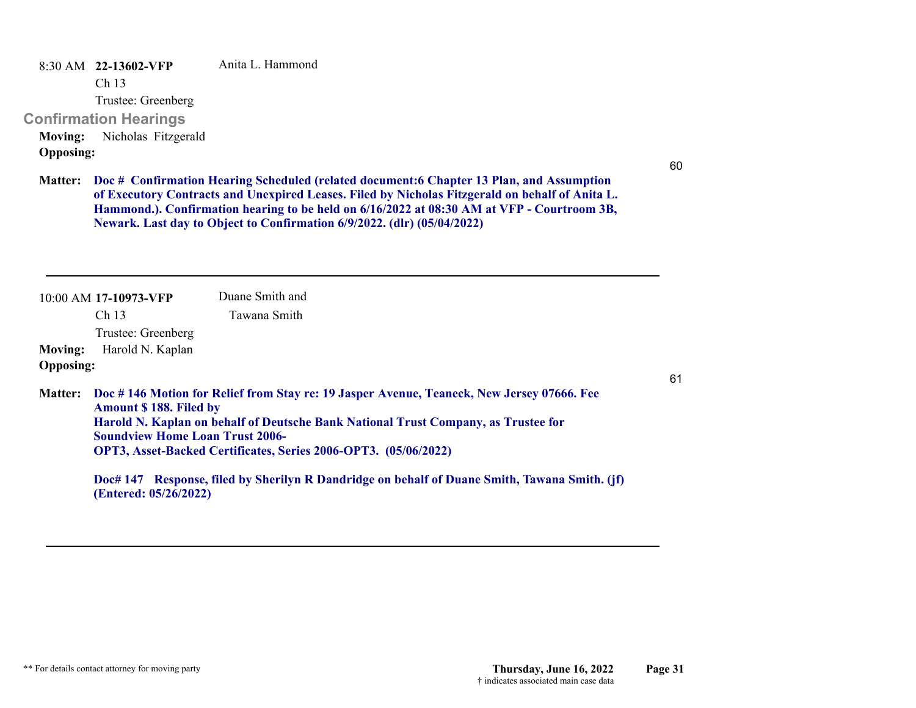8:30 AM **22-13602-VFP** Anita L. Hammond

Ch 13

Trustee: Greenberg

## Confirmation Hearings

**Moving:** Nicholas Fitzgerald

**Opposing:**

60

**Matter:** **Doc # Confirmation Hearing Scheduled (related document:6 Chapter 13 Plan, and Assumption of Executory Contracts and Unexpired Leases. Filed by Nicholas Fitzgerald on behalf of Anita L. Hammond.). Confirmation hearing to be held on 6/16/2022 at 08:30 AM at VFP - Courtroom 3B, Newark. Last day to Object to Confirmation 6/9/2022. (dlr) (05/04/2022)**

---

10:00 AM **17-10973-VFP** Duane Smith and Tawana Smith

Ch 13

Trustee: Greenberg

**Moving:** Harold N. Kaplan

**Opposing:**

61

**Matter:** **Doc # 146 Motion for Relief from Stay re: 19 Jasper Avenue, Teaneck, New Jersey 07666. Fee Amount $ 188. Filed by Harold N. Kaplan on behalf of Deutsche Bank National Trust Company, as Trustee for Soundview Home Loan Trust 2006-OPT3, Asset-Backed Certificates, Series 2006-OPT3. (05/06/2022)**

**Doc# 147 Response, filed by Sherilyn R Dandridge on behalf of Duane Smith, Tawana Smith. (jf) (Entered: 05/26/2022)**

---

** For details contact attorney for moving party

† indicates associated main case data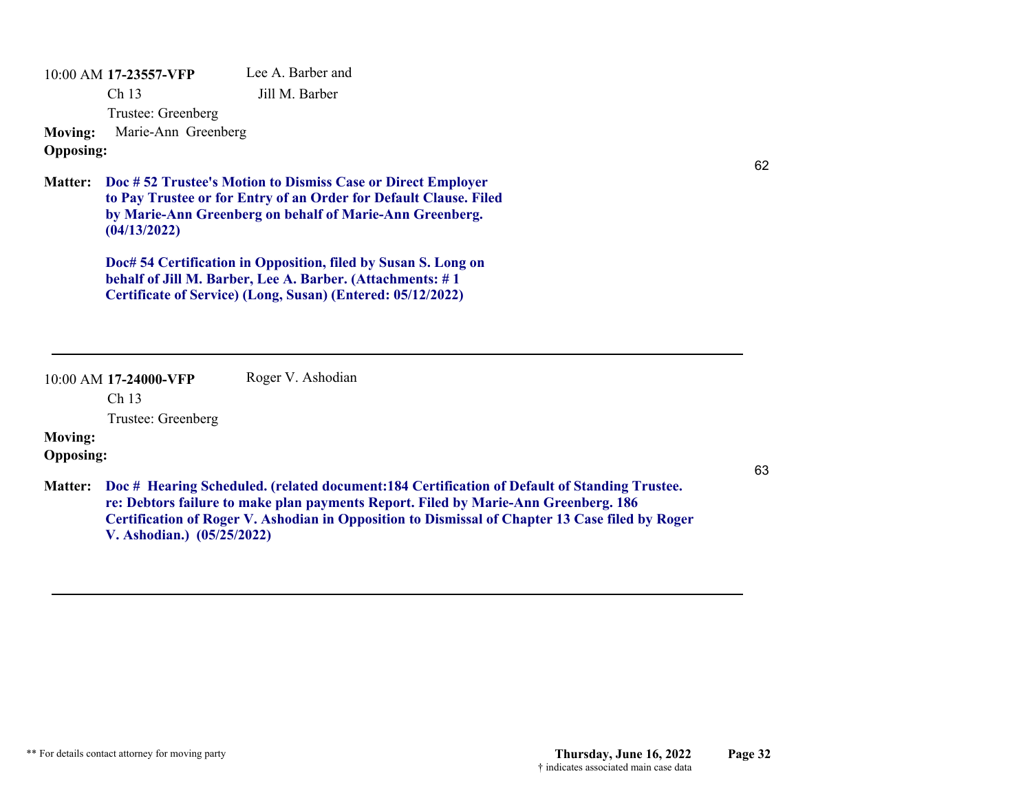10:00 AM **17-23557-VFP** Lee A. Barber and Jill M. Barber

Ch 13

Trustee: Greenberg

**Moving:** Marie-Ann Greenberg

**Opposing:**

62

**Matter:** **Doc # 52 Trustee's Motion to Dismiss Case or Direct Employer to Pay Trustee or for Entry of an Order for Default Clause. Filed by Marie-Ann Greenberg on behalf of Marie-Ann Greenberg. (04/13/2022)**

**Doc# 54 Certification in Opposition, filed by Susan S. Long on behalf of Jill M. Barber, Lee A. Barber. (Attachments: # 1 Certificate of Service) (Long, Susan) (Entered: 05/12/2022)**

---

10:00 AM **17-24000-VFP** Roger V. Ashodian

Ch 13

Trustee: Greenberg

**Moving:**

**Opposing:**

63

**Matter:** **Doc # Hearing Scheduled. (related document:184 Certification of Default of Standing Trustee. re: Debtors failure to make plan payments Report. Filed by Marie-Ann Greenberg. 186 Certification of Roger V. Ashodian in Opposition to Dismissal of Chapter 13 Case filed by Roger V. Ashodian.) (05/25/2022)**

---

** For details contact attorney for moving party

**Thursday, June 16, 2022**

† indicates associated main case data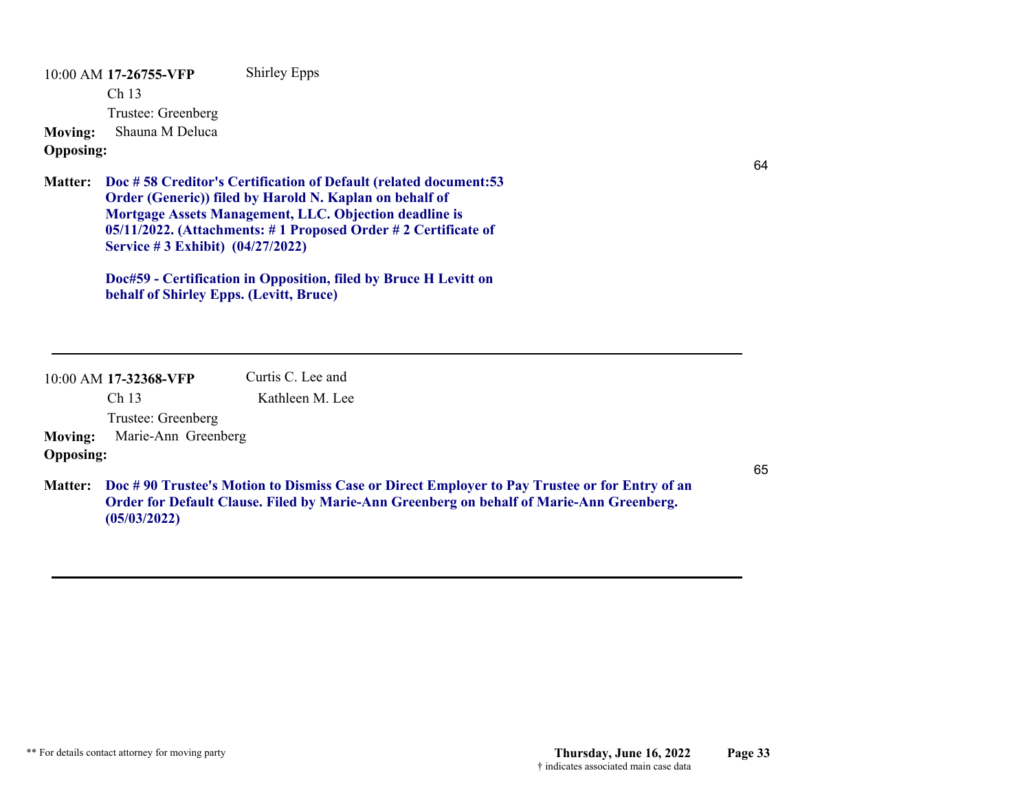10:00 AM **17-26755-VFP** Shirley Epps

Ch 13

Trustee: Greenberg

**Moving:** Shauna M Deluca

**Opposing:**

64

**Matter:** **Doc # 58 Creditor's Certification of Default (related document:53 Order (Generic)) filed by Harold N. Kaplan on behalf of Mortgage Assets Management, LLC. Objection deadline is 05/11/2022. (Attachments: # 1 Proposed Order # 2 Certificate of Service # 3 Exhibit) (04/27/2022)**

**Doc#59 - Certification in Opposition, filed by Bruce H Levitt on behalf of Shirley Epps. (Levitt, Bruce)**

---

10:00 AM **17-32368-VFP** Curtis C. Lee and Kathleen M. Lee

Ch 13

Trustee: Greenberg

**Moving:** Marie-Ann Greenberg

**Opposing:**

65

**Matter:** **Doc # 90 Trustee's Motion to Dismiss Case or Direct Employer to Pay Trustee or for Entry of an Order for Default Clause. Filed by Marie-Ann Greenberg on behalf of Marie-Ann Greenberg. (05/03/2022)**

---

** For details contact attorney for moving party

**Thursday, June 16, 2022**

† indicates associated main case data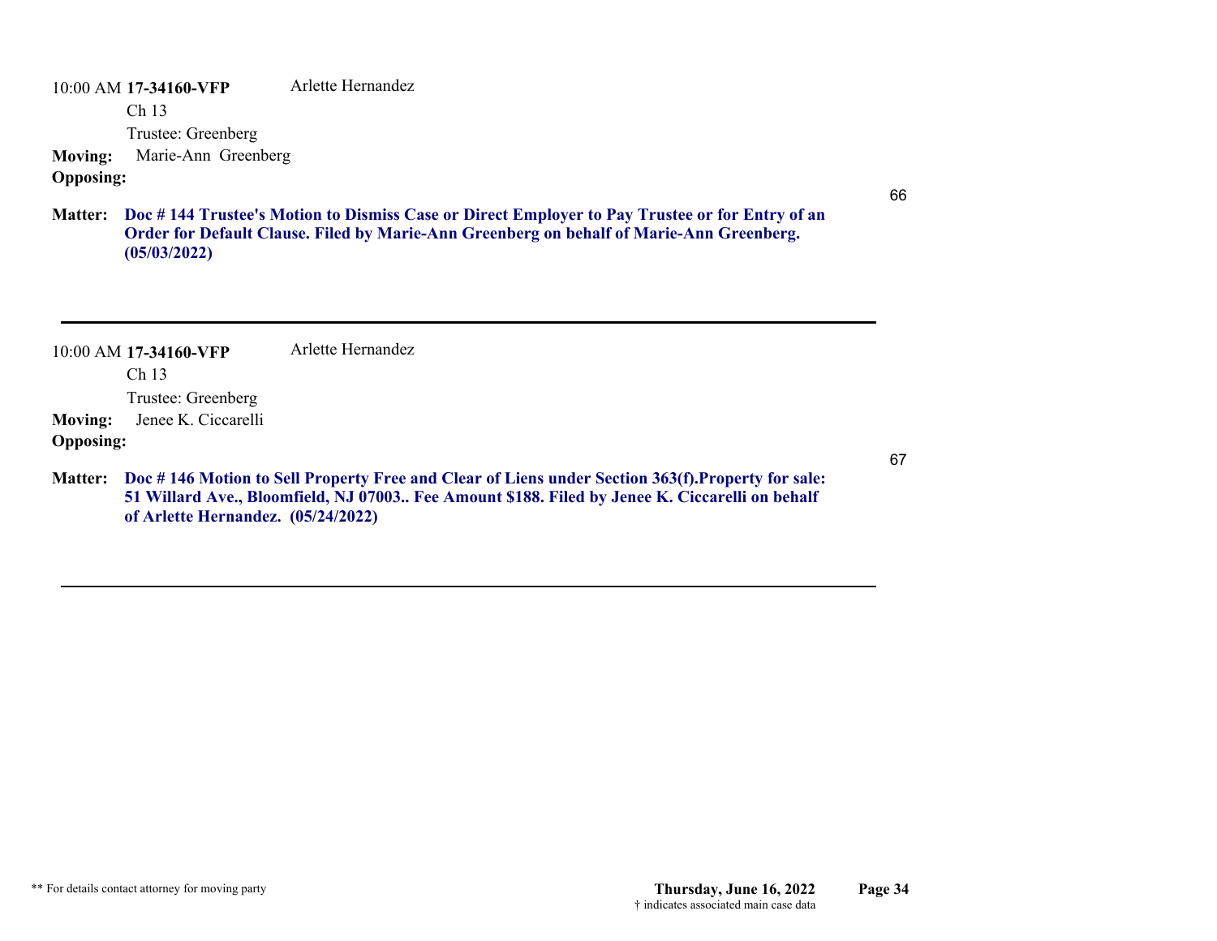10:00 AM **17-34160-VFP** Arlette Hernandez

Ch 13

Trustee: Greenberg

**Moving:** Marie-Ann Greenberg

**Opposing:**

66

**Matter:** **Doc # 144 Trustee's Motion to Dismiss Case or Direct Employer to Pay Trustee or for Entry of an Order for Default Clause. Filed by Marie-Ann Greenberg on behalf of Marie-Ann Greenberg. (05/03/2022)**

---

10:00 AM **17-34160-VFP** Arlette Hernandez

Ch 13

Trustee: Greenberg

**Moving:** Jenee K. Ciccarelli

**Opposing:**

67

**Matter:** **Doc # 146 Motion to Sell Property Free and Clear of Liens under Section 363(f).Property for sale: 51 Willard Ave., Bloomfield, NJ 07003.. Fee Amount $188. Filed by Jenee K. Ciccarelli on behalf of Arlette Hernandez. (05/24/2022)**

---

** For details contact attorney for moving party

**Thursday, June 16, 2022**

† indicates associated main case data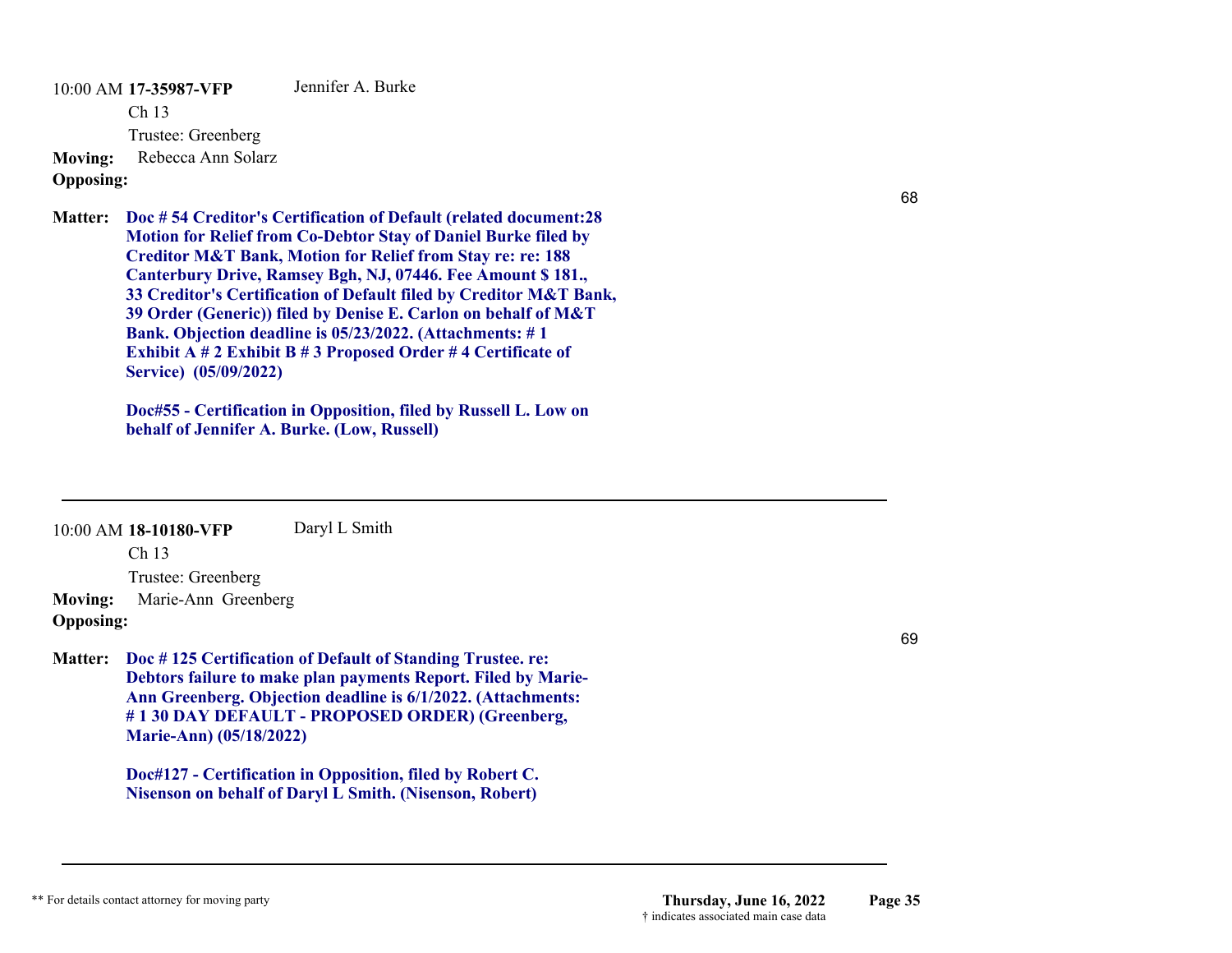10:00 AM **17-35987-VFP** Jennifer A. Burke

Ch 13

Trustee: Greenberg

**Moving:** Rebecca Ann Solarz

**Opposing:**

68

**Matter:** **Doc # 54 Creditor's Certification of Default (related document:28 Motion for Relief from Co-Debtor Stay of Daniel Burke filed by Creditor M&T Bank, Motion for Relief from Stay re: re: 188 Canterbury Drive, Ramsey Bgh, NJ, 07446. Fee Amount $ 181., 33 Creditor's Certification of Default filed by Creditor M&T Bank, 39 Order (Generic)) filed by Denise E. Carlon on behalf of M&T Bank. Objection deadline is 05/23/2022. (Attachments: # 1 Exhibit A # 2 Exhibit B # 3 Proposed Order # 4 Certificate of Service) (05/09/2022)**

**Doc#55 - Certification in Opposition, filed by Russell L. Low on behalf of Jennifer A. Burke. (Low, Russell)**

---

10:00 AM **18-10180-VFP** Daryl L Smith

Ch 13

Trustee: Greenberg

**Moving:** Marie-Ann Greenberg

**Opposing:**

69

**Matter:** **Doc # 125 Certification of Default of Standing Trustee. re: Debtors failure to make plan payments Report. Filed by Marie-Ann Greenberg. Objection deadline is 6/1/2022. (Attachments: # 1 30 DAY DEFAULT - PROPOSED ORDER) (Greenberg, Marie-Ann) (05/18/2022)**

**Doc#127 - Certification in Opposition, filed by Robert C. Nisenson on behalf of Daryl L Smith. (Nisenson, Robert)**

---

** For details contact attorney for moving party

**Thursday, June 16, 2022**

† indicates associated main case data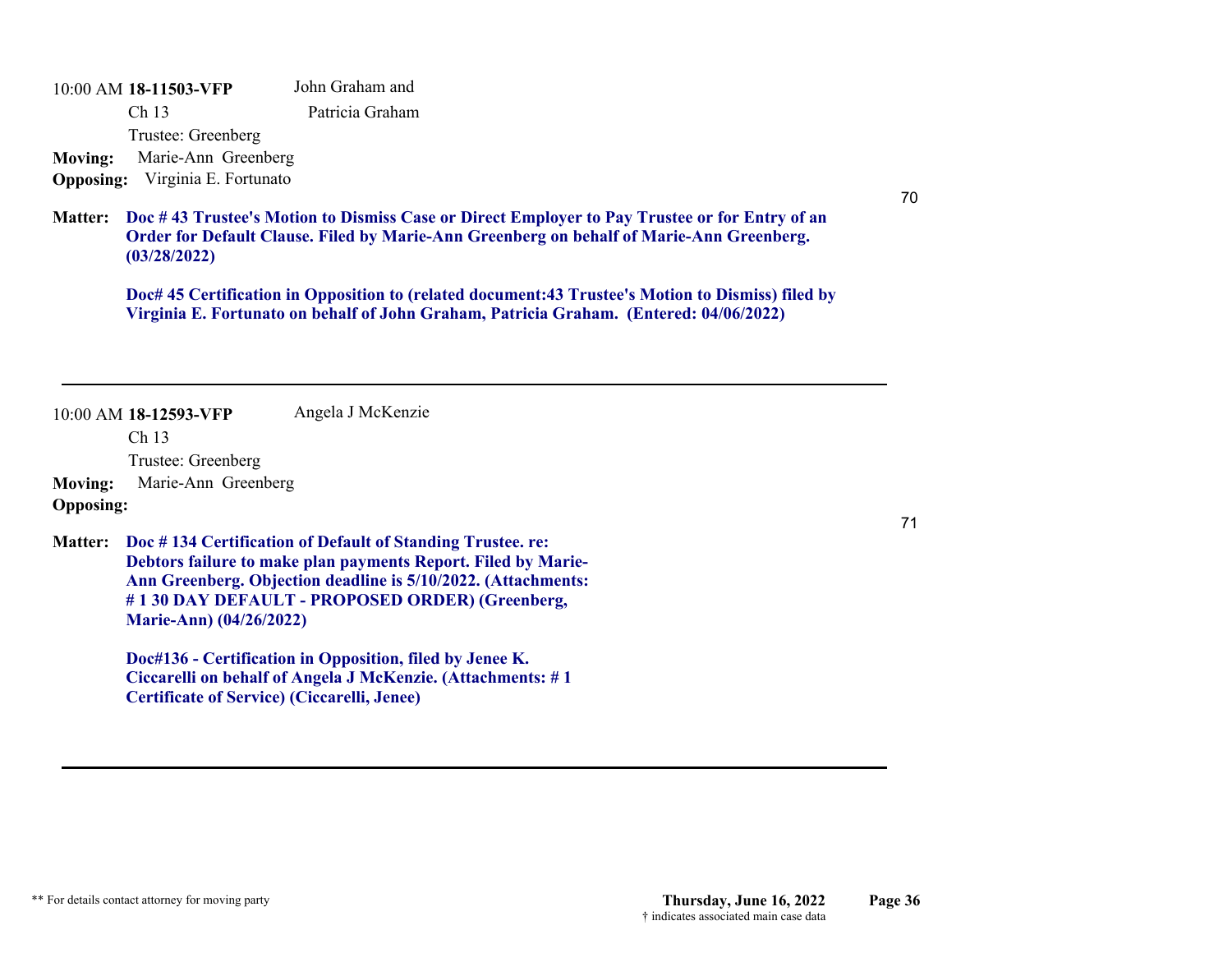10:00 AM **18-11503-VFP** John Graham and Patricia Graham

Ch 13

Trustee: Greenberg

**Moving:** Marie-Ann Greenberg

**Opposing:** Virginia E. Fortunato

70

**Matter:** **Doc # 43 Trustee's Motion to Dismiss Case or Direct Employer to Pay Trustee or for Entry of an Order for Default Clause. Filed by Marie-Ann Greenberg on behalf of Marie-Ann Greenberg. (03/28/2022)**

**Doc# 45 Certification in Opposition to (related document:43 Trustee's Motion to Dismiss) filed by Virginia E. Fortunato on behalf of John Graham, Patricia Graham. (Entered: 04/06/2022)**

---

10:00 AM **18-12593-VFP** Angela J McKenzie

Ch 13

Trustee: Greenberg

**Moving:** Marie-Ann Greenberg

**Opposing:**

71

**Matter:** **Doc # 134 Certification of Default of Standing Trustee. re: Debtors failure to make plan payments Report. Filed by Marie-Ann Greenberg. Objection deadline is 5/10/2022. (Attachments: # 1 30 DAY DEFAULT - PROPOSED ORDER) (Greenberg, Marie-Ann) (04/26/2022)**

**Doc#136 - Certification in Opposition, filed by Jenee K. Ciccarelli on behalf of Angela J McKenzie. (Attachments: # 1 Certificate of Service) (Ciccarelli, Jenee)**

---

** For details contact attorney for moving party

**Thursday, June 16, 2022**

† indicates associated main case data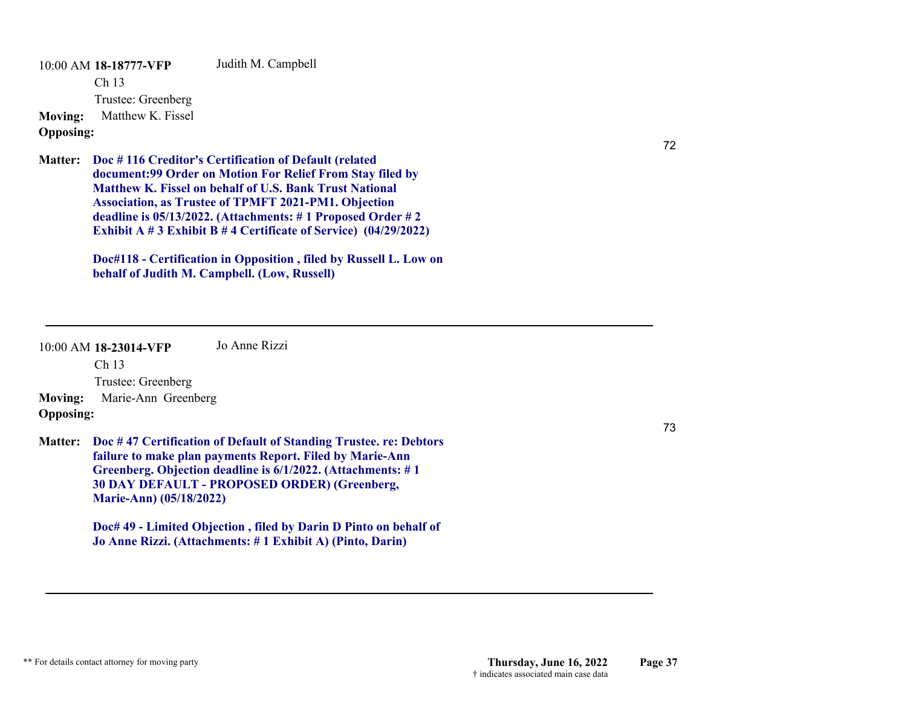10:00 AM **18-18777-VFP** Judith M. Campbell

Ch 13

Trustee: Greenberg

**Moving:** Matthew K. Fissel

**Opposing:**

72

**Matter:** **Doc # 116 Creditor's Certification of Default (related document:99 Order on Motion For Relief From Stay filed by Matthew K. Fissel on behalf of U.S. Bank Trust National Association, as Trustee of TPMFT 2021-PM1. Objection deadline is 05/13/2022. (Attachments: # 1 Proposed Order # 2 Exhibit A # 3 Exhibit B # 4 Certificate of Service) (04/29/2022)**

**Doc#118 - Certification in Opposition , filed by Russell L. Low on behalf of Judith M. Campbell. (Low, Russell)**

---

10:00 AM **18-23014-VFP** Jo Anne Rizzi

Ch 13

Trustee: Greenberg

**Moving:** Marie-Ann Greenberg

**Opposing:**

73

**Matter:** **Doc # 47 Certification of Default of Standing Trustee. re: Debtors failure to make plan payments Report. Filed by Marie-Ann Greenberg. Objection deadline is 6/1/2022. (Attachments: # 1 30 DAY DEFAULT - PROPOSED ORDER) (Greenberg, Marie-Ann) (05/18/2022)**

**Doc# 49 - Limited Objection , filed by Darin D Pinto on behalf of Jo Anne Rizzi. (Attachments: # 1 Exhibit A) (Pinto, Darin)**

---

** For details contact attorney for moving party

**Thursday, June 16, 2022**

† indicates associated main case data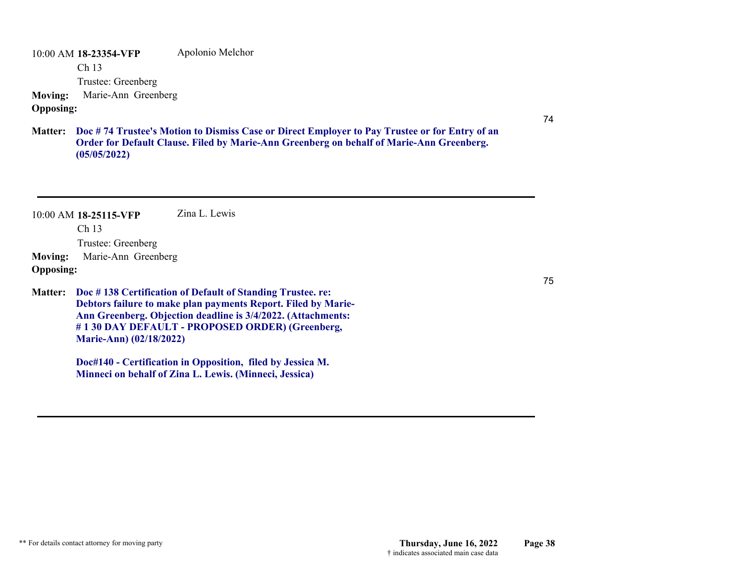10:00 AM **18-23354-VFP** Apolonio Melchor

Ch 13

Trustee: Greenberg

**Moving:** Marie-Ann Greenberg

**Opposing:**

74

**Matter:** **Doc # 74 Trustee's Motion to Dismiss Case or Direct Employer to Pay Trustee or for Entry of an Order for Default Clause. Filed by Marie-Ann Greenberg on behalf of Marie-Ann Greenberg. (05/05/2022)**

---

10:00 AM **18-25115-VFP** Zina L. Lewis

Ch 13

Trustee: Greenberg

**Moving:** Marie-Ann Greenberg

**Opposing:**

75

**Matter:** **Doc # 138 Certification of Default of Standing Trustee. re: Debtors failure to make plan payments Report. Filed by Marie-Ann Greenberg. Objection deadline is 3/4/2022. (Attachments: # 1 30 DAY DEFAULT - PROPOSED ORDER) (Greenberg, Marie-Ann) (02/18/2022)**

**Doc#140 - Certification in Opposition, filed by Jessica M. Minneci on behalf of Zina L. Lewis. (Minneci, Jessica)**

---

** For details contact attorney for moving party

**Thursday, June 16, 2022**

† indicates associated main case data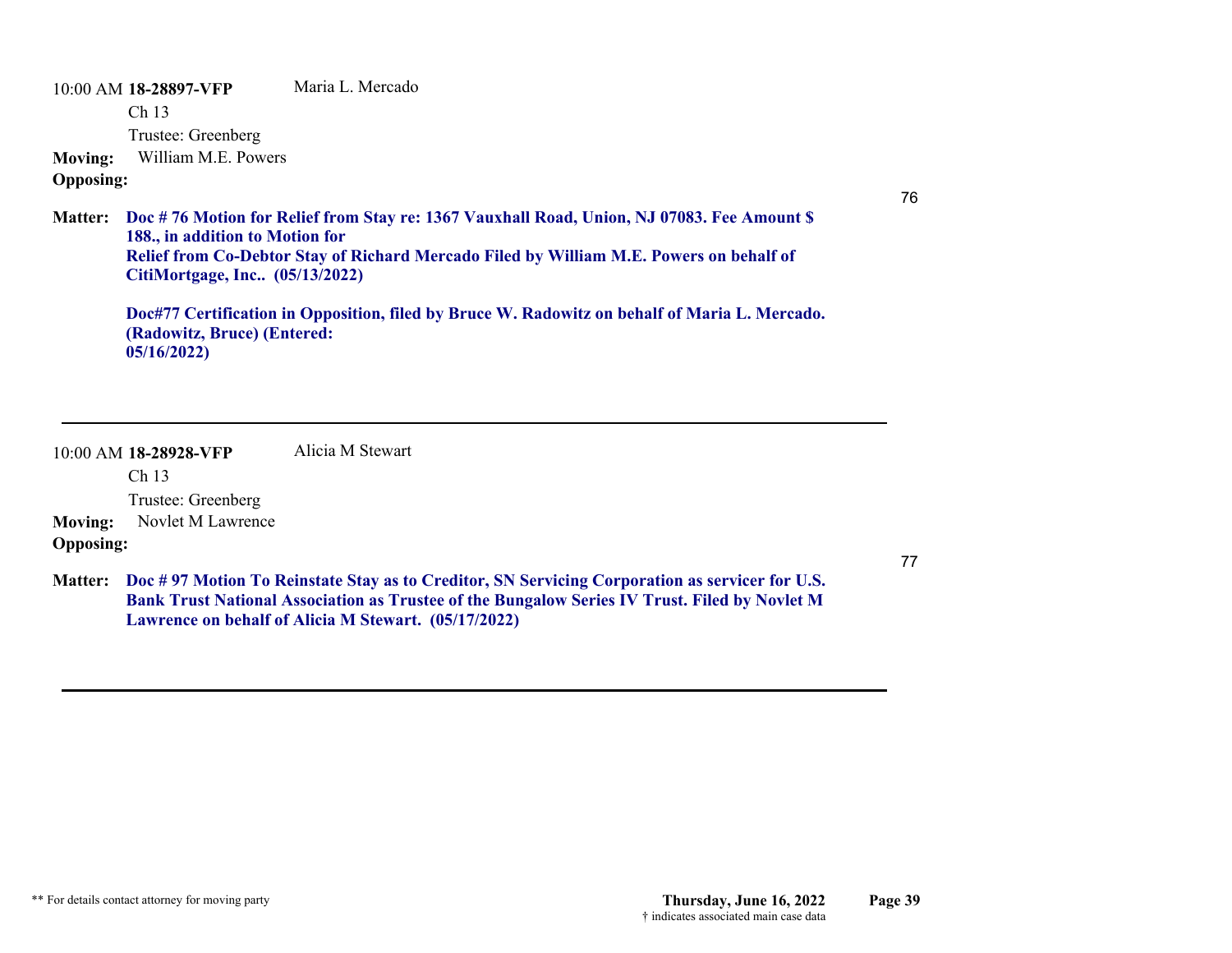10:00 AM **18-28897-VFP** Maria L. Mercado

Ch 13

Trustee: Greenberg

**Moving:** William M.E. Powers

**Opposing:**

76

**Matter:** **Doc # 76 Motion for Relief from Stay re: 1367 Vauxhall Road, Union, NJ 07083. Fee Amount $ 188., in addition to Motion for Relief from Co-Debtor Stay of Richard Mercado Filed by William M.E. Powers on behalf of CitiMortgage, Inc.. (05/13/2022)**

**Doc#77 Certification in Opposition, filed by Bruce W. Radowitz on behalf of Maria L. Mercado. (Radowitz, Bruce) (Entered: 05/16/2022)**

---

10:00 AM **18-28928-VFP** Alicia M Stewart

Ch 13

Trustee: Greenberg

**Moving:** Novlet M Lawrence

**Opposing:**

77

**Matter:** **Doc # 97 Motion To Reinstate Stay as to Creditor, SN Servicing Corporation as servicer for U.S. Bank Trust National Association as Trustee of the Bungalow Series IV Trust. Filed by Novlet M Lawrence on behalf of Alicia M Stewart. (05/17/2022)**

---

** For details contact attorney for moving party

Thursday, June 16, 2022

† indicates associated main case data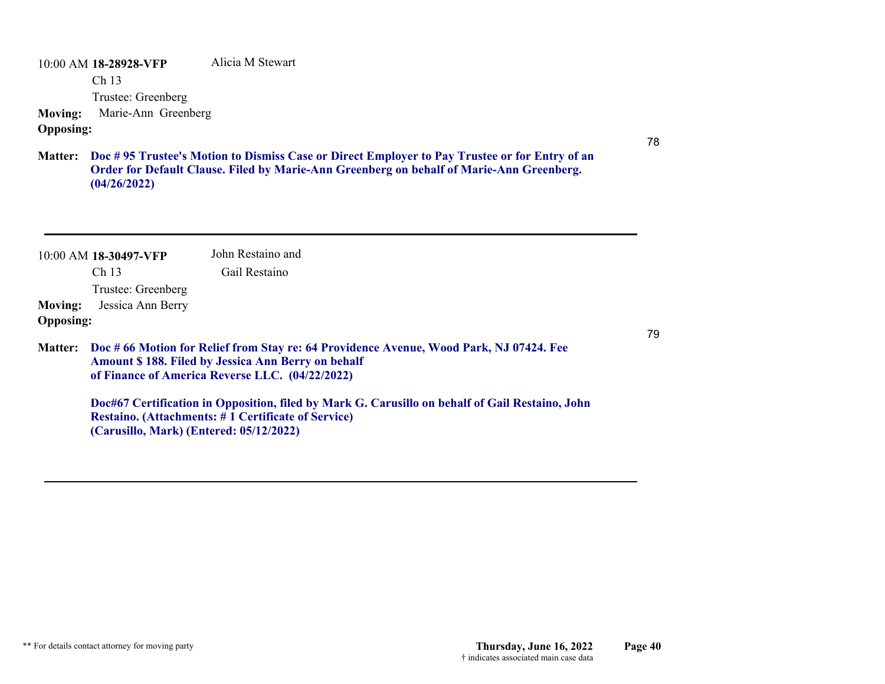10:00 AM **18-28928-VFP** Alicia M Stewart

Ch 13

Trustee: Greenberg

**Moving:** Marie-Ann Greenberg

**Opposing:**

78

**Matter:** **Doc # 95 Trustee's Motion to Dismiss Case or Direct Employer to Pay Trustee or for Entry of an Order for Default Clause. Filed by Marie-Ann Greenberg on behalf of Marie-Ann Greenberg. (04/26/2022)**

---

10:00 AM **18-30497-VFP** John Restaino and Gail Restaino

Ch 13

Trustee: Greenberg

**Moving:** Jessica Ann Berry

**Opposing:**

79

**Matter:** **Doc # 66 Motion for Relief from Stay re: 64 Providence Avenue, Wood Park, NJ 07424. Fee Amount $ 188. Filed by Jessica Ann Berry on behalf of Finance of America Reverse LLC. (04/22/2022)**

**Doc#67 Certification in Opposition, filed by Mark G. Carusillo on behalf of Gail Restaino, John Restaino. (Attachments: # 1 Certificate of Service) (Carusillo, Mark) (Entered: 05/12/2022)**

---

** For details contact attorney for moving party

Thursday, June 16, 2022

† indicates associated main case data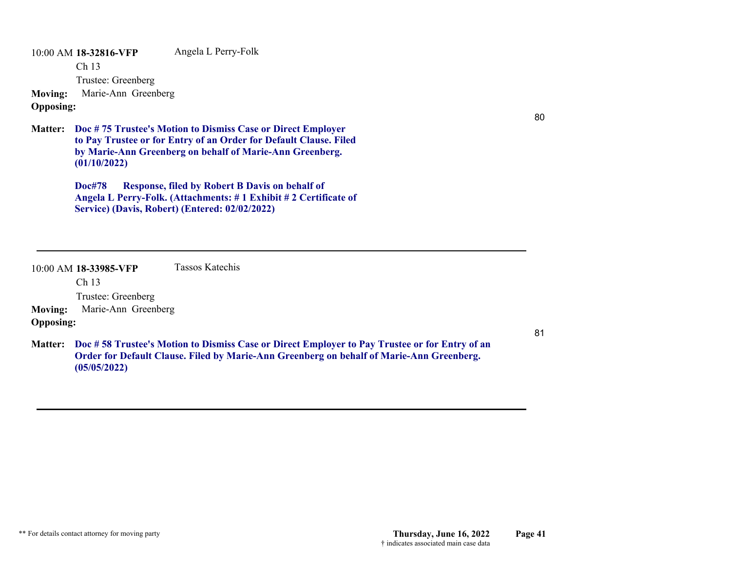10:00 AM **18-32816-VFP** Angela L Perry-Folk

Ch 13

Trustee: Greenberg

**Moving:** Marie-Ann Greenberg

**Opposing:**

80

**Matter:** **Doc # 75 Trustee's Motion to Dismiss Case or Direct Employer to Pay Trustee or for Entry of an Order for Default Clause. Filed by Marie-Ann Greenberg on behalf of Marie-Ann Greenberg. (01/10/2022)**

**Doc#78 Response, filed by Robert B Davis on behalf of Angela L Perry-Folk. (Attachments: # 1 Exhibit # 2 Certificate of Service) (Davis, Robert) (Entered: 02/02/2022)**

---

10:00 AM **18-33985-VFP** Tassos Katechis

Ch 13

Trustee: Greenberg

**Moving:** Marie-Ann Greenberg

**Opposing:**

81

**Matter:** **Doc # 58 Trustee's Motion to Dismiss Case or Direct Employer to Pay Trustee or for Entry of an Order for Default Clause. Filed by Marie-Ann Greenberg on behalf of Marie-Ann Greenberg. (05/05/2022)**

---

** For details contact attorney for moving party

**Thursday, June 16, 2022**

† indicates associated main case data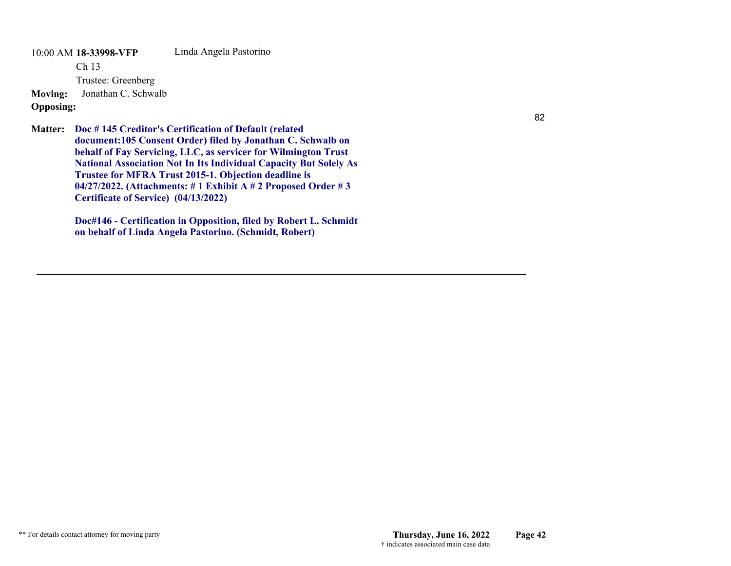10:00 AM **18-33998-VFP** Linda Angela Pastorino

Ch 13

Trustee: Greenberg

**Moving:** Jonathan C. Schwalb

**Opposing:**

82

**Matter:** **Doc # 145 Creditor's Certification of Default (related document:105 Consent Order) filed by Jonathan C. Schwalb on behalf of Fay Servicing, LLC, as servicer for Wilmington Trust National Association Not In Its Individual Capacity But Solely As Trustee for MFRA Trust 2015-1. Objection deadline is 04/27/2022. (Attachments: # 1 Exhibit A # 2 Proposed Order # 3 Certificate of Service) (04/13/2022)**

**Doc#146 - Certification in Opposition, filed by Robert L. Schmidt on behalf of Linda Angela Pastorino. (Schmidt, Robert)**

---

** For details contact attorney for moving party

**Thursday, June 16, 2022**

† indicates associated main case data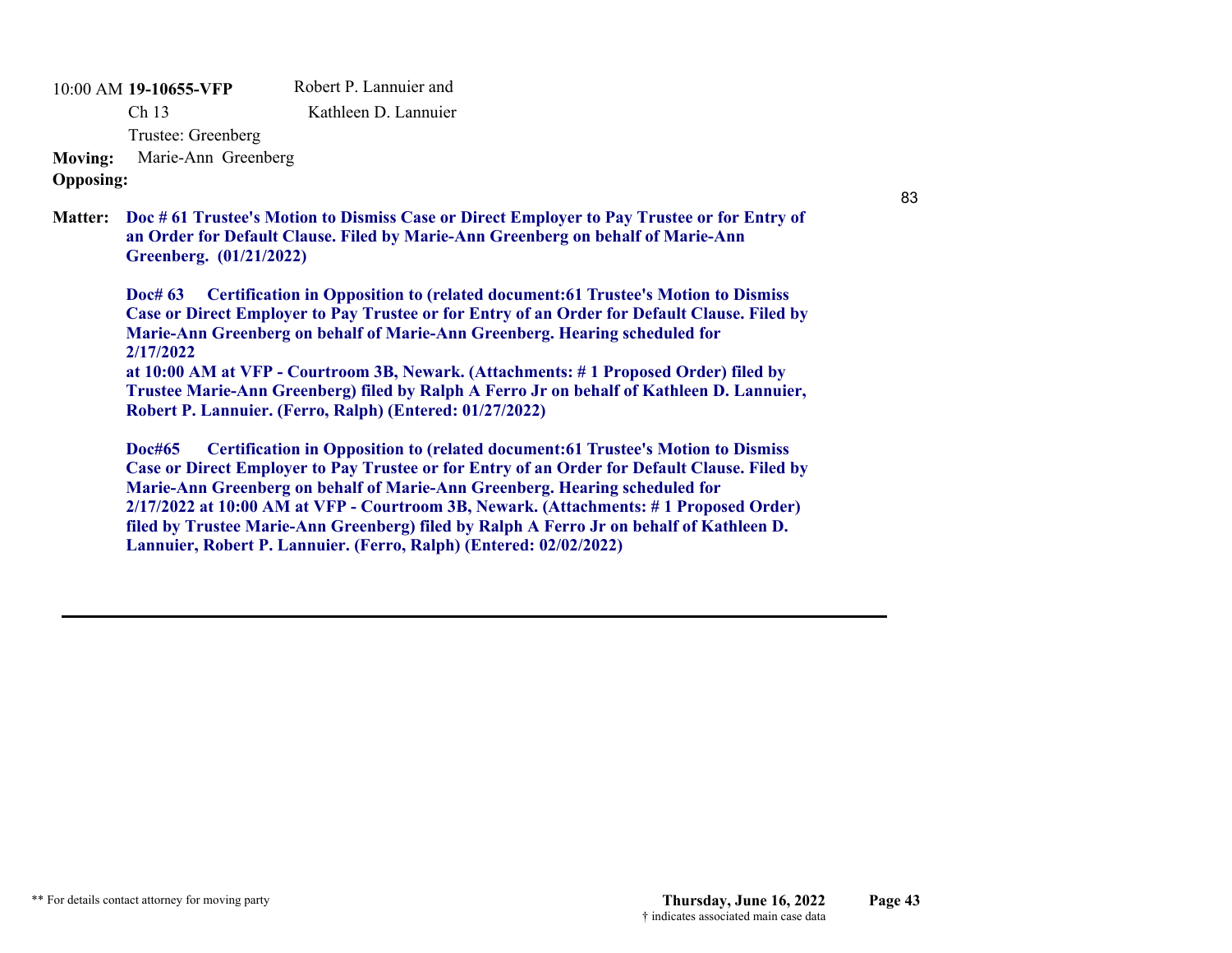10:00 AM **19-10655-VFP** Robert P. Lannuier and Kathleen D. Lannuier

Ch 13

Trustee: Greenberg

**Moving:** Marie-Ann Greenberg

**Opposing:**

83

**Matter:** **Doc # 61 Trustee's Motion to Dismiss Case or Direct Employer to Pay Trustee or for Entry of an Order for Default Clause. Filed by Marie-Ann Greenberg on behalf of Marie-Ann Greenberg. (01/21/2022)**

**Doc# 63 Certification in Opposition to (related document:61 Trustee's Motion to Dismiss Case or Direct Employer to Pay Trustee or for Entry of an Order for Default Clause. Filed by Marie-Ann Greenberg on behalf of Marie-Ann Greenberg. Hearing scheduled for 2/17/2022 at 10:00 AM at VFP - Courtroom 3B, Newark. (Attachments: # 1 Proposed Order) filed by Trustee Marie-Ann Greenberg) filed by Ralph A Ferro Jr on behalf of Kathleen D. Lannuier, Robert P. Lannuier. (Ferro, Ralph) (Entered: 01/27/2022)**

**Doc#65 Certification in Opposition to (related document:61 Trustee's Motion to Dismiss Case or Direct Employer to Pay Trustee or for Entry of an Order for Default Clause. Filed by Marie-Ann Greenberg on behalf of Marie-Ann Greenberg. Hearing scheduled for 2/17/2022 at 10:00 AM at VFP - Courtroom 3B, Newark. (Attachments: # 1 Proposed Order) filed by Trustee Marie-Ann Greenberg) filed by Ralph A Ferro Jr on behalf of Kathleen D. Lannuier, Robert P. Lannuier. (Ferro, Ralph) (Entered: 02/02/2022)**

---

** For details contact attorney for moving party

† indicates associated main case data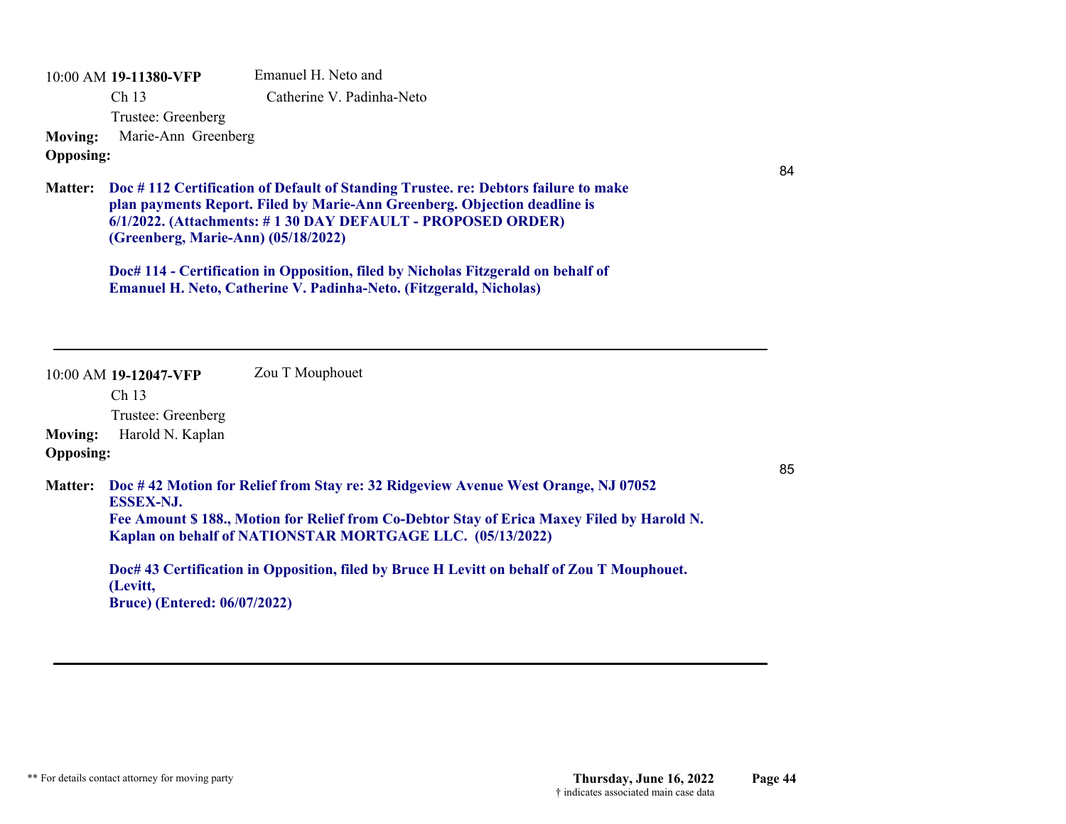10:00 AM **19-11380-VFP** Emanuel H. Neto and Catherine V. Padinha-Neto

Ch 13

Trustee: Greenberg

**Moving:** Marie-Ann Greenberg

**Opposing:**

84

**Matter:** **Doc # 112 Certification of Default of Standing Trustee. re: Debtors failure to make plan payments Report. Filed by Marie-Ann Greenberg. Objection deadline is 6/1/2022. (Attachments: # 1 30 DAY DEFAULT - PROPOSED ORDER) (Greenberg, Marie-Ann) (05/18/2022)**

**Doc# 114 - Certification in Opposition, filed by Nicholas Fitzgerald on behalf of Emanuel H. Neto, Catherine V. Padinha-Neto. (Fitzgerald, Nicholas)**

---

10:00 AM **19-12047-VFP** Zou T Mouphouet

Ch 13

Trustee: Greenberg

**Moving:** Harold N. Kaplan

**Opposing:**

85

**Matter:** **Doc # 42 Motion for Relief from Stay re: 32 Ridgeview Avenue West Orange, NJ 07052 ESSEX-NJ.**
**Fee Amount $ 188., Motion for Relief from Co-Debtor Stay of Erica Maxey Filed by Harold N. Kaplan on behalf of NATIONSTAR MORTGAGE LLC. (05/13/2022)**

**Doc# 43 Certification in Opposition, filed by Bruce H Levitt on behalf of Zou T Mouphouet. (Levitt, Bruce) (Entered: 06/07/2022)**

---

** For details contact attorney for moving party

**Thursday, June 16, 2022**
† indicates associated main case data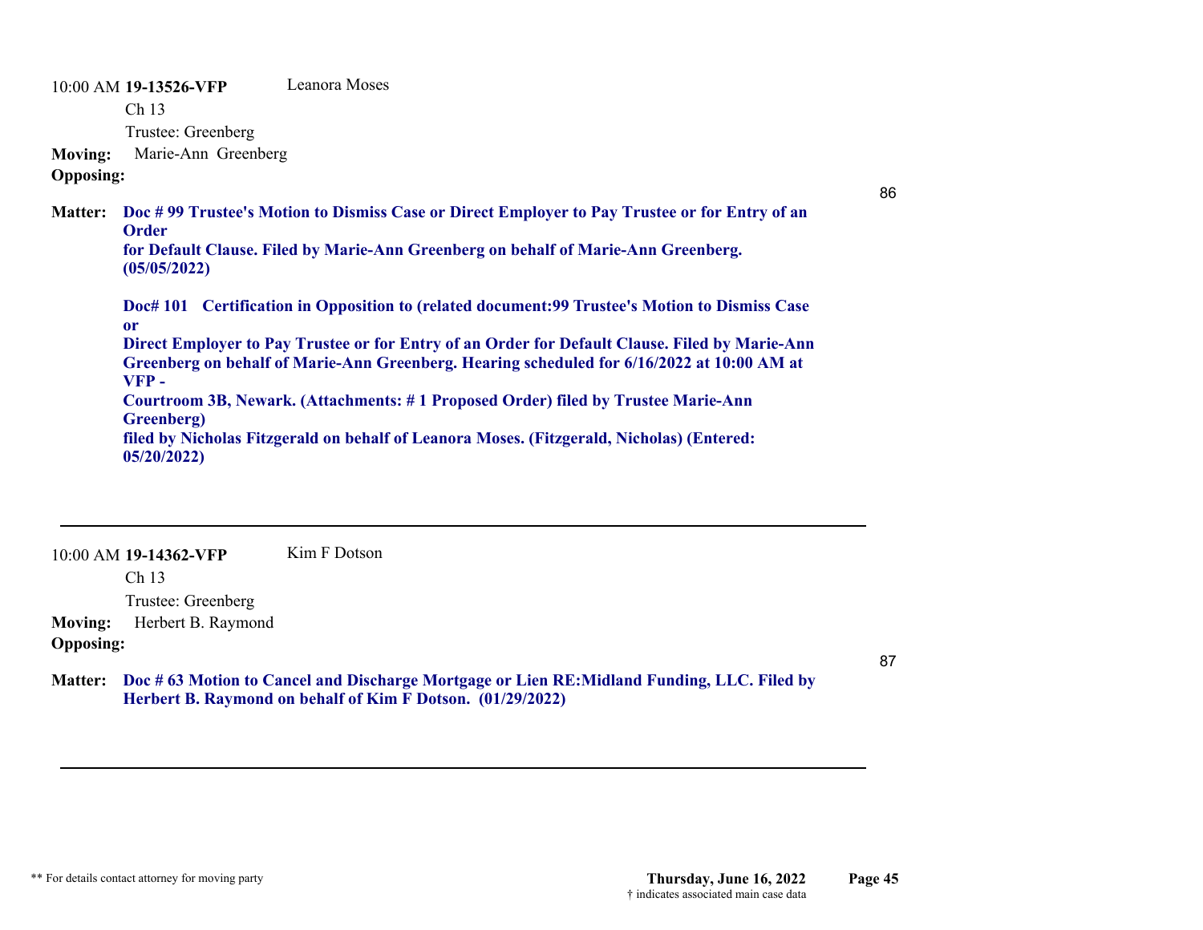10:00 AM **19-13526-VFP** Leanora Moses

Ch 13

Trustee: Greenberg

**Moving:** Marie-Ann Greenberg

**Opposing:**

86

**Matter:** **Doc # 99 Trustee's Motion to Dismiss Case or Direct Employer to Pay Trustee or for Entry of an Order for Default Clause. Filed by Marie-Ann Greenberg on behalf of Marie-Ann Greenberg. (05/05/2022)**

**Doc# 101 Certification in Opposition to (related document:99 Trustee's Motion to Dismiss Case or Direct Employer to Pay Trustee or for Entry of an Order for Default Clause. Filed by Marie-Ann Greenberg on behalf of Marie-Ann Greenberg. Hearing scheduled for 6/16/2022 at 10:00 AM at VFP - Courtroom 3B, Newark. (Attachments: # 1 Proposed Order) filed by Trustee Marie-Ann Greenberg) filed by Nicholas Fitzgerald on behalf of Leanora Moses. (Fitzgerald, Nicholas) (Entered: 05/20/2022)**

---

10:00 AM **19-14362-VFP** Kim F Dotson

Ch 13

Trustee: Greenberg

**Moving:** Herbert B. Raymond

**Opposing:**

87

**Matter:** **Doc # 63 Motion to Cancel and Discharge Mortgage or Lien RE:Midland Funding, LLC. Filed by Herbert B. Raymond on behalf of Kim F Dotson. (01/29/2022)**

---

** For details contact attorney for moving party

**Thursday, June 16, 2022**

† indicates associated main case data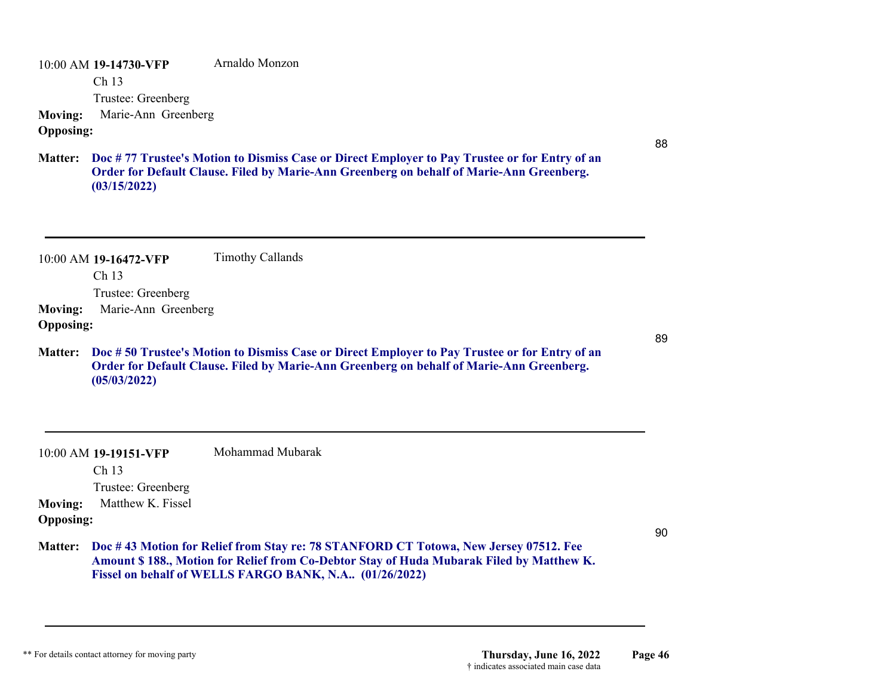10:00 AM **19-14730-VFP** Arnaldo Monzon

Ch 13

Trustee: Greenberg

**Moving:** Marie-Ann Greenberg

**Opposing:**

**Matter: Doc # 77 Trustee's Motion to Dismiss Case or Direct Employer to Pay Trustee or for Entry of an Order for Default Clause. Filed by Marie-Ann Greenberg on behalf of Marie-Ann Greenberg. (03/15/2022)**

88

---

10:00 AM **19-16472-VFP** Timothy Callands

Ch 13

Trustee: Greenberg

**Moving:** Marie-Ann Greenberg

**Opposing:**

**Matter: Doc # 50 Trustee's Motion to Dismiss Case or Direct Employer to Pay Trustee or for Entry of an Order for Default Clause. Filed by Marie-Ann Greenberg on behalf of Marie-Ann Greenberg. (05/03/2022)**

89

---

10:00 AM **19-19151-VFP** Mohammad Mubarak

Ch 13

Trustee: Greenberg

**Moving:** Matthew K. Fissel

**Opposing:**

**Matter: Doc # 43 Motion for Relief from Stay re: 78 STANFORD CT Totowa, New Jersey 07512. Fee Amount $ 188., Motion for Relief from Co-Debtor Stay of Huda Mubarak Filed by Matthew K. Fissel on behalf of WELLS FARGO BANK, N.A.. (01/26/2022)**

90

---

** For details contact attorney for moving party

**Thursday, June 16, 2022**

† indicates associated main case data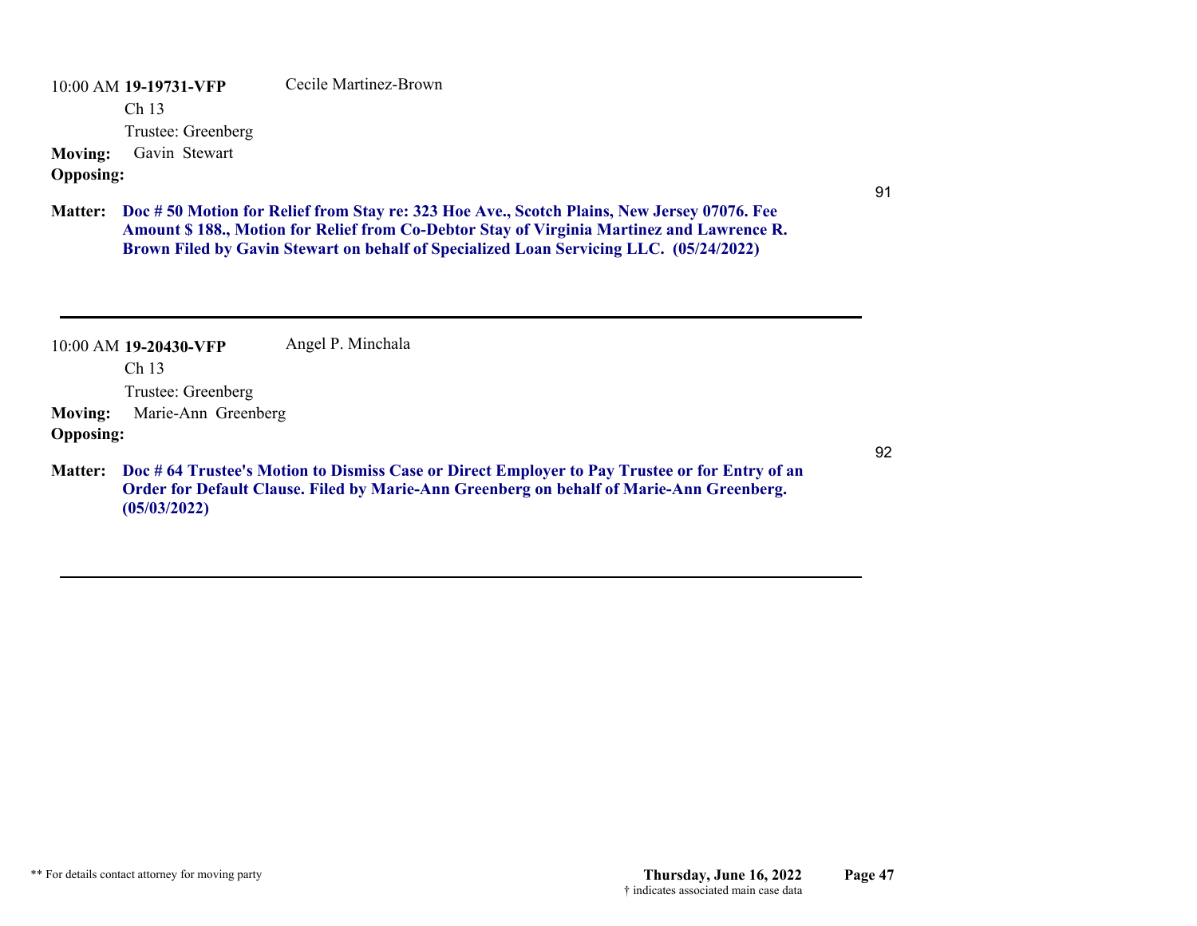10:00 AM **19-19731-VFP** Cecile Martinez-Brown

Ch 13

Trustee: Greenberg

**Moving:** Gavin Stewart

**Opposing:**

91

**Matter:** **Doc # 50 Motion for Relief from Stay re: 323 Hoe Ave., Scotch Plains, New Jersey 07076. Fee Amount $ 188., Motion for Relief from Co-Debtor Stay of Virginia Martinez and Lawrence R. Brown Filed by Gavin Stewart on behalf of Specialized Loan Servicing LLC. (05/24/2022)**

---

10:00 AM **19-20430-VFP** Angel P. Minchala

Ch 13

Trustee: Greenberg

**Moving:** Marie-Ann Greenberg

**Opposing:**

92

**Matter:** **Doc # 64 Trustee's Motion to Dismiss Case or Direct Employer to Pay Trustee or for Entry of an Order for Default Clause. Filed by Marie-Ann Greenberg on behalf of Marie-Ann Greenberg. (05/03/2022)**

---

** For details contact attorney for moving party

**Thursday, June 16, 2022**

† indicates associated main case data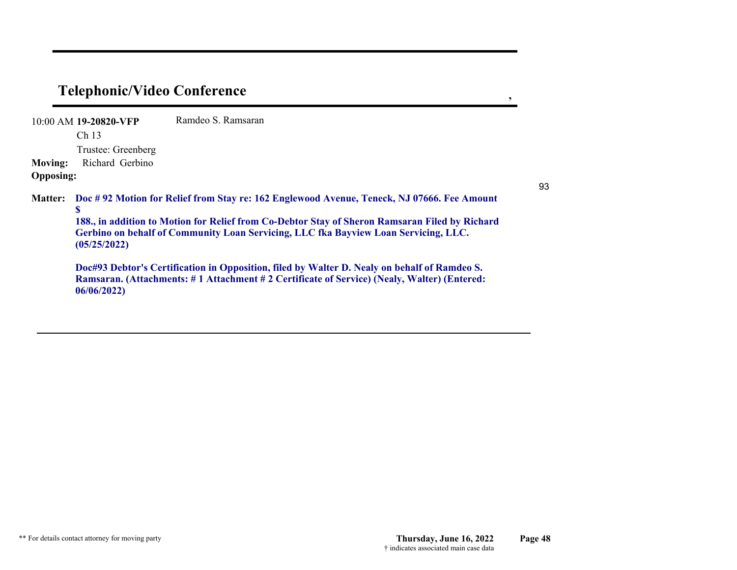## Telephonic/Video Conference

10:00 AM **19-20820-VFP** Ramdeo S. Ramsaran

Ch 13

Trustee: Greenberg

**Moving:** Richard Gerbino

**Opposing:**

93

**Matter:** **Doc # 92 Motion for Relief from Stay re: 162 Englewood Avenue, Teneck, NJ 07666. Fee Amount $ 188., in addition to Motion for Relief from Co-Debtor Stay of Sheron Ramsaran Filed by Richard Gerbino on behalf of Community Loan Servicing, LLC fka Bayview Loan Servicing, LLC. (05/25/2022)**

**Doc#93 Debtor's Certification in Opposition, filed by Walter D. Nealy on behalf of Ramdeo S. Ramsaran. (Attachments: # 1 Attachment # 2 Certificate of Service) (Nealy, Walter) (Entered: 06/06/2022)**

** For details contact attorney for moving party

† indicates associated main case data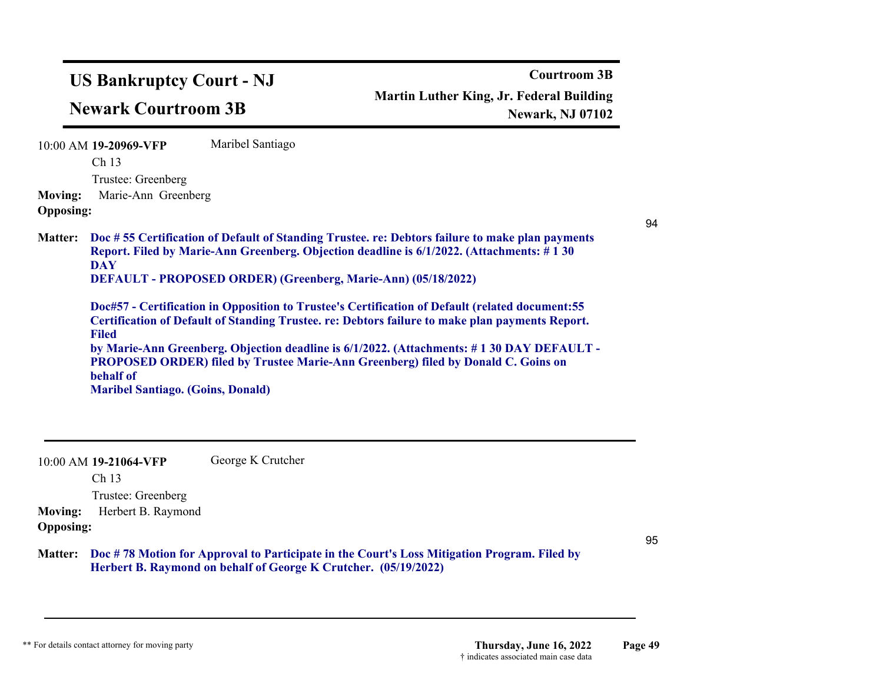# US Bankruptcy Court - NJ

## Newark Courtroom 3B

**Courtroom 3B**
**Martin Luther King, Jr. Federal Building**
**Newark, NJ 07102**

---

10:00 AM **19-20969-VFP** Maribel Santiago
Ch 13
Trustee: Greenberg

**Moving:** Marie-Ann Greenberg
**Opposing:**

94

**Matter:** **Doc # 55 Certification of Default of Standing Trustee. re: Debtors failure to make plan payments Report. Filed by Marie-Ann Greenberg. Objection deadline is 6/1/2022. (Attachments: # 1 30 DAY DEFAULT - PROPOSED ORDER) (Greenberg, Marie-Ann) (05/18/2022)**

**Doc#57 - Certification in Opposition to Trustee's Certification of Default (related document:55 Certification of Default of Standing Trustee. re: Debtors failure to make plan payments Report. Filed by Marie-Ann Greenberg. Objection deadline is 6/1/2022. (Attachments: # 1 30 DAY DEFAULT - PROPOSED ORDER) filed by Trustee Marie-Ann Greenberg) filed by Donald C. Goins on behalf of Maribel Santiago. (Goins, Donald)**

---

10:00 AM **19-21064-VFP** George K Crutcher
Ch 13
Trustee: Greenberg

**Moving:** Herbert B. Raymond
**Opposing:**

95

**Matter:** **Doc # 78 Motion for Approval to Participate in the Court's Loss Mitigation Program. Filed by Herbert B. Raymond on behalf of George K Crutcher. (05/19/2022)**

---

** For details contact attorney for moving party

**Thursday, June 16, 2022**
† indicates associated main case data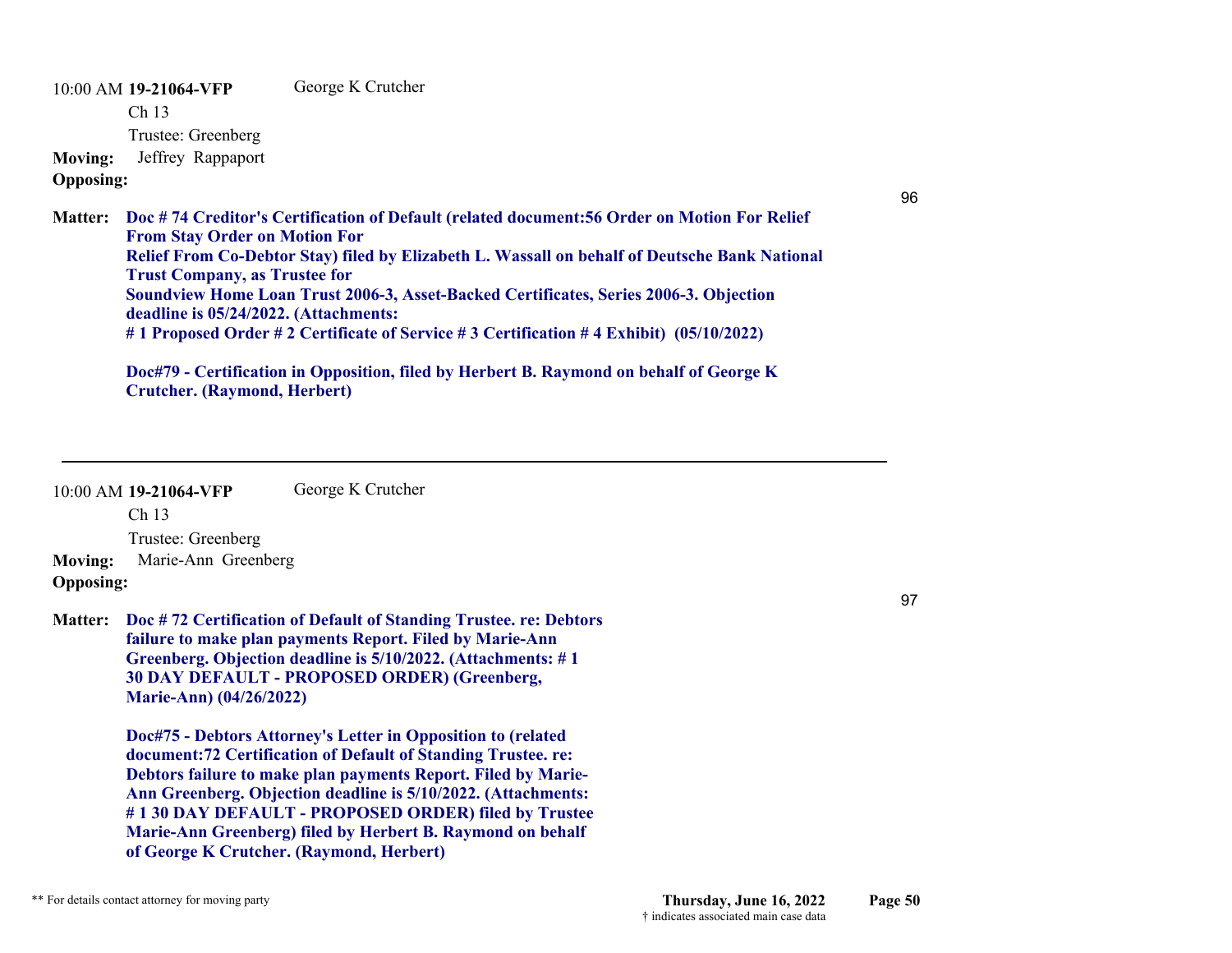10:00 AM **19-21064-VFP** George K Crutcher

Ch 13

Trustee: Greenberg

**Moving:** Jeffrey Rappaport

**Opposing:**

96

**Matter:** **Doc # 74 Creditor's Certification of Default (related document:56 Order on Motion For Relief From Stay Order on Motion For Relief From Co-Debtor Stay) filed by Elizabeth L. Wassall on behalf of Deutsche Bank National Trust Company, as Trustee for Soundview Home Loan Trust 2006-3, Asset-Backed Certificates, Series 2006-3. Objection deadline is 05/24/2022. (Attachments: # 1 Proposed Order # 2 Certificate of Service # 3 Certification # 4 Exhibit) (05/10/2022)**

**Doc#79 - Certification in Opposition, filed by Herbert B. Raymond on behalf of George K Crutcher. (Raymond, Herbert)**

---

10:00 AM **19-21064-VFP** George K Crutcher

Ch 13

Trustee: Greenberg

**Moving:** Marie-Ann Greenberg

**Opposing:**

97

**Matter:** **Doc # 72 Certification of Default of Standing Trustee. re: Debtors failure to make plan payments Report. Filed by Marie-Ann Greenberg. Objection deadline is 5/10/2022. (Attachments: # 1 30 DAY DEFAULT - PROPOSED ORDER) (Greenberg, Marie-Ann) (04/26/2022)**

**Doc#75 - Debtors Attorney's Letter in Opposition to (related document:72 Certification of Default of Standing Trustee. re: Debtors failure to make plan payments Report. Filed by Marie-Ann Greenberg. Objection deadline is 5/10/2022. (Attachments: # 1 30 DAY DEFAULT - PROPOSED ORDER) filed by Trustee Marie-Ann Greenberg) filed by Herbert B. Raymond on behalf of George K Crutcher. (Raymond, Herbert)**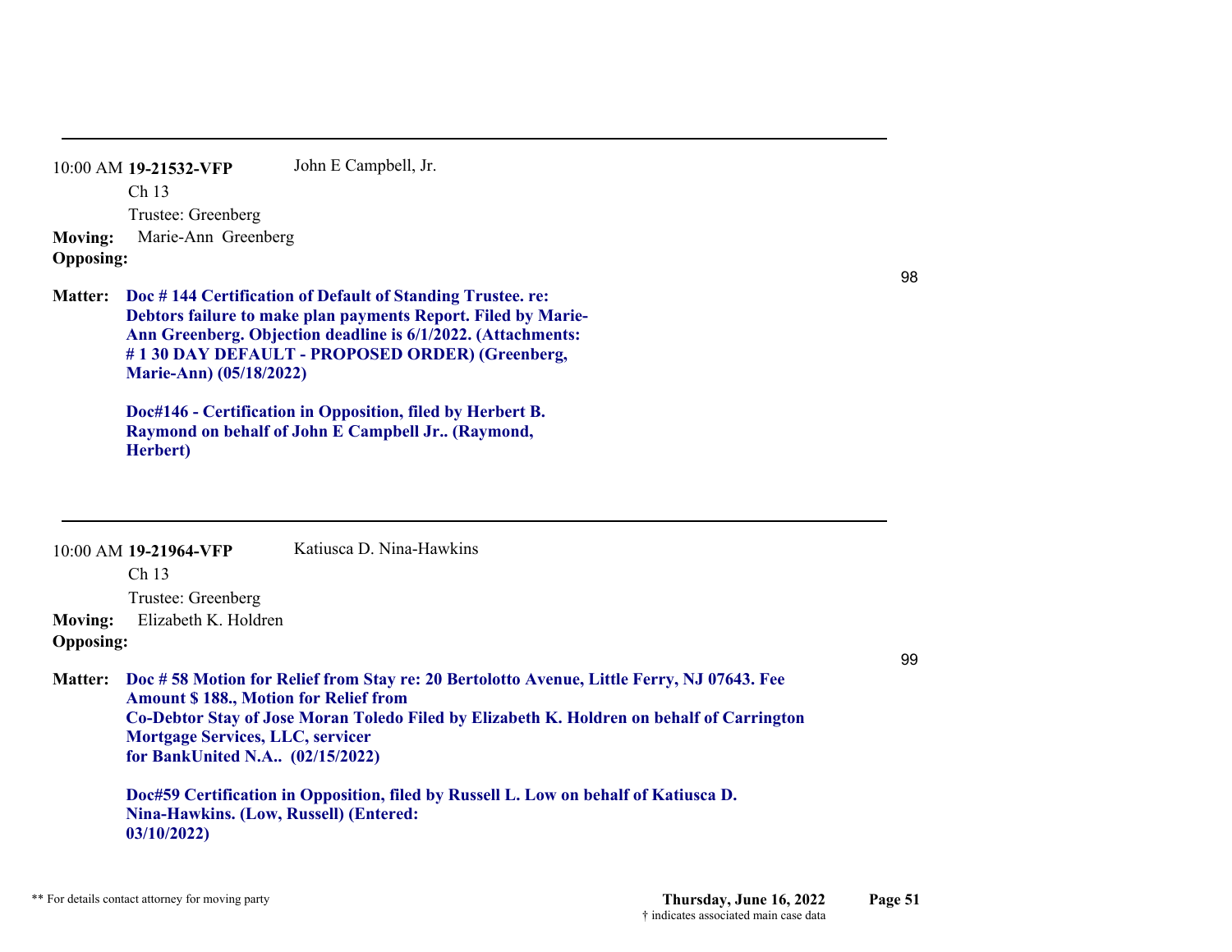---

10:00 AM **19-21532-VFP** John E Campbell, Jr.

Ch 13

Trustee: Greenberg

**Moving:** Marie-Ann Greenberg

**Opposing:**

98

**Matter:** **Doc # 144 Certification of Default of Standing Trustee. re: Debtors failure to make plan payments Report. Filed by Marie-Ann Greenberg. Objection deadline is 6/1/2022. (Attachments: # 1 30 DAY DEFAULT - PROPOSED ORDER) (Greenberg, Marie-Ann) (05/18/2022)**

**Doc#146 - Certification in Opposition, filed by Herbert B. Raymond on behalf of John E Campbell Jr.. (Raymond, Herbert)**

---

10:00 AM **19-21964-VFP** Katiusca D. Nina-Hawkins

Ch 13

Trustee: Greenberg

**Moving:** Elizabeth K. Holdren

**Opposing:**

99

**Matter:** **Doc # 58 Motion for Relief from Stay re: 20 Bertolotto Avenue, Little Ferry, NJ 07643. Fee Amount $ 188., Motion for Relief from Co-Debtor Stay of Jose Moran Toledo Filed by Elizabeth K. Holdren on behalf of Carrington Mortgage Services, LLC, servicer for BankUnited N.A.. (02/15/2022)**

**Doc#59 Certification in Opposition, filed by Russell L. Low on behalf of Katiusca D. Nina-Hawkins. (Low, Russell) (Entered: 03/10/2022)**

** For details contact attorney for moving party

**Thursday, June 16, 2022**

† indicates associated main case data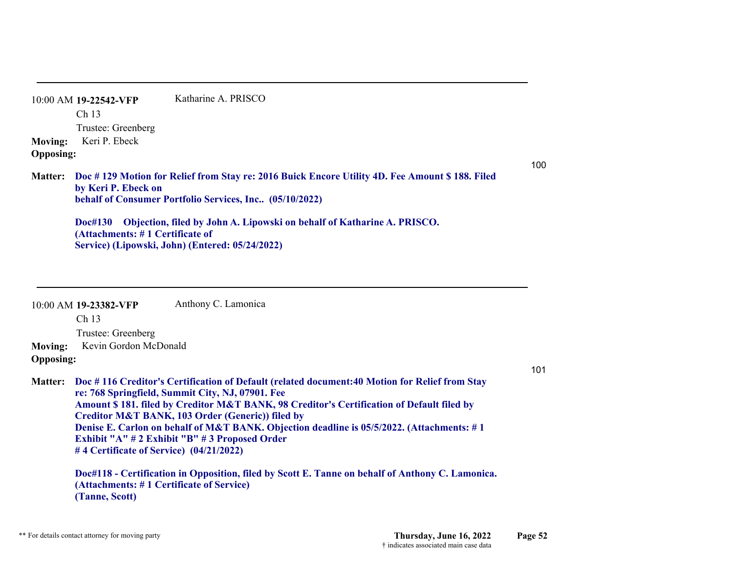---

10:00 AM **19-22542-VFP** Katharine A. PRISCO

Ch 13

Trustee: Greenberg

**Moving:** Keri P. Ebeck

**Opposing:**

100

**Matter:** **Doc # 129 Motion for Relief from Stay re: 2016 Buick Encore Utility 4D. Fee Amount $ 188. Filed by Keri P. Ebeck on behalf of Consumer Portfolio Services, Inc.. (05/10/2022)**

**Doc#130 Objection, filed by John A. Lipowski on behalf of Katharine A. PRISCO. (Attachments: # 1 Certificate of Service) (Lipowski, John) (Entered: 05/24/2022)**

---

10:00 AM **19-23382-VFP** Anthony C. Lamonica

Ch 13

Trustee: Greenberg

**Moving:** Kevin Gordon McDonald

**Opposing:**

101

**Matter:** **Doc # 116 Creditor's Certification of Default (related document:40 Motion for Relief from Stay re: 768 Springfield, Summit City, NJ, 07901. Fee Amount $ 181. filed by Creditor M&T BANK, 98 Creditor's Certification of Default filed by Creditor M&T BANK, 103 Order (Generic)) filed by Denise E. Carlon on behalf of M&T BANK. Objection deadline is 05/5/2022. (Attachments: # 1 Exhibit "A" # 2 Exhibit "B" # 3 Proposed Order # 4 Certificate of Service) (04/21/2022)**

**Doc#118 - Certification in Opposition, filed by Scott E. Tanne on behalf of Anthony C. Lamonica. (Attachments: # 1 Certificate of Service) (Tanne, Scott)**

** For details contact attorney for moving party

† indicates associated main case data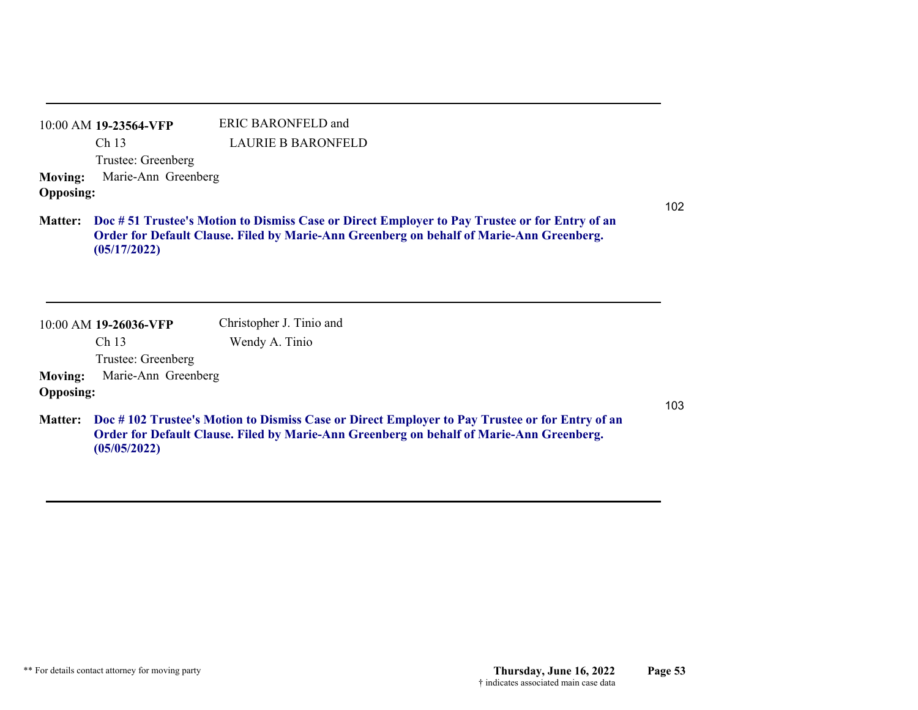---

10:00 AM **19-23564-VFP** ERIC BARONFELD and
Ch 13 LAURIE B BARONFELD
Trustee: Greenberg

**Moving:** Marie-Ann Greenberg
**Opposing:**

102

**Matter:** **Doc # 51 Trustee's Motion to Dismiss Case or Direct Employer to Pay Trustee or for Entry of an Order for Default Clause. Filed by Marie-Ann Greenberg on behalf of Marie-Ann Greenberg. (05/17/2022)**

---

10:00 AM **19-26036-VFP** Christopher J. Tinio and
Ch 13 Wendy A. Tinio
Trustee: Greenberg

**Moving:** Marie-Ann Greenberg
**Opposing:**

103

**Matter:** **Doc # 102 Trustee's Motion to Dismiss Case or Direct Employer to Pay Trustee or for Entry of an Order for Default Clause. Filed by Marie-Ann Greenberg on behalf of Marie-Ann Greenberg. (05/05/2022)**

---

** For details contact attorney for moving party

**Thursday, June 16, 2022**
† indicates associated main case data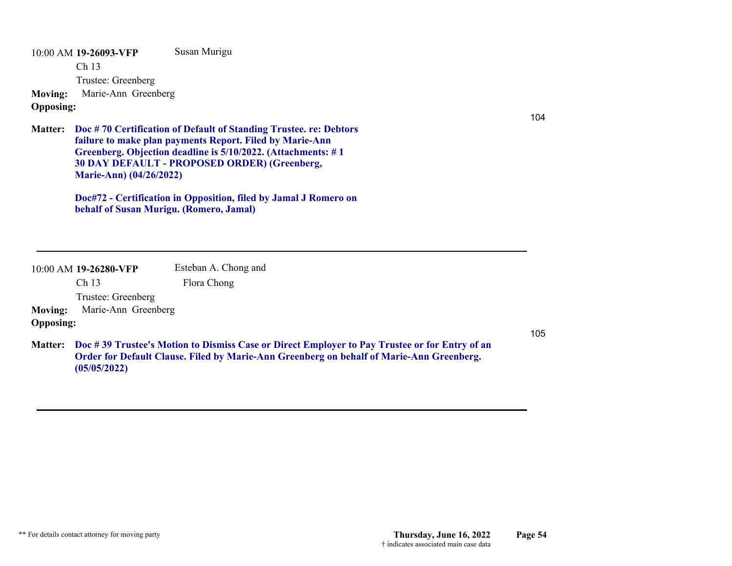10:00 AM **19-26093-VFP** Susan Murigu

Ch 13

Trustee: Greenberg

**Moving:** Marie-Ann Greenberg

**Opposing:**

104

**Matter:** **Doc # 70 Certification of Default of Standing Trustee. re: Debtors failure to make plan payments Report. Filed by Marie-Ann Greenberg. Objection deadline is 5/10/2022. (Attachments: # 1 30 DAY DEFAULT - PROPOSED ORDER) (Greenberg, Marie-Ann) (04/26/2022)**

**Doc#72 - Certification in Opposition, filed by Jamal J Romero on behalf of Susan Murigu. (Romero, Jamal)**

---

10:00 AM **19-26280-VFP** Esteban A. Chong and Flora Chong

Ch 13

Trustee: Greenberg

**Moving:** Marie-Ann Greenberg

**Opposing:**

105

**Matter:** **Doc # 39 Trustee's Motion to Dismiss Case or Direct Employer to Pay Trustee or for Entry of an Order for Default Clause. Filed by Marie-Ann Greenberg on behalf of Marie-Ann Greenberg. (05/05/2022)**

---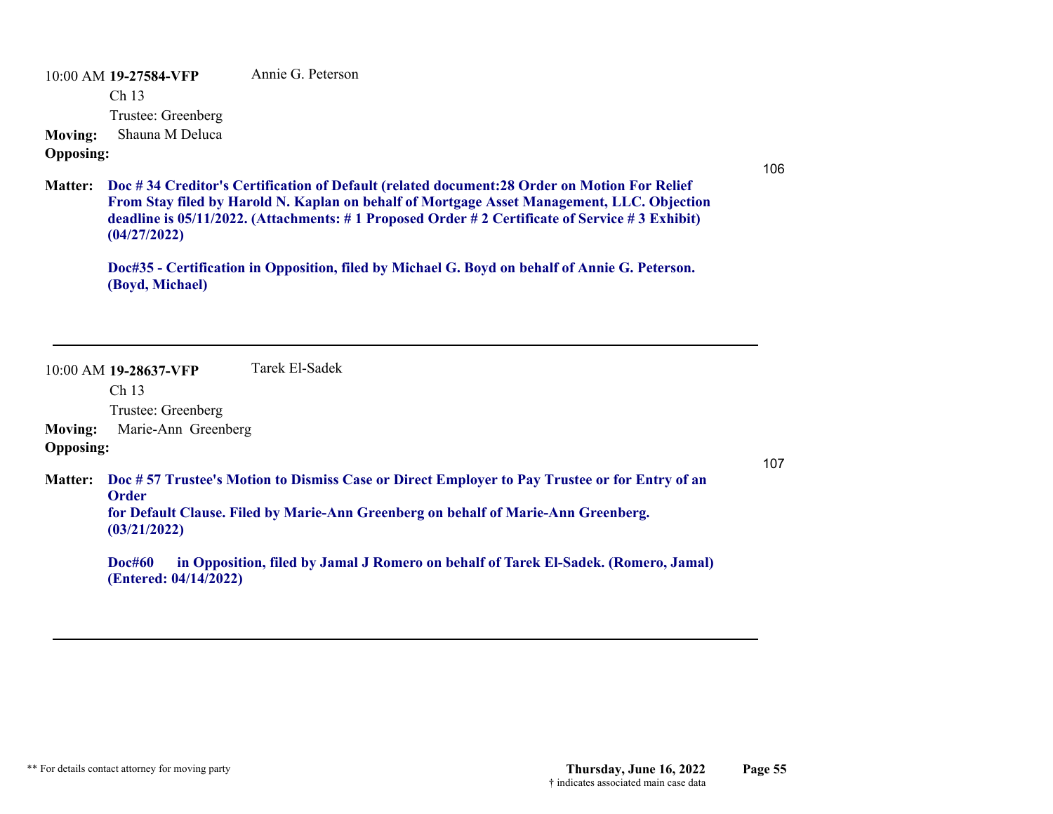10:00 AM **19-27584-VFP** Annie G. Peterson

Ch 13

Trustee: Greenberg

**Moving:** Shauna M Deluca

**Opposing:**

106

**Matter:** **Doc # 34 Creditor's Certification of Default (related document:28 Order on Motion For Relief From Stay filed by Harold N. Kaplan on behalf of Mortgage Asset Management, LLC. Objection deadline is 05/11/2022. (Attachments: # 1 Proposed Order # 2 Certificate of Service # 3 Exhibit) (04/27/2022)**

**Doc#35 - Certification in Opposition, filed by Michael G. Boyd on behalf of Annie G. Peterson. (Boyd, Michael)**

---

10:00 AM **19-28637-VFP** Tarek El-Sadek

Ch 13

Trustee: Greenberg

**Moving:** Marie-Ann Greenberg

**Opposing:**

107

**Matter:** **Doc # 57 Trustee's Motion to Dismiss Case or Direct Employer to Pay Trustee or for Entry of an Order for Default Clause. Filed by Marie-Ann Greenberg on behalf of Marie-Ann Greenberg. (03/21/2022)**

**Doc#60 in Opposition, filed by Jamal J Romero on behalf of Tarek El-Sadek. (Romero, Jamal) (Entered: 04/14/2022)**

---

** For details contact attorney for moving party

† indicates associated main case data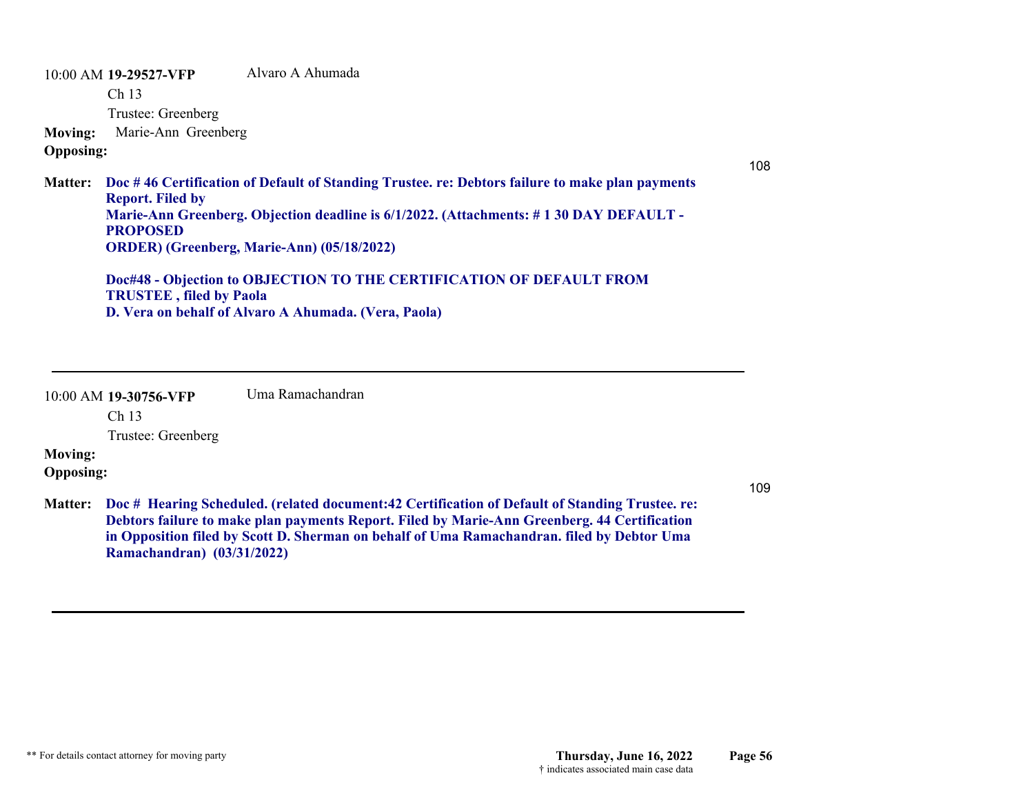10:00 AM **19-29527-VFP** Alvaro A Ahumada

Ch 13

Trustee: Greenberg

**Moving:** Marie-Ann Greenberg

**Opposing:**

108

**Matter:** **Doc # 46 Certification of Default of Standing Trustee. re: Debtors failure to make plan payments Report. Filed by Marie-Ann Greenberg. Objection deadline is 6/1/2022. (Attachments: # 1 30 DAY DEFAULT - PROPOSED ORDER) (Greenberg, Marie-Ann) (05/18/2022)**

**Doc#48 - Objection to OBJECTION TO THE CERTIFICATION OF DEFAULT FROM TRUSTEE , filed by Paola D. Vera on behalf of Alvaro A Ahumada. (Vera, Paola)**

---

10:00 AM **19-30756-VFP** Uma Ramachandran

Ch 13

Trustee: Greenberg

**Moving:**

**Opposing:**

109

**Matter:** **Doc # Hearing Scheduled. (related document:42 Certification of Default of Standing Trustee. re: Debtors failure to make plan payments Report. Filed by Marie-Ann Greenberg. 44 Certification in Opposition filed by Scott D. Sherman on behalf of Uma Ramachandran. filed by Debtor Uma Ramachandran) (03/31/2022)**

---

** For details contact attorney for moving party

**Thursday, June 16, 2022**

† indicates associated main case data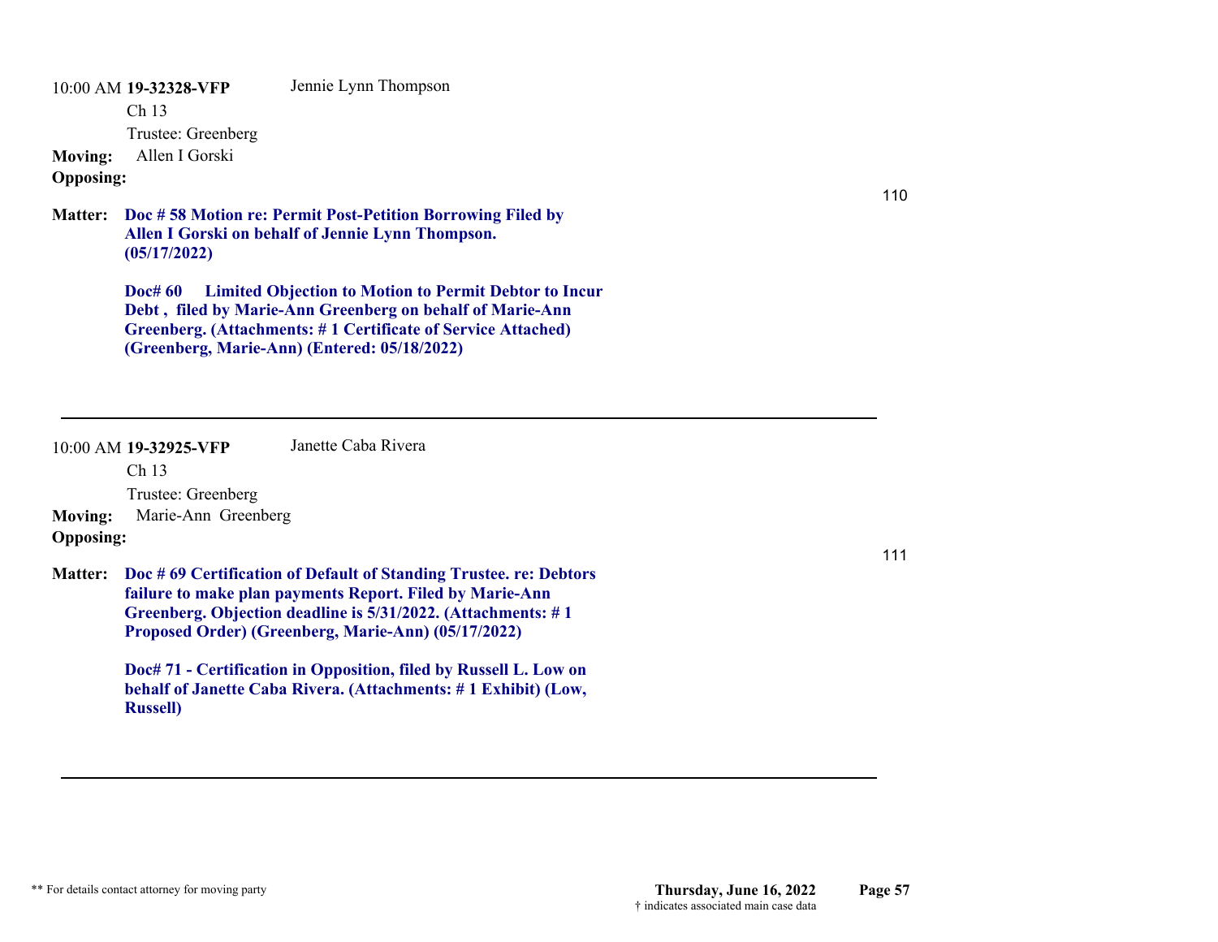10:00 AM **19-32328-VFP** Jennie Lynn Thompson

Ch 13

Trustee: Greenberg

**Moving:** Allen I Gorski

**Opposing:**

110

**Matter:** **Doc # 58 Motion re: Permit Post-Petition Borrowing Filed by Allen I Gorski on behalf of Jennie Lynn Thompson. (05/17/2022)**

**Doc# 60 Limited Objection to Motion to Permit Debtor to Incur Debt , filed by Marie-Ann Greenberg on behalf of Marie-Ann Greenberg. (Attachments: # 1 Certificate of Service Attached) (Greenberg, Marie-Ann) (Entered: 05/18/2022)**

---

10:00 AM **19-32925-VFP** Janette Caba Rivera

Ch 13

Trustee: Greenberg

**Moving:** Marie-Ann Greenberg

**Opposing:**

111

**Matter:** **Doc # 69 Certification of Default of Standing Trustee. re: Debtors failure to make plan payments Report. Filed by Marie-Ann Greenberg. Objection deadline is 5/31/2022. (Attachments: # 1 Proposed Order) (Greenberg, Marie-Ann) (05/17/2022)**

**Doc# 71 - Certification in Opposition, filed by Russell L. Low on behalf of Janette Caba Rivera. (Attachments: # 1 Exhibit) (Low, Russell)**

---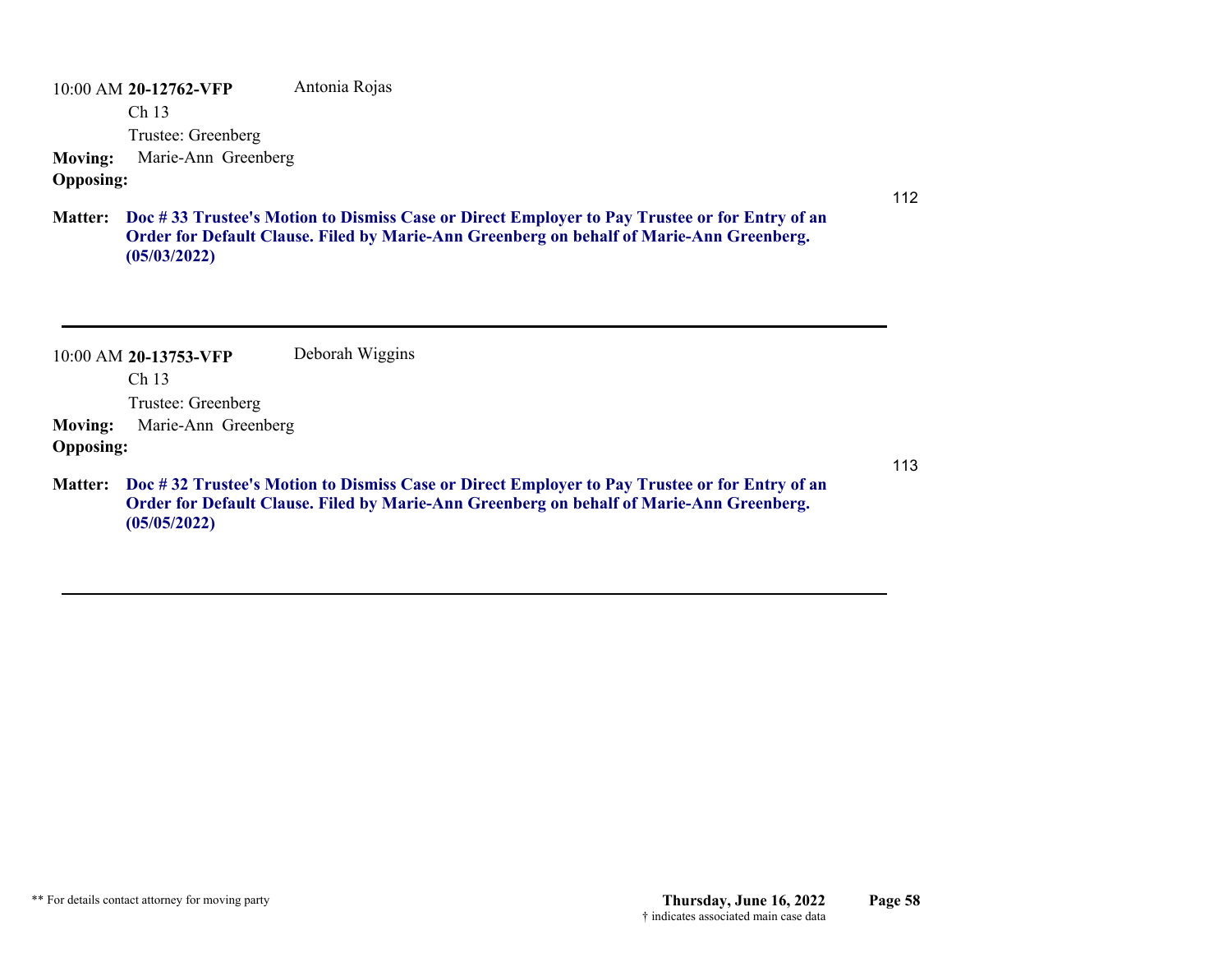10:00 AM **20-12762-VFP** Antonia Rojas

Ch 13

Trustee: Greenberg

**Moving:** Marie-Ann Greenberg

**Opposing:**

112

**Matter:** **Doc # 33 Trustee's Motion to Dismiss Case or Direct Employer to Pay Trustee or for Entry of an Order for Default Clause. Filed by Marie-Ann Greenberg on behalf of Marie-Ann Greenberg. (05/03/2022)**

---

10:00 AM **20-13753-VFP** Deborah Wiggins

Ch 13

Trustee: Greenberg

**Moving:** Marie-Ann Greenberg

**Opposing:**

113

**Matter:** **Doc # 32 Trustee's Motion to Dismiss Case or Direct Employer to Pay Trustee or for Entry of an Order for Default Clause. Filed by Marie-Ann Greenberg on behalf of Marie-Ann Greenberg. (05/05/2022)**

---

** For details contact attorney for moving party

**Thursday, June 16, 2022**

† indicates associated main case data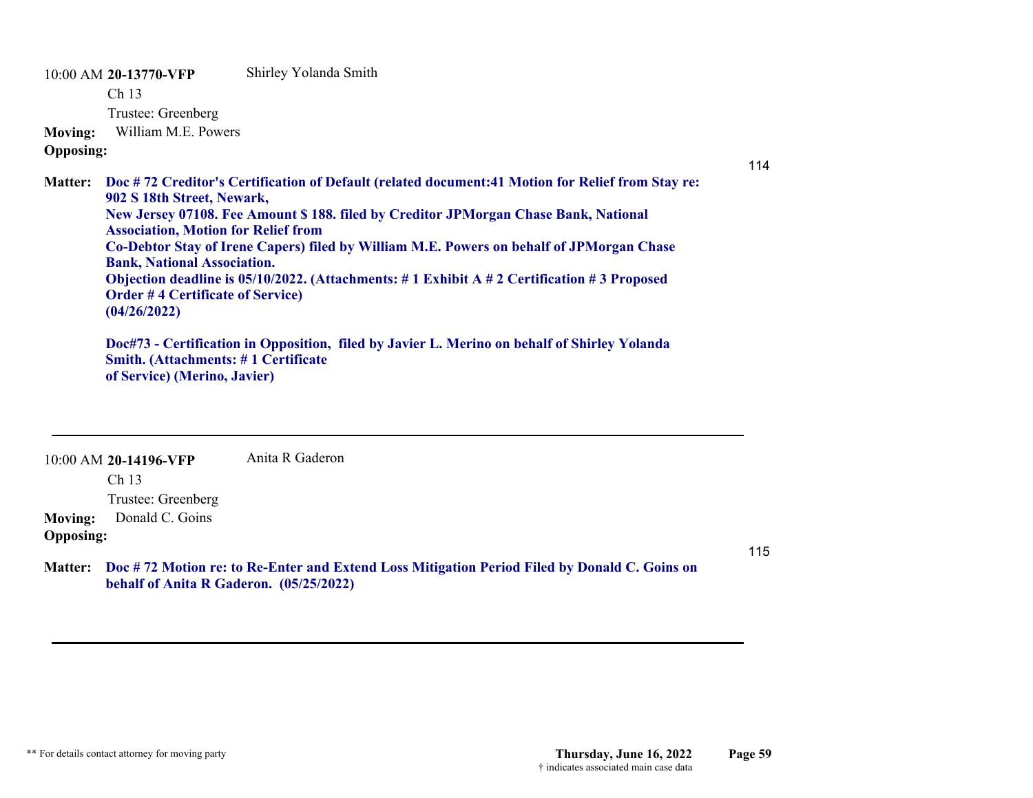10:00 AM **20-13770-VFP** Shirley Yolanda Smith

Ch 13

Trustee: Greenberg

**Moving:** William M.E. Powers

**Opposing:**

114

**Matter:** **Doc # 72 Creditor's Certification of Default (related document:41 Motion for Relief from Stay re: 902 S 18th Street, Newark, New Jersey 07108. Fee Amount $ 188. filed by Creditor JPMorgan Chase Bank, National Association, Motion for Relief from Co-Debtor Stay of Irene Capers) filed by William M.E. Powers on behalf of JPMorgan Chase Bank, National Association. Objection deadline is 05/10/2022. (Attachments: # 1 Exhibit A # 2 Certification # 3 Proposed Order # 4 Certificate of Service) (04/26/2022)**

**Doc#73 - Certification in Opposition, filed by Javier L. Merino on behalf of Shirley Yolanda Smith. (Attachments: # 1 Certificate of Service) (Merino, Javier)**

---

10:00 AM **20-14196-VFP** Anita R Gaderon

Ch 13

Trustee: Greenberg

**Moving:** Donald C. Goins

**Opposing:**

115

**Matter:** **Doc # 72 Motion re: to Re-Enter and Extend Loss Mitigation Period Filed by Donald C. Goins on behalf of Anita R Gaderon. (05/25/2022)**

---

** For details contact attorney for moving party

**Thursday, June 16, 2022**

† indicates associated main case data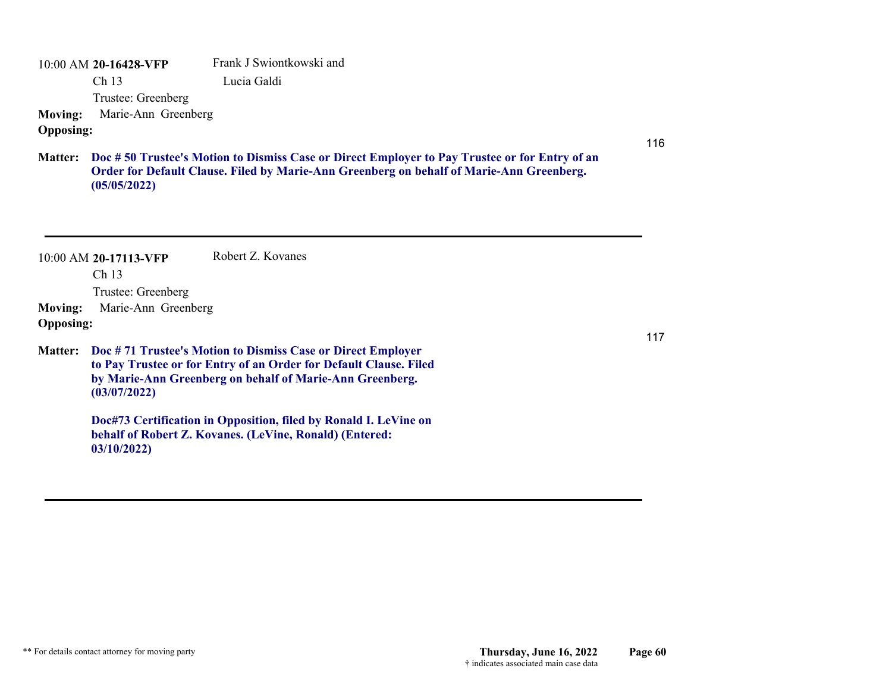10:00 AM **20-16428-VFP** Frank J Swiontkowski and Lucia Galdi

Ch 13

Trustee: Greenberg

**Moving:** Marie-Ann Greenberg

**Opposing:**

116

**Matter:** **Doc # 50 Trustee's Motion to Dismiss Case or Direct Employer to Pay Trustee or for Entry of an Order for Default Clause. Filed by Marie-Ann Greenberg on behalf of Marie-Ann Greenberg. (05/05/2022)**

---

10:00 AM **20-17113-VFP** Robert Z. Kovanes

Ch 13

Trustee: Greenberg

**Moving:** Marie-Ann Greenberg

**Opposing:**

117

**Matter:** **Doc # 71 Trustee's Motion to Dismiss Case or Direct Employer to Pay Trustee or for Entry of an Order for Default Clause. Filed by Marie-Ann Greenberg on behalf of Marie-Ann Greenberg. (03/07/2022)**

**Doc#73 Certification in Opposition, filed by Ronald I. LeVine on behalf of Robert Z. Kovanes. (LeVine, Ronald) (Entered: 03/10/2022)**

---

** For details contact attorney for moving party

**Thursday, June 16, 2022**

† indicates associated main case data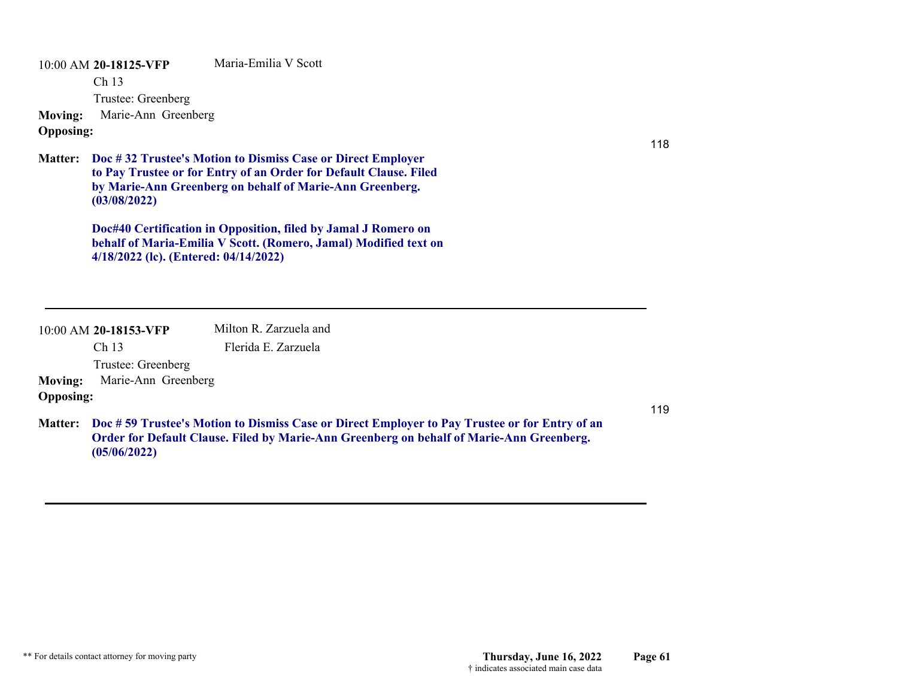10:00 AM **20-18125-VFP** Maria-Emilia V Scott

Ch 13

Trustee: Greenberg

**Moving:** Marie-Ann Greenberg

**Opposing:**

118

**Matter:** **Doc # 32 Trustee's Motion to Dismiss Case or Direct Employer to Pay Trustee or for Entry of an Order for Default Clause. Filed by Marie-Ann Greenberg on behalf of Marie-Ann Greenberg. (03/08/2022)**

**Doc#40 Certification in Opposition, filed by Jamal J Romero on behalf of Maria-Emilia V Scott. (Romero, Jamal) Modified text on 4/18/2022 (lc). (Entered: 04/14/2022)**

---

10:00 AM **20-18153-VFP** Milton R. Zarzuela and Flerida E. Zarzuela

Ch 13

Trustee: Greenberg

**Moving:** Marie-Ann Greenberg

**Opposing:**

119

**Matter:** **Doc # 59 Trustee's Motion to Dismiss Case or Direct Employer to Pay Trustee or for Entry of an Order for Default Clause. Filed by Marie-Ann Greenberg on behalf of Marie-Ann Greenberg. (05/06/2022)**

---

** For details contact attorney for moving party

Thursday, June 16, 2022

† indicates associated main case data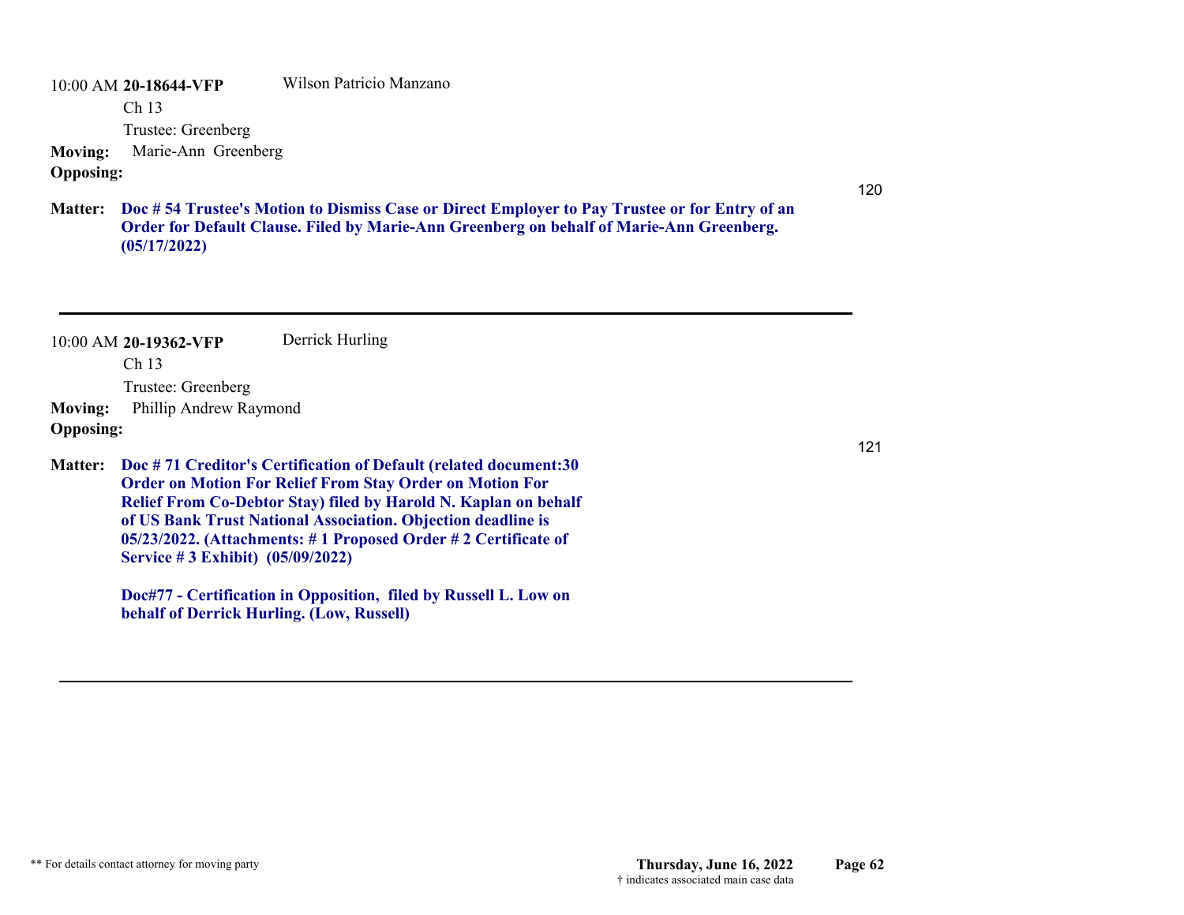10:00 AM **20-18644-VFP** Wilson Patricio Manzano

Ch 13

Trustee: Greenberg

**Moving:** Marie-Ann Greenberg

**Opposing:**

120

**Matter:** **Doc # 54 Trustee's Motion to Dismiss Case or Direct Employer to Pay Trustee or for Entry of an Order for Default Clause. Filed by Marie-Ann Greenberg on behalf of Marie-Ann Greenberg. (05/17/2022)**

---

10:00 AM **20-19362-VFP** Derrick Hurling

Ch 13

Trustee: Greenberg

**Moving:** Phillip Andrew Raymond

**Opposing:**

121

**Matter:** **Doc # 71 Creditor's Certification of Default (related document:30 Order on Motion For Relief From Stay Order on Motion For Relief From Co-Debtor Stay) filed by Harold N. Kaplan on behalf of US Bank Trust National Association. Objection deadline is 05/23/2022. (Attachments: # 1 Proposed Order # 2 Certificate of Service # 3 Exhibit) (05/09/2022)**

**Doc#77 - Certification in Opposition, filed by Russell L. Low on behalf of Derrick Hurling. (Low, Russell)**

---

** For details contact attorney for moving party

† indicates associated main case data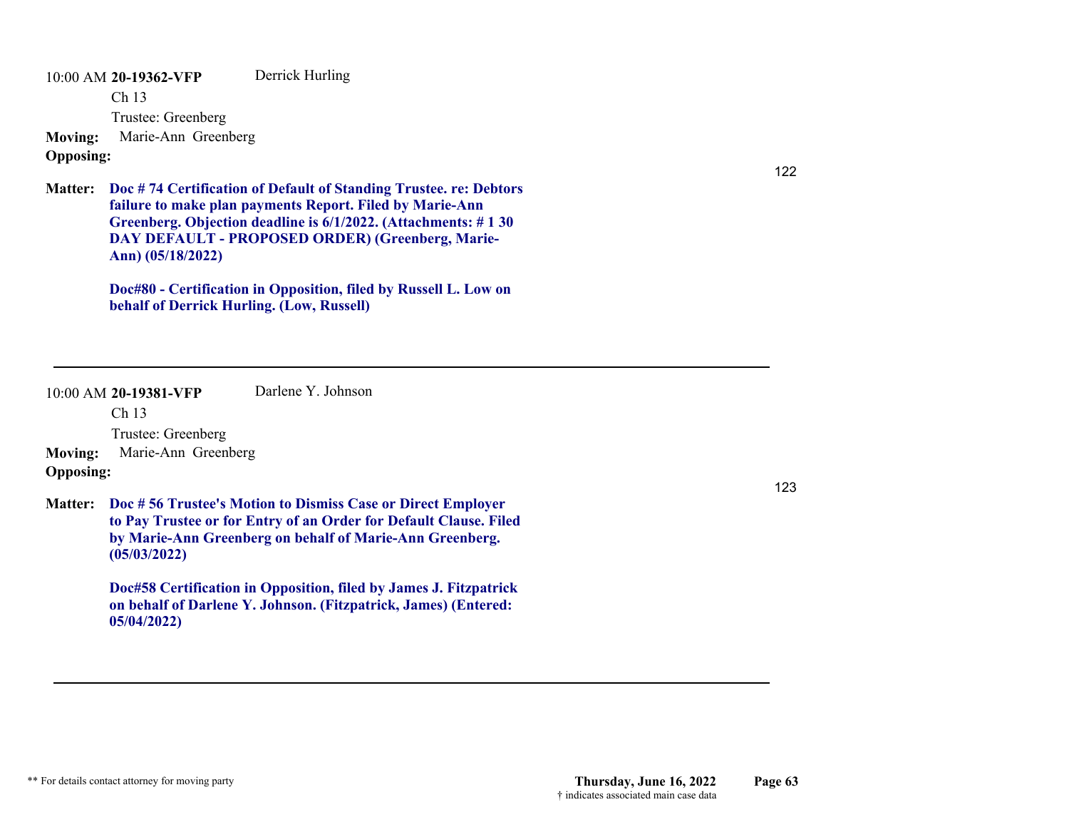10:00 AM **20-19362-VFP** Derrick Hurling

Ch 13

Trustee: Greenberg

**Moving:** Marie-Ann Greenberg

**Opposing:**

122

**Matter:** **Doc # 74 Certification of Default of Standing Trustee. re: Debtors failure to make plan payments Report. Filed by Marie-Ann Greenberg. Objection deadline is 6/1/2022. (Attachments: # 1 30 DAY DEFAULT - PROPOSED ORDER) (Greenberg, Marie-Ann) (05/18/2022)**

**Doc#80 - Certification in Opposition, filed by Russell L. Low on behalf of Derrick Hurling. (Low, Russell)**

---

10:00 AM **20-19381-VFP** Darlene Y. Johnson

Ch 13

Trustee: Greenberg

**Moving:** Marie-Ann Greenberg

**Opposing:**

123

**Matter:** **Doc # 56 Trustee's Motion to Dismiss Case or Direct Employer to Pay Trustee or for Entry of an Order for Default Clause. Filed by Marie-Ann Greenberg on behalf of Marie-Ann Greenberg. (05/03/2022)**

**Doc#58 Certification in Opposition, filed by James J. Fitzpatrick on behalf of Darlene Y. Johnson. (Fitzpatrick, James) (Entered: 05/04/2022)**

---

** For details contact attorney for moving party

**Thursday, June 16, 2022**

† indicates associated main case data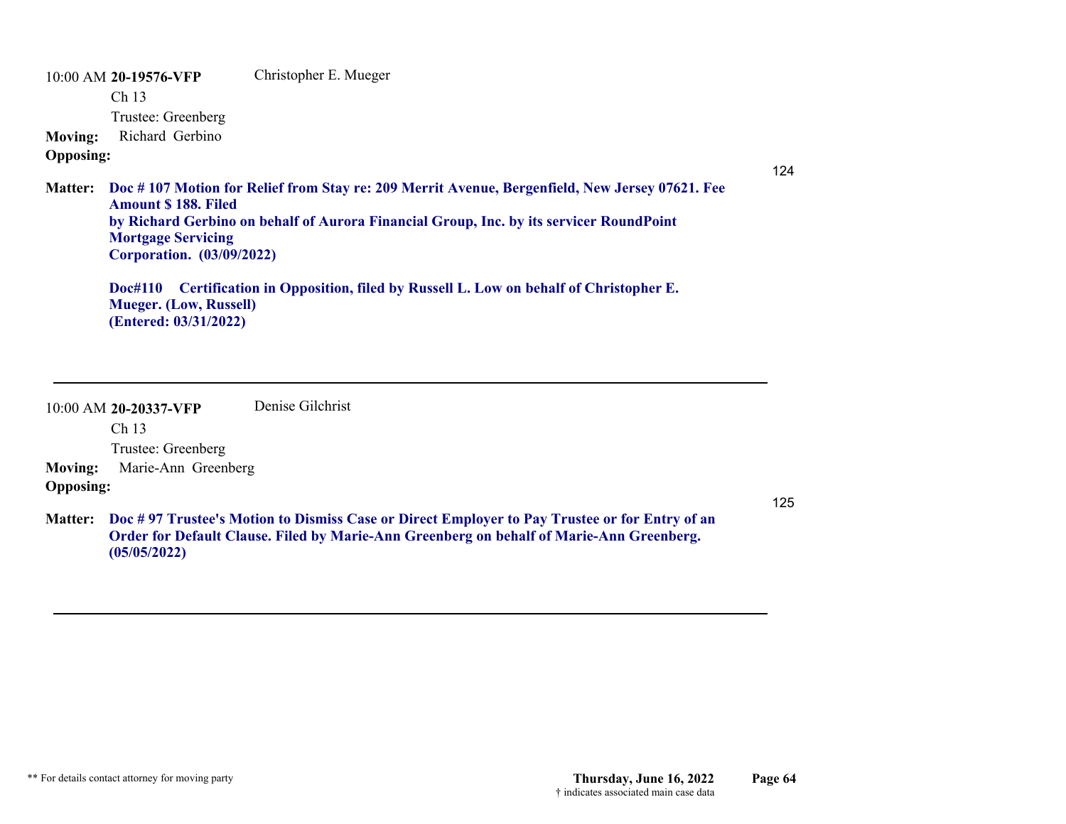10:00 AM **20-19576-VFP** Christopher E. Mueger

Ch 13

Trustee: Greenberg

**Moving:** Richard Gerbino

**Opposing:**

124

**Matter:** **Doc # 107 Motion for Relief from Stay re: 209 Merrit Avenue, Bergenfield, New Jersey 07621. Fee Amount $ 188. Filed by Richard Gerbino on behalf of Aurora Financial Group, Inc. by its servicer RoundPoint Mortgage Servicing Corporation. (03/09/2022)**

**Doc#110 Certification in Opposition, filed by Russell L. Low on behalf of Christopher E. Mueger. (Low, Russell) (Entered: 03/31/2022)**

---

10:00 AM **20-20337-VFP** Denise Gilchrist

Ch 13

Trustee: Greenberg

**Moving:** Marie-Ann Greenberg

**Opposing:**

125

**Matter:** **Doc # 97 Trustee's Motion to Dismiss Case or Direct Employer to Pay Trustee or for Entry of an Order for Default Clause. Filed by Marie-Ann Greenberg on behalf of Marie-Ann Greenberg. (05/05/2022)**

---

** For details contact attorney for moving party

**Thursday, June 16, 2022**

† indicates associated main case data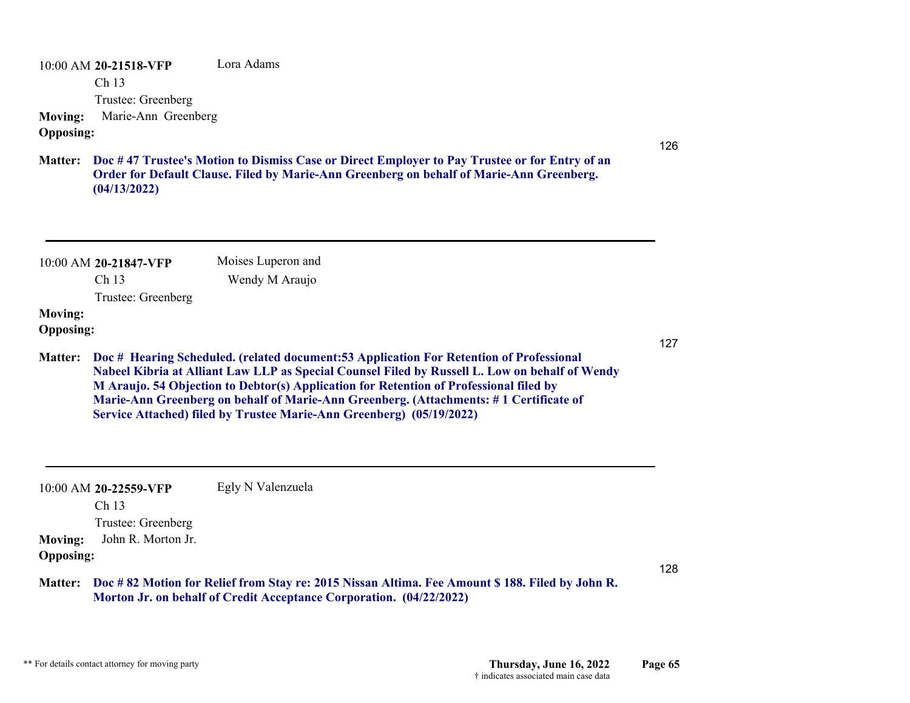10:00 AM **20-21518-VFP** Lora Adams

Ch 13

Trustee: Greenberg

**Moving:** Marie-Ann Greenberg

**Opposing:**

126

**Matter:** **Doc # 47 Trustee's Motion to Dismiss Case or Direct Employer to Pay Trustee or for Entry of an Order for Default Clause. Filed by Marie-Ann Greenberg on behalf of Marie-Ann Greenberg. (04/13/2022)**

---

10:00 AM **20-21847-VFP** Moises Luperon and Wendy M Araujo

Ch 13

Trustee: Greenberg

**Moving:**

**Opposing:**

127

**Matter:** **Doc # Hearing Scheduled. (related document:53 Application For Retention of Professional Nabeel Kibria at Alliant Law LLP as Special Counsel Filed by Russell L. Low on behalf of Wendy M Araujo. 54 Objection to Debtor(s) Application for Retention of Professional filed by Marie-Ann Greenberg on behalf of Marie-Ann Greenberg. (Attachments: # 1 Certificate of Service Attached) filed by Trustee Marie-Ann Greenberg) (05/19/2022)**

---

10:00 AM **20-22559-VFP** Egly N Valenzuela

Ch 13

Trustee: Greenberg

**Moving:** John R. Morton Jr.

**Opposing:**

128

**Matter:** **Doc # 82 Motion for Relief from Stay re: 2015 Nissan Altima. Fee Amount $ 188. Filed by John R. Morton Jr. on behalf of Credit Acceptance Corporation. (04/22/2022)**

** For details contact attorney for moving party

**Thursday, June 16, 2022**

† indicates associated main case data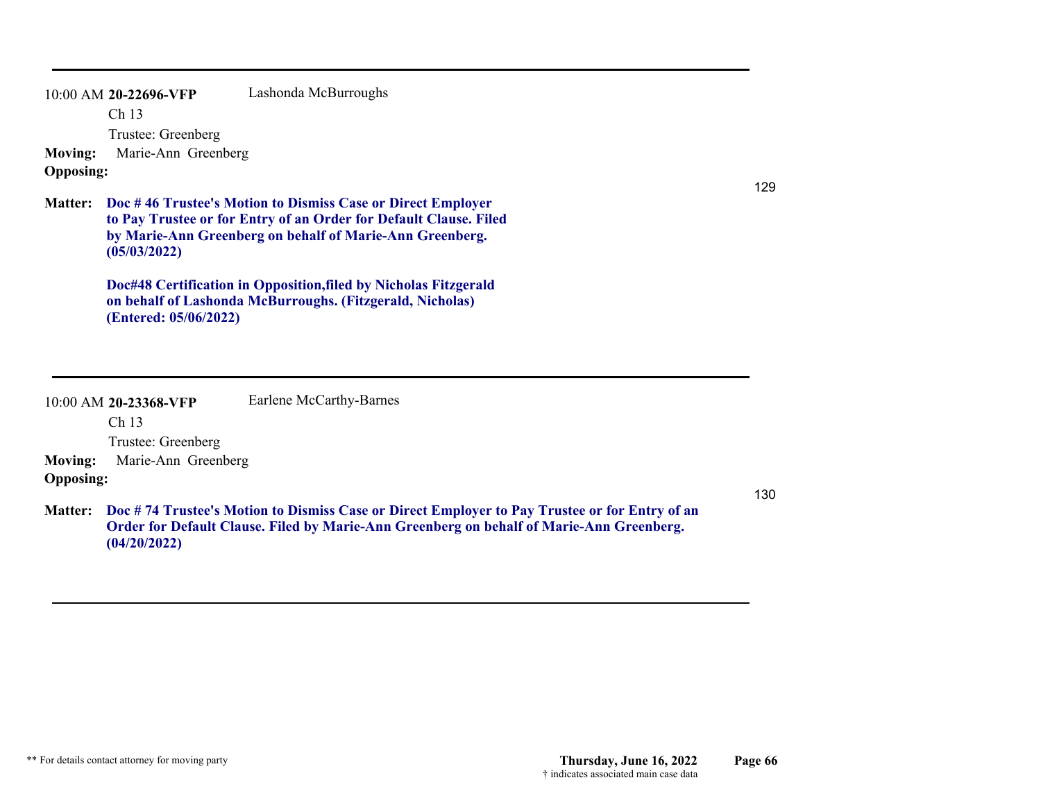---

10:00 AM **20-22696-VFP** Lashonda McBurroughs

Ch 13

Trustee: Greenberg

**Moving:** Marie-Ann Greenberg

**Opposing:**

129

**Matter:** **Doc # 46 Trustee's Motion to Dismiss Case or Direct Employer to Pay Trustee or for Entry of an Order for Default Clause. Filed by Marie-Ann Greenberg on behalf of Marie-Ann Greenberg. (05/03/2022)**

**Doc#48 Certification in Opposition,filed by Nicholas Fitzgerald on behalf of Lashonda McBurroughs. (Fitzgerald, Nicholas) (Entered: 05/06/2022)**

---

10:00 AM **20-23368-VFP** Earlene McCarthy-Barnes

Ch 13

Trustee: Greenberg

**Moving:** Marie-Ann Greenberg

**Opposing:**

130

**Matter:** **Doc # 74 Trustee's Motion to Dismiss Case or Direct Employer to Pay Trustee or for Entry of an Order for Default Clause. Filed by Marie-Ann Greenberg on behalf of Marie-Ann Greenberg. (04/20/2022)**

---

** For details contact attorney for moving party

**Thursday, June 16, 2022**

† indicates associated main case data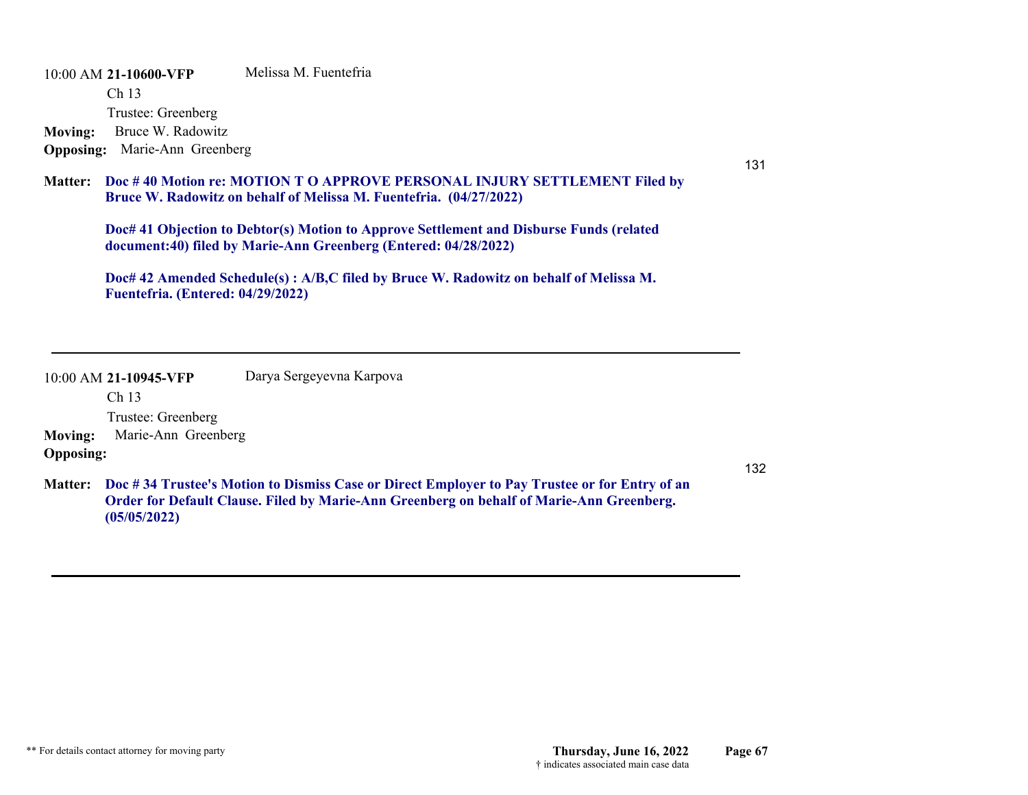10:00 AM **21-10600-VFP** Melissa M. Fuentefria

Ch 13

Trustee: Greenberg

**Moving:** Bruce W. Radowitz

**Opposing:** Marie-Ann Greenberg

131

**Matter:** **Doc # 40 Motion re: MOTION T O APPROVE PERSONAL INJURY SETTLEMENT Filed by Bruce W. Radowitz on behalf of Melissa M. Fuentefria. (04/27/2022)**

**Doc# 41 Objection to Debtor(s) Motion to Approve Settlement and Disburse Funds (related document:40) filed by Marie-Ann Greenberg (Entered: 04/28/2022)**

**Doc# 42 Amended Schedule(s) : A/B,C filed by Bruce W. Radowitz on behalf of Melissa M. Fuentefria. (Entered: 04/29/2022)**

---

10:00 AM **21-10945-VFP** Darya Sergeyevna Karpova

Ch 13

Trustee: Greenberg

**Moving:** Marie-Ann Greenberg

**Opposing:**

132

**Matter:** **Doc # 34 Trustee's Motion to Dismiss Case or Direct Employer to Pay Trustee or for Entry of an Order for Default Clause. Filed by Marie-Ann Greenberg on behalf of Marie-Ann Greenberg. (05/05/2022)**

---

** For details contact attorney for moving party

**Thursday, June 16, 2022**

† indicates associated main case data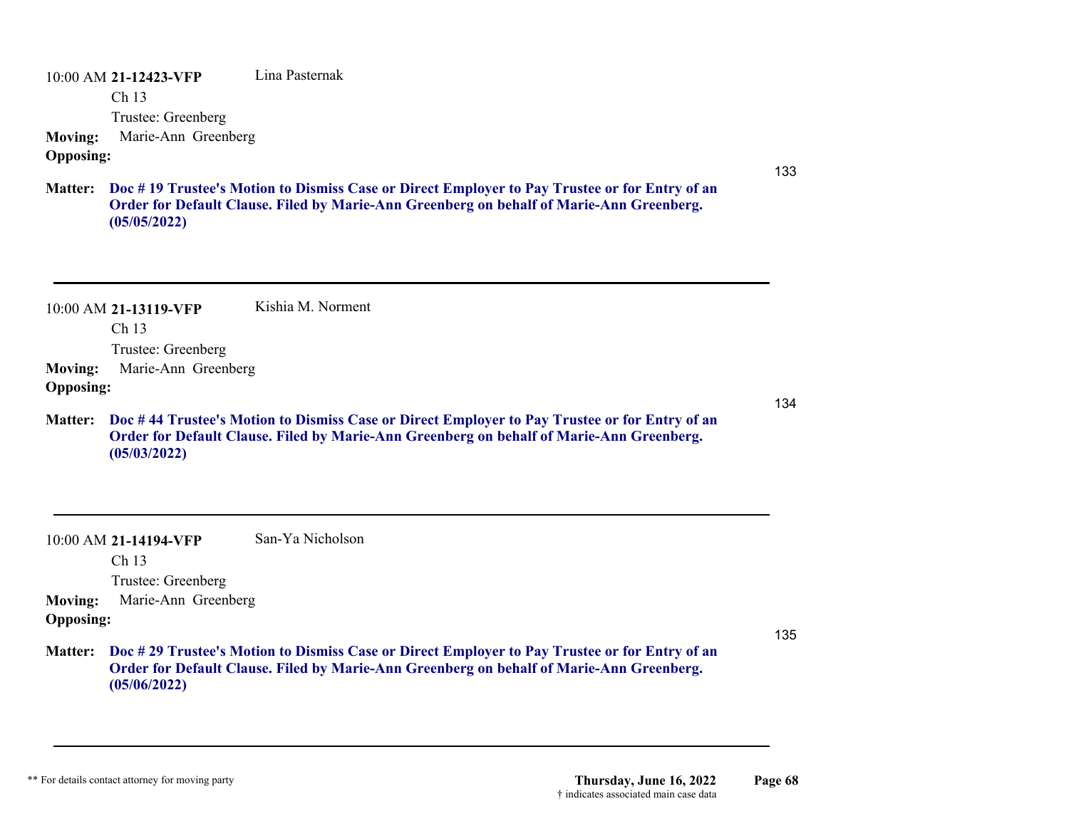10:00 AM **21-12423-VFP** Lina Pasternak

Ch 13

Trustee: Greenberg

**Moving:** Marie-Ann Greenberg

**Opposing:**

133

**Matter:** **Doc # 19 Trustee's Motion to Dismiss Case or Direct Employer to Pay Trustee or for Entry of an Order for Default Clause. Filed by Marie-Ann Greenberg on behalf of Marie-Ann Greenberg. (05/05/2022)**

---

10:00 AM **21-13119-VFP** Kishia M. Norment

Ch 13

Trustee: Greenberg

**Moving:** Marie-Ann Greenberg

**Opposing:**

134

**Matter:** **Doc # 44 Trustee's Motion to Dismiss Case or Direct Employer to Pay Trustee or for Entry of an Order for Default Clause. Filed by Marie-Ann Greenberg on behalf of Marie-Ann Greenberg. (05/03/2022)**

---

10:00 AM **21-14194-VFP** San-Ya Nicholson

Ch 13

Trustee: Greenberg

**Moving:** Marie-Ann Greenberg

**Opposing:**

135

**Matter:** **Doc # 29 Trustee's Motion to Dismiss Case or Direct Employer to Pay Trustee or for Entry of an Order for Default Clause. Filed by Marie-Ann Greenberg on behalf of Marie-Ann Greenberg. (05/06/2022)**

---

** For details contact attorney for moving party

**Thursday, June 16, 2022**

† indicates associated main case data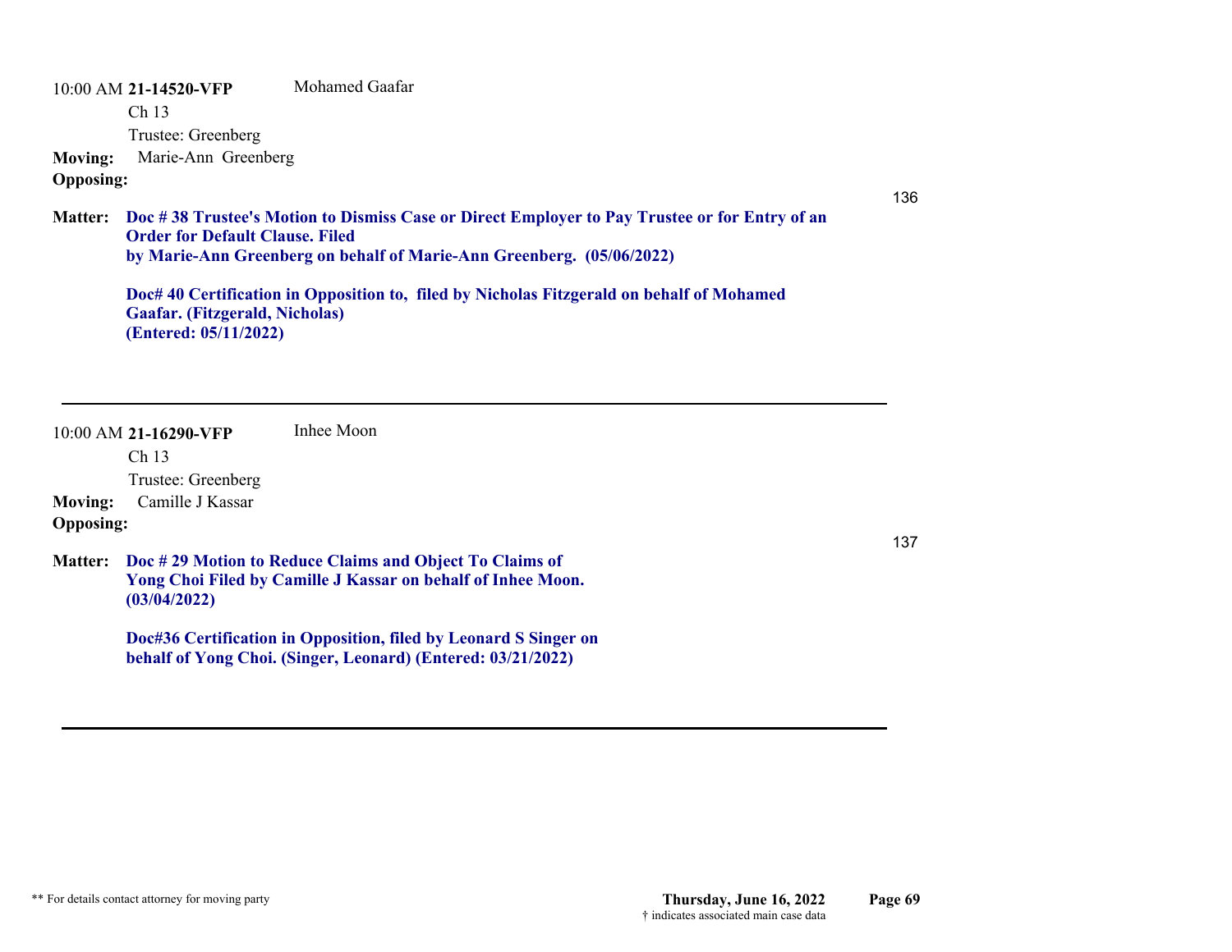10:00 AM **21-14520-VFP** Mohamed Gaafar

Ch 13

Trustee: Greenberg

**Moving:** Marie-Ann Greenberg

**Opposing:**

136

**Matter:** **Doc # 38 Trustee's Motion to Dismiss Case or Direct Employer to Pay Trustee or for Entry of an Order for Default Clause. Filed by Marie-Ann Greenberg on behalf of Marie-Ann Greenberg. (05/06/2022)**

**Doc# 40 Certification in Opposition to, filed by Nicholas Fitzgerald on behalf of Mohamed Gaafar. (Fitzgerald, Nicholas) (Entered: 05/11/2022)**

---

10:00 AM **21-16290-VFP** Inhee Moon

Ch 13

Trustee: Greenberg

**Moving:** Camille J Kassar

**Opposing:**

137

**Matter:** **Doc # 29 Motion to Reduce Claims and Object To Claims of Yong Choi Filed by Camille J Kassar on behalf of Inhee Moon. (03/04/2022)**

**Doc#36 Certification in Opposition, filed by Leonard S Singer on behalf of Yong Choi. (Singer, Leonard) (Entered: 03/21/2022)**

---

** For details contact attorney for moving party

**Thursday, June 16, 2022**

† indicates associated main case data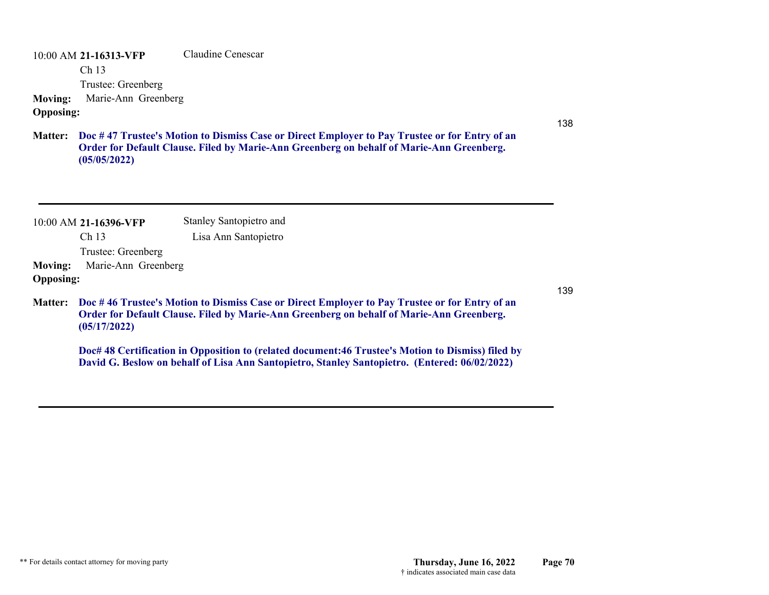10:00 AM **21-16313-VFP** Claudine Cenescar

Ch 13

Trustee: Greenberg

**Moving:** Marie-Ann Greenberg

**Opposing:**

138

**Matter:** **Doc # 47 Trustee's Motion to Dismiss Case or Direct Employer to Pay Trustee or for Entry of an Order for Default Clause. Filed by Marie-Ann Greenberg on behalf of Marie-Ann Greenberg. (05/05/2022)**

---

10:00 AM **21-16396-VFP** Stanley Santopietro and Lisa Ann Santopietro

Ch 13

Trustee: Greenberg

**Moving:** Marie-Ann Greenberg

**Opposing:**

139

**Matter:** **Doc # 46 Trustee's Motion to Dismiss Case or Direct Employer to Pay Trustee or for Entry of an Order for Default Clause. Filed by Marie-Ann Greenberg on behalf of Marie-Ann Greenberg. (05/17/2022)**

**Doc# 48 Certification in Opposition to (related document:46 Trustee's Motion to Dismiss) filed by David G. Beslow on behalf of Lisa Ann Santopietro, Stanley Santopietro. (Entered: 06/02/2022)**

---

** For details contact attorney for moving party

**Thursday, June 16, 2022**

† indicates associated main case data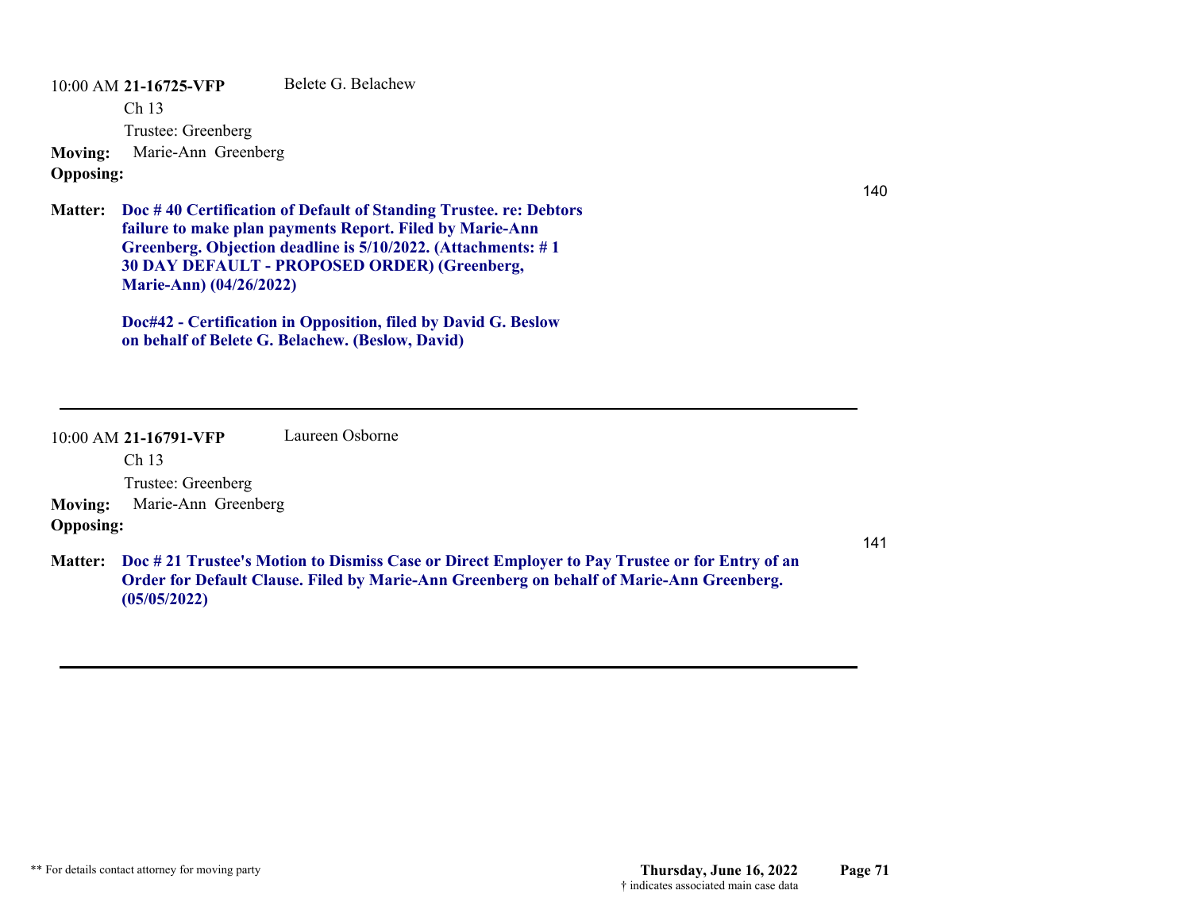10:00 AM **21-16725-VFP** Belete G. Belachew

Ch 13

Trustee: Greenberg

**Moving:** Marie-Ann Greenberg

**Opposing:**

140

**Matter:** **Doc # 40 Certification of Default of Standing Trustee. re: Debtors failure to make plan payments Report. Filed by Marie-Ann Greenberg. Objection deadline is 5/10/2022. (Attachments: # 1 30 DAY DEFAULT - PROPOSED ORDER) (Greenberg, Marie-Ann) (04/26/2022)**

**Doc#42 - Certification in Opposition, filed by David G. Beslow on behalf of Belete G. Belachew. (Beslow, David)**

---

10:00 AM **21-16791-VFP** Laureen Osborne

Ch 13

Trustee: Greenberg

**Moving:** Marie-Ann Greenberg

**Opposing:**

141

**Matter:** **Doc # 21 Trustee's Motion to Dismiss Case or Direct Employer to Pay Trustee or for Entry of an Order for Default Clause. Filed by Marie-Ann Greenberg on behalf of Marie-Ann Greenberg. (05/05/2022)**

---

** For details contact attorney for moving party

**Thursday, June 16, 2022**

† indicates associated main case data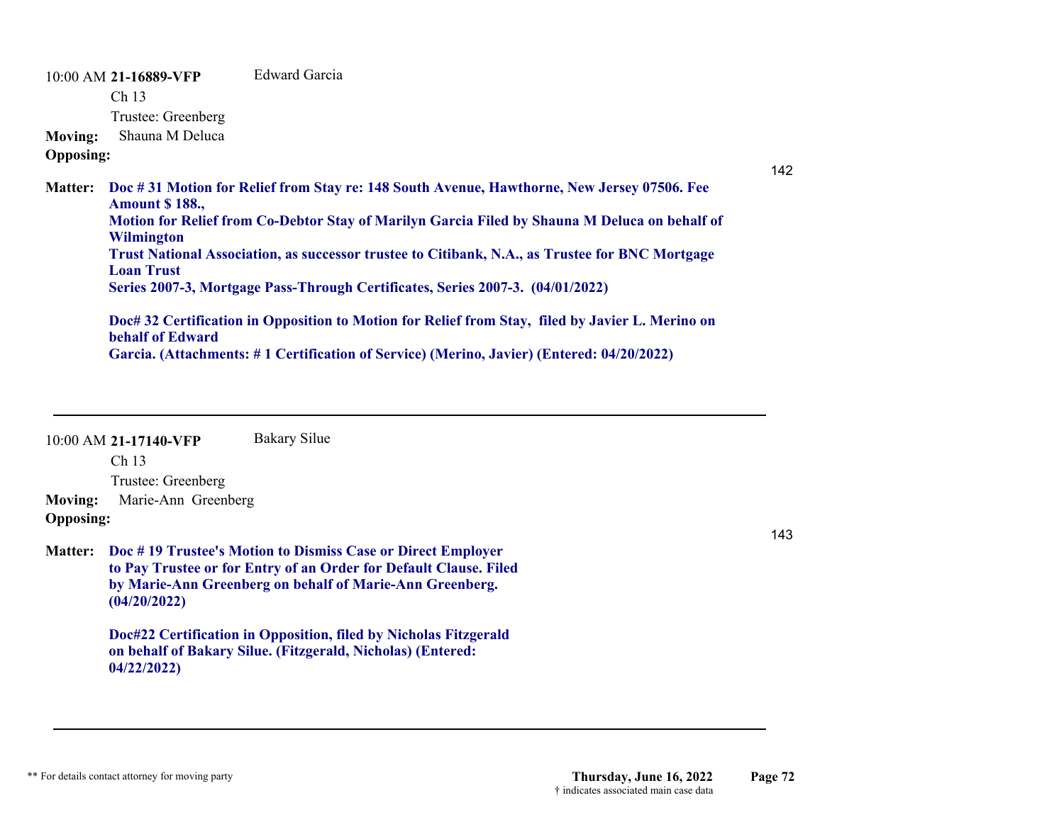10:00 AM **21-16889-VFP** Edward Garcia

Ch 13

Trustee: Greenberg

**Moving:** Shauna M Deluca

**Opposing:**

142

**Matter:** **Doc # 31 Motion for Relief from Stay re: 148 South Avenue, Hawthorne, New Jersey 07506. Fee Amount $ 188., Motion for Relief from Co-Debtor Stay of Marilyn Garcia Filed by Shauna M Deluca on behalf of Wilmington Trust National Association, as successor trustee to Citibank, N.A., as Trustee for BNC Mortgage Loan Trust Series 2007-3, Mortgage Pass-Through Certificates, Series 2007-3. (04/01/2022)**

**Doc# 32 Certification in Opposition to Motion for Relief from Stay, filed by Javier L. Merino on behalf of Edward Garcia. (Attachments: # 1 Certification of Service) (Merino, Javier) (Entered: 04/20/2022)**

---

10:00 AM **21-17140-VFP** Bakary Silue

Ch 13

Trustee: Greenberg

**Moving:** Marie-Ann Greenberg

**Opposing:**

143

**Matter:** **Doc # 19 Trustee's Motion to Dismiss Case or Direct Employer to Pay Trustee or for Entry of an Order for Default Clause. Filed by Marie-Ann Greenberg on behalf of Marie-Ann Greenberg. (04/20/2022)**

**Doc#22 Certification in Opposition, filed by Nicholas Fitzgerald on behalf of Bakary Silue. (Fitzgerald, Nicholas) (Entered: 04/22/2022)**

---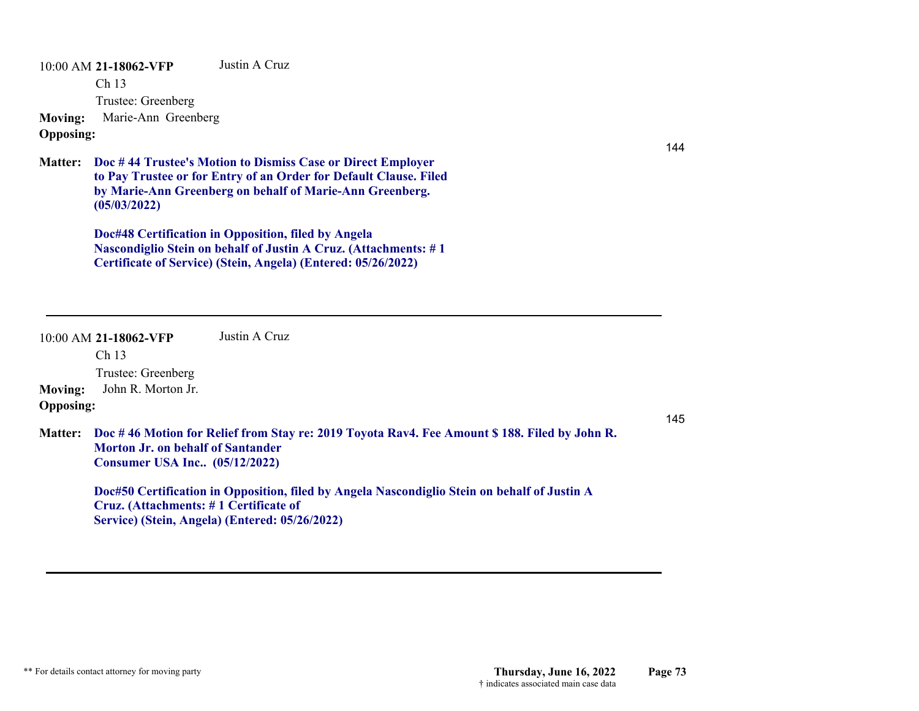10:00 AM **21-18062-VFP** Justin A Cruz

Ch 13

Trustee: Greenberg

**Moving:** Marie-Ann Greenberg

**Opposing:**

144

**Matter:** **Doc # 44 Trustee's Motion to Dismiss Case or Direct Employer to Pay Trustee or for Entry of an Order for Default Clause. Filed by Marie-Ann Greenberg on behalf of Marie-Ann Greenberg. (05/03/2022)**

**Doc#48 Certification in Opposition, filed by Angela Nascondiglio Stein on behalf of Justin A Cruz. (Attachments: # 1 Certificate of Service) (Stein, Angela) (Entered: 05/26/2022)**

---

10:00 AM **21-18062-VFP** Justin A Cruz

Ch 13

Trustee: Greenberg

**Moving:** John R. Morton Jr.

**Opposing:**

145

**Matter:** **Doc # 46 Motion for Relief from Stay re: 2019 Toyota Rav4. Fee Amount $ 188. Filed by John R. Morton Jr. on behalf of Santander Consumer USA Inc.. (05/12/2022)**

**Doc#50 Certification in Opposition, filed by Angela Nascondiglio Stein on behalf of Justin A Cruz. (Attachments: # 1 Certificate of Service) (Stein, Angela) (Entered: 05/26/2022)**

---

** For details contact attorney for moving party

**Thursday, June 16, 2022**

† indicates associated main case data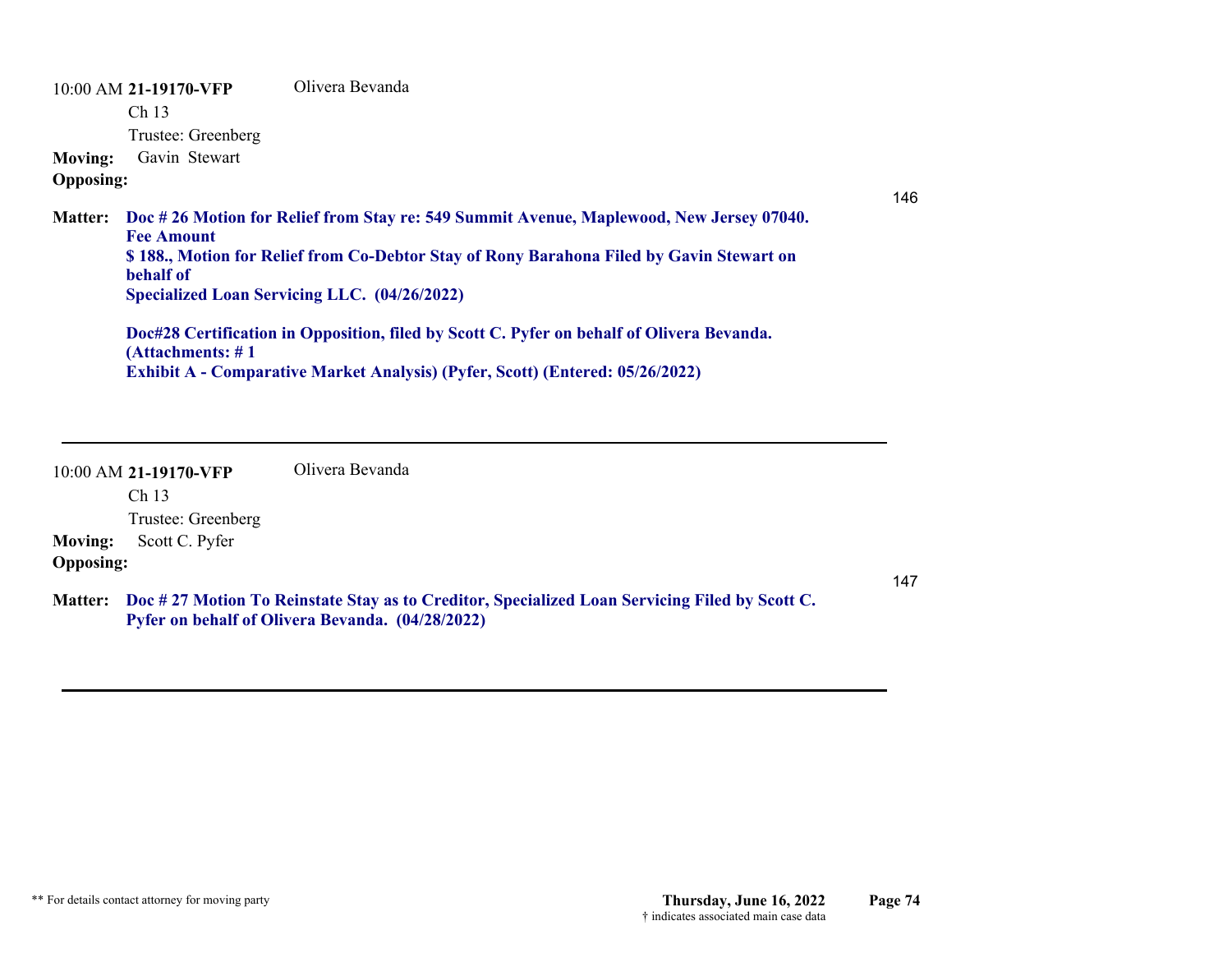10:00 AM **21-19170-VFP** Olivera Bevanda

Ch 13

Trustee: Greenberg

**Moving:** Gavin Stewart

**Opposing:**

146

**Matter:** **Doc # 26 Motion for Relief from Stay re: 549 Summit Avenue, Maplewood, New Jersey 07040. Fee Amount $ 188., Motion for Relief from Co-Debtor Stay of Rony Barahona Filed by Gavin Stewart on behalf of Specialized Loan Servicing LLC. (04/26/2022)**

**Doc#28 Certification in Opposition, filed by Scott C. Pyfer on behalf of Olivera Bevanda. (Attachments: # 1 Exhibit A - Comparative Market Analysis) (Pyfer, Scott) (Entered: 05/26/2022)**

---

10:00 AM **21-19170-VFP** Olivera Bevanda

Ch 13

Trustee: Greenberg

**Moving:** Scott C. Pyfer

**Opposing:**

147

**Matter:** **Doc # 27 Motion To Reinstate Stay as to Creditor, Specialized Loan Servicing Filed by Scott C. Pyfer on behalf of Olivera Bevanda. (04/28/2022)**

---

** For details contact attorney for moving party

**Thursday, June 16, 2022**

† indicates associated main case data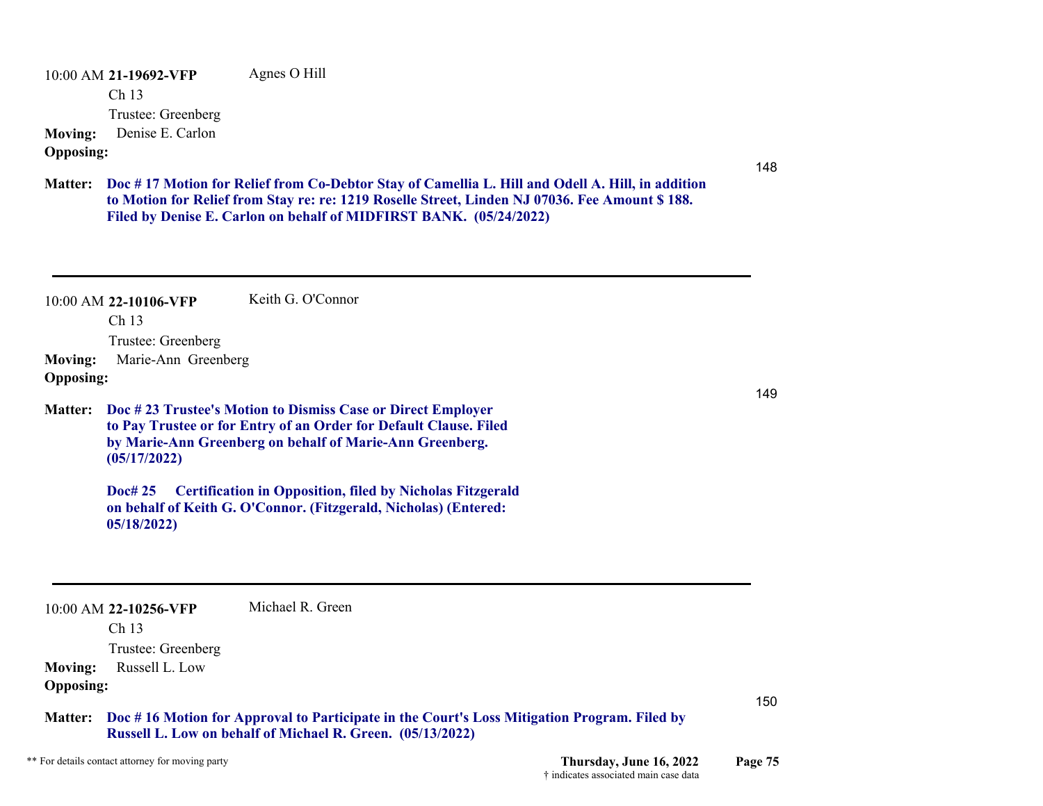10:00 AM **21-19692-VFP** Agnes O Hill

Ch 13

Trustee: Greenberg

**Moving:** Denise E. Carlon

**Opposing:**

148

**Matter:** **Doc # 17 Motion for Relief from Co-Debtor Stay of Camellia L. Hill and Odell A. Hill, in addition to Motion for Relief from Stay re: re: 1219 Roselle Street, Linden NJ 07036. Fee Amount $ 188. Filed by Denise E. Carlon on behalf of MIDFIRST BANK. (05/24/2022)**

---

10:00 AM **22-10106-VFP** Keith G. O'Connor

Ch 13

Trustee: Greenberg

**Moving:** Marie-Ann Greenberg

**Opposing:**

149

**Matter:** **Doc # 23 Trustee's Motion to Dismiss Case or Direct Employer to Pay Trustee or for Entry of an Order for Default Clause. Filed by Marie-Ann Greenberg on behalf of Marie-Ann Greenberg. (05/17/2022)**

**Doc# 25 Certification in Opposition, filed by Nicholas Fitzgerald on behalf of Keith G. O'Connor. (Fitzgerald, Nicholas) (Entered: 05/18/2022)**

---

10:00 AM **22-10256-VFP** Michael R. Green

Ch 13

Trustee: Greenberg

**Moving:** Russell L. Low

**Opposing:**

150

**Matter:** **Doc # 16 Motion for Approval to Participate in the Court's Loss Mitigation Program. Filed by Russell L. Low on behalf of Michael R. Green. (05/13/2022)**

** For details contact attorney for moving party

**Thursday, June 16, 2022**

† indicates associated main case data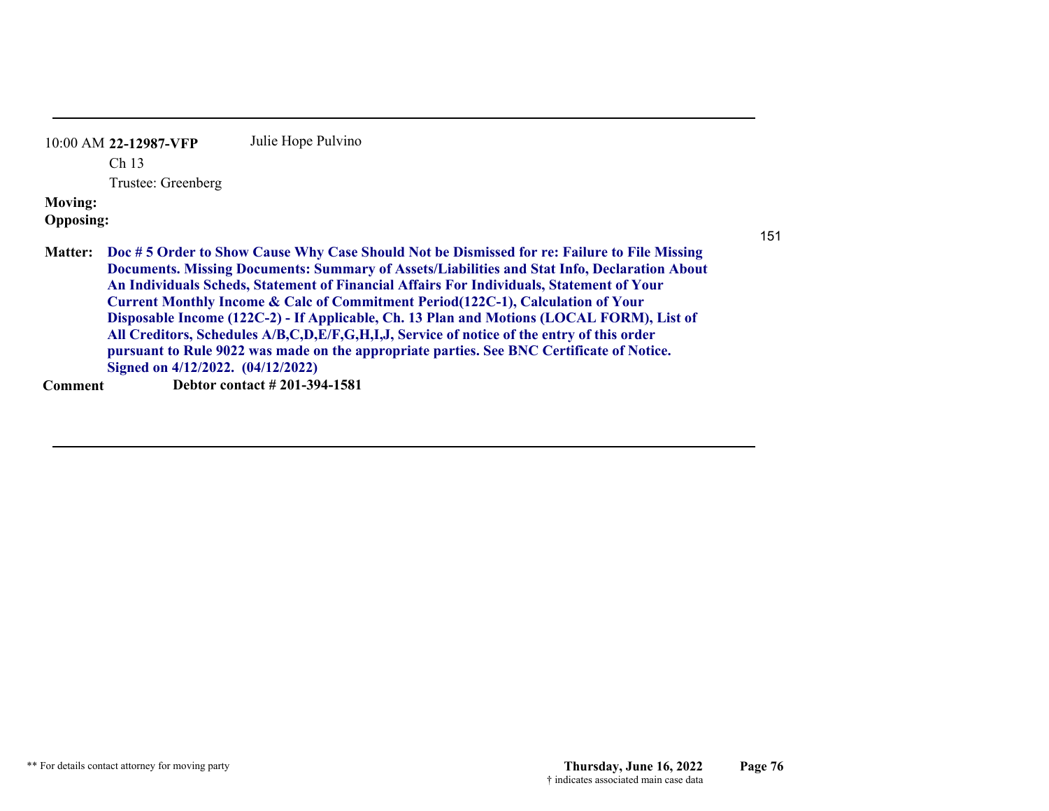10:00 AM **22-12987-VFP** Julie Hope Pulvino

Ch 13

Trustee: Greenberg

**Moving:**

**Opposing:**

151

**Matter:** **Doc # 5 Order to Show Cause Why Case Should Not be Dismissed for re: Failure to File Missing Documents. Missing Documents: Summary of Assets/Liabilities and Stat Info, Declaration About An Individuals Scheds, Statement of Financial Affairs For Individuals, Statement of Your Current Monthly Income & Calc of Commitment Period(122C-1), Calculation of Your Disposable Income (122C-2) - If Applicable, Ch. 13 Plan and Motions (LOCAL FORM), List of All Creditors, Schedules A/B,C,D,E/F,G,H,I,J, Service of notice of the entry of this order pursuant to Rule 9022 was made on the appropriate parties. See BNC Certificate of Notice. Signed on 4/12/2022. (04/12/2022)**

**Comment** **Debtor contact # 201-394-1581**

** For details contact attorney for moving party

**Thursday, June 16, 2022**

† indicates associated main case data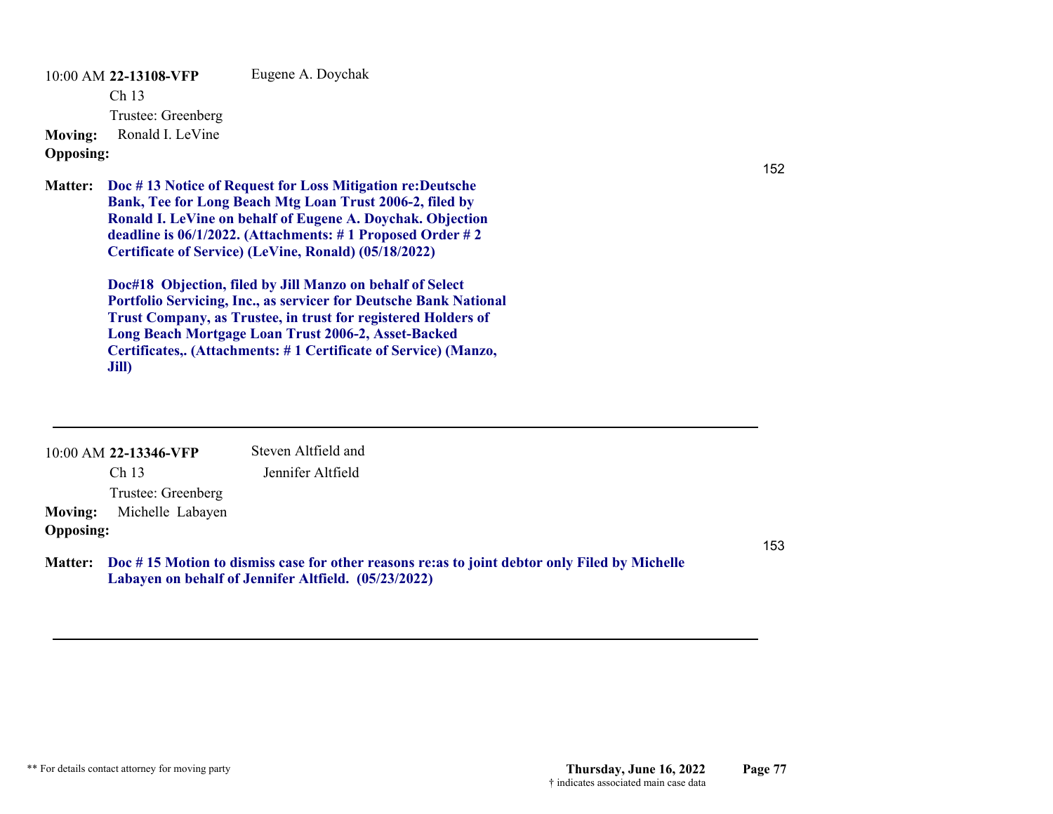10:00 AM **22-13108-VFP** Eugene A. Doychak

Ch 13

Trustee: Greenberg

**Moving:** Ronald I. LeVine

**Opposing:**

152

**Matter:** **Doc # 13 Notice of Request for Loss Mitigation re:Deutsche Bank, Tee for Long Beach Mtg Loan Trust 2006-2, filed by Ronald I. LeVine on behalf of Eugene A. Doychak. Objection deadline is 06/1/2022. (Attachments: # 1 Proposed Order # 2 Certificate of Service) (LeVine, Ronald) (05/18/2022)**

**Doc#18 Objection, filed by Jill Manzo on behalf of Select Portfolio Servicing, Inc., as servicer for Deutsche Bank National Trust Company, as Trustee, in trust for registered Holders of Long Beach Mortgage Loan Trust 2006-2, Asset-Backed Certificates,. (Attachments: # 1 Certificate of Service) (Manzo, Jill)**

---

10:00 AM **22-13346-VFP** Steven Altfield and Jennifer Altfield

Ch 13

Trustee: Greenberg

**Moving:** Michelle Labayen

**Opposing:**

153

**Matter:** **Doc # 15 Motion to dismiss case for other reasons re:as to joint debtor only Filed by Michelle Labayen on behalf of Jennifer Altfield. (05/23/2022)**

---

** For details contact attorney for moving party

**Thursday, June 16, 2022**

† indicates associated main case data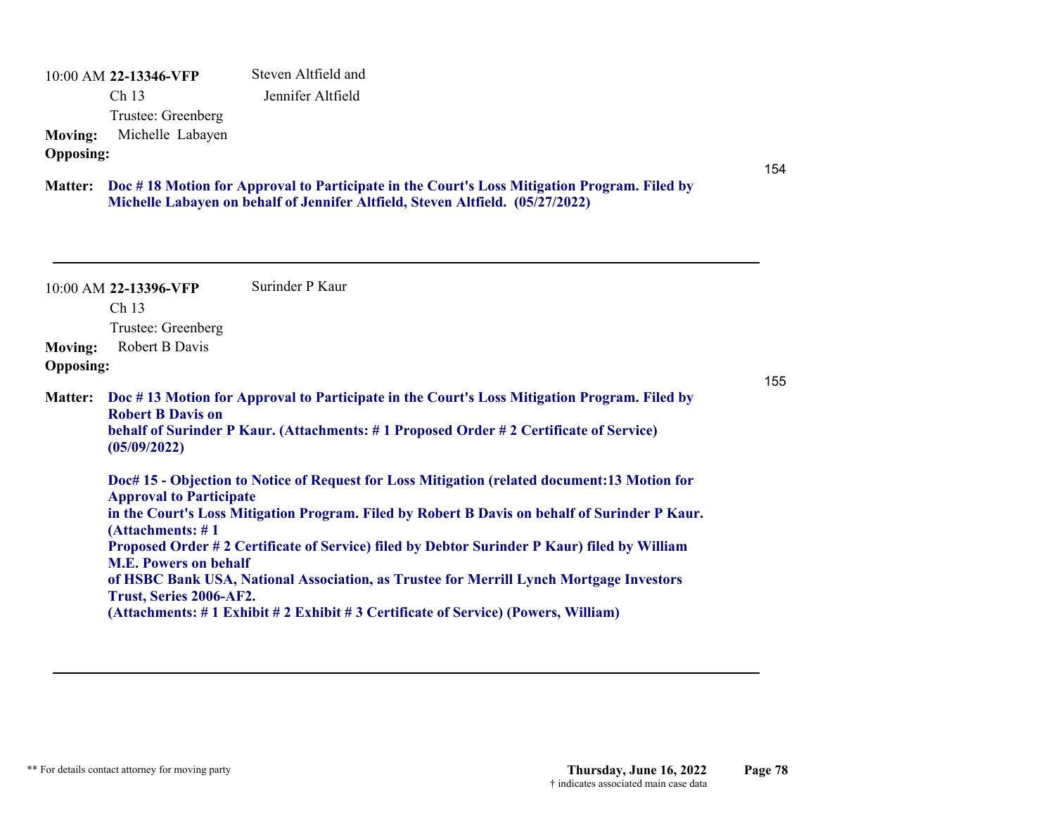10:00 AM **22-13346-VFP** Steven Altfield and Jennifer Altfield

Ch 13

Trustee: Greenberg

**Moving:** Michelle Labayen

**Opposing:**

154

**Matter:** **Doc # 18 Motion for Approval to Participate in the Court's Loss Mitigation Program. Filed by Michelle Labayen on behalf of Jennifer Altfield, Steven Altfield. (05/27/2022)**

---

10:00 AM **22-13396-VFP** Surinder P Kaur

Ch 13

Trustee: Greenberg

**Moving:** Robert B Davis

**Opposing:**

155

**Matter:** **Doc # 13 Motion for Approval to Participate in the Court's Loss Mitigation Program. Filed by Robert B Davis on behalf of Surinder P Kaur. (Attachments: # 1 Proposed Order # 2 Certificate of Service) (05/09/2022)**

**Doc# 15 - Objection to Notice of Request for Loss Mitigation (related document:13 Motion for Approval to Participate in the Court's Loss Mitigation Program. Filed by Robert B Davis on behalf of Surinder P Kaur. (Attachments: # 1 Proposed Order # 2 Certificate of Service) filed by Debtor Surinder P Kaur) filed by William M.E. Powers on behalf of HSBC Bank USA, National Association, as Trustee for Merrill Lynch Mortgage Investors Trust, Series 2006-AF2. (Attachments: # 1 Exhibit # 2 Exhibit # 3 Certificate of Service) (Powers, William)**

---

** For details contact attorney for moving party

**Thursday, June 16, 2022**

† indicates associated main case data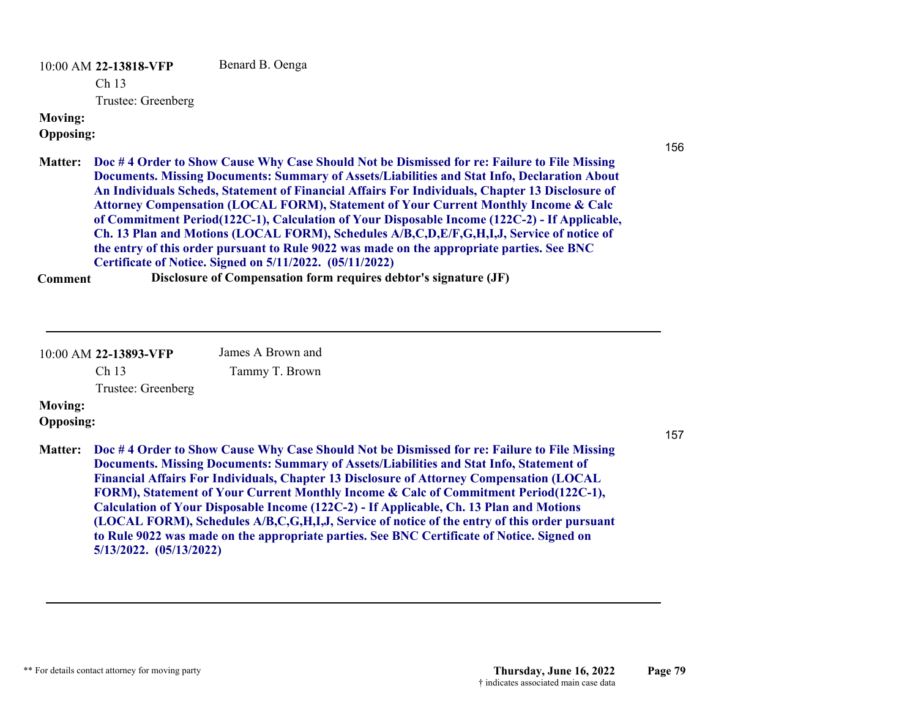10:00 AM **22-13818-VFP** Benard B. Oenga

Ch 13

Trustee: Greenberg

**Moving:**

**Opposing:**

156

**Matter:** **Doc # 4 Order to Show Cause Why Case Should Not be Dismissed for re: Failure to File Missing Documents. Missing Documents: Summary of Assets/Liabilities and Stat Info, Declaration About An Individuals Scheds, Statement of Financial Affairs For Individuals, Chapter 13 Disclosure of Attorney Compensation (LOCAL FORM), Statement of Your Current Monthly Income & Calc of Commitment Period(122C-1), Calculation of Your Disposable Income (122C-2) - If Applicable, Ch. 13 Plan and Motions (LOCAL FORM), Schedules A/B,C,D,E/F,G,H,I,J, Service of notice of the entry of this order pursuant to Rule 9022 was made on the appropriate parties. See BNC Certificate of Notice. Signed on 5/11/2022. (05/11/2022)**

**Comment** **Disclosure of Compensation form requires debtor's signature (JF)**

---

10:00 AM **22-13893-VFP** James A Brown and Tammy T. Brown

Ch 13

Trustee: Greenberg

**Moving:**

**Opposing:**

157

**Matter:** **Doc # 4 Order to Show Cause Why Case Should Not be Dismissed for re: Failure to File Missing Documents. Missing Documents: Summary of Assets/Liabilities and Stat Info, Statement of Financial Affairs For Individuals, Chapter 13 Disclosure of Attorney Compensation (LOCAL FORM), Statement of Your Current Monthly Income & Calc of Commitment Period(122C-1), Calculation of Your Disposable Income (122C-2) - If Applicable, Ch. 13 Plan and Motions (LOCAL FORM), Schedules A/B,C,G,H,I,J, Service of notice of the entry of this order pursuant to Rule 9022 was made on the appropriate parties. See BNC Certificate of Notice. Signed on 5/13/2022. (05/13/2022)**

---

** For details contact attorney for moving party

† indicates associated main case data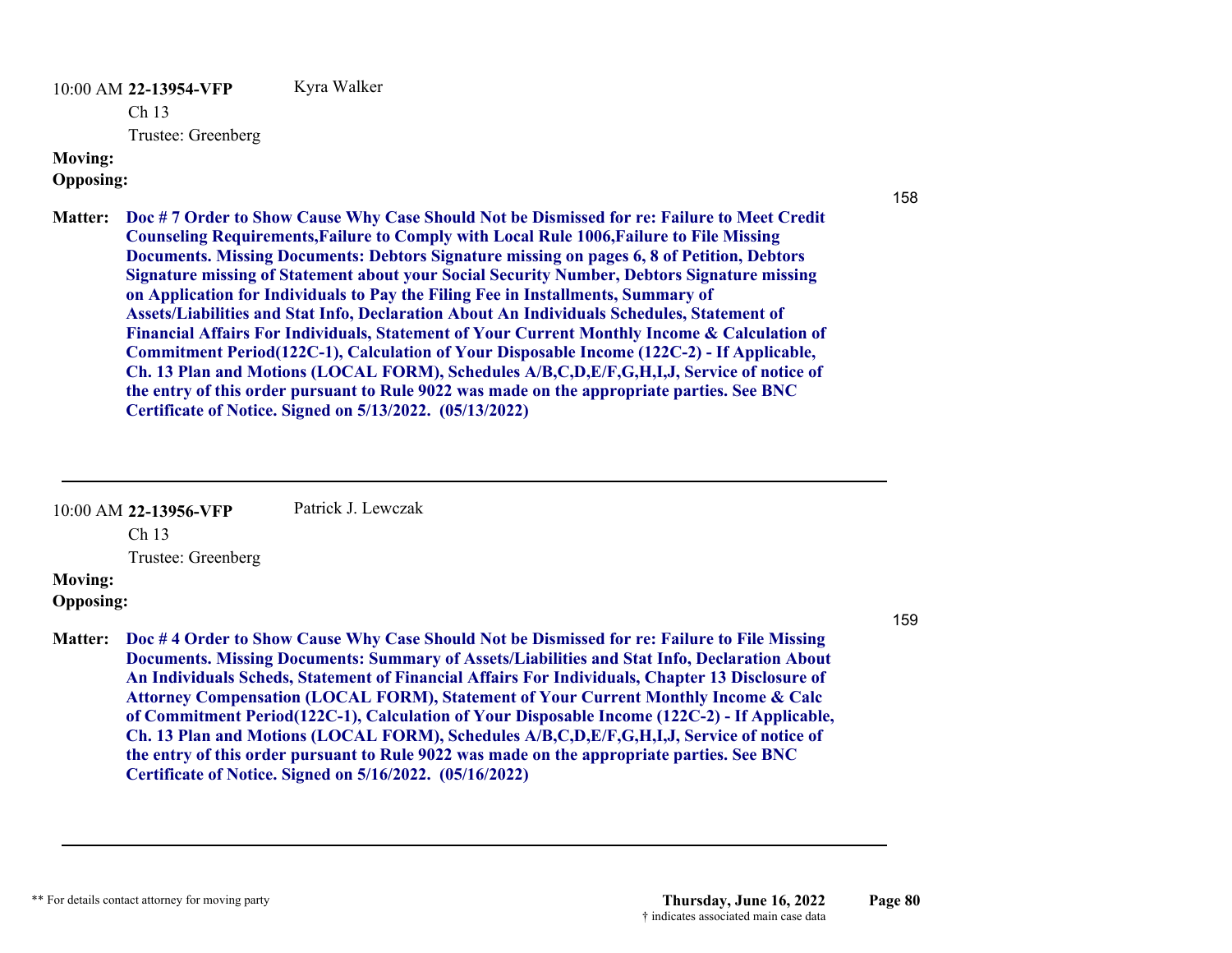10:00 AM **22-13954-VFP** Kyra Walker

Ch 13

Trustee: Greenberg

**Moving:**

**Opposing:**

158

**Matter:** **Doc # 7 Order to Show Cause Why Case Should Not be Dismissed for re: Failure to Meet Credit Counseling Requirements,Failure to Comply with Local Rule 1006,Failure to File Missing Documents. Missing Documents: Debtors Signature missing on pages 6, 8 of Petition, Debtors Signature missing of Statement about your Social Security Number, Debtors Signature missing on Application for Individuals to Pay the Filing Fee in Installments, Summary of Assets/Liabilities and Stat Info, Declaration About An Individuals Schedules, Statement of Financial Affairs For Individuals, Statement of Your Current Monthly Income & Calculation of Commitment Period(122C-1), Calculation of Your Disposable Income (122C-2) - If Applicable, Ch. 13 Plan and Motions (LOCAL FORM), Schedules A/B,C,D,E/F,G,H,I,J, Service of notice of the entry of this order pursuant to Rule 9022 was made on the appropriate parties. See BNC Certificate of Notice. Signed on 5/13/2022. (05/13/2022)**

---

10:00 AM **22-13956-VFP** Patrick J. Lewczak

Ch 13

Trustee: Greenberg

**Moving:**

**Opposing:**

159

**Matter:** **Doc # 4 Order to Show Cause Why Case Should Not be Dismissed for re: Failure to File Missing Documents. Missing Documents: Summary of Assets/Liabilities and Stat Info, Declaration About An Individuals Scheds, Statement of Financial Affairs For Individuals, Chapter 13 Disclosure of Attorney Compensation (LOCAL FORM), Statement of Your Current Monthly Income & Calc of Commitment Period(122C-1), Calculation of Your Disposable Income (122C-2) - If Applicable, Ch. 13 Plan and Motions (LOCAL FORM), Schedules A/B,C,D,E/F,G,H,I,J, Service of notice of the entry of this order pursuant to Rule 9022 was made on the appropriate parties. See BNC Certificate of Notice. Signed on 5/16/2022. (05/16/2022)**

---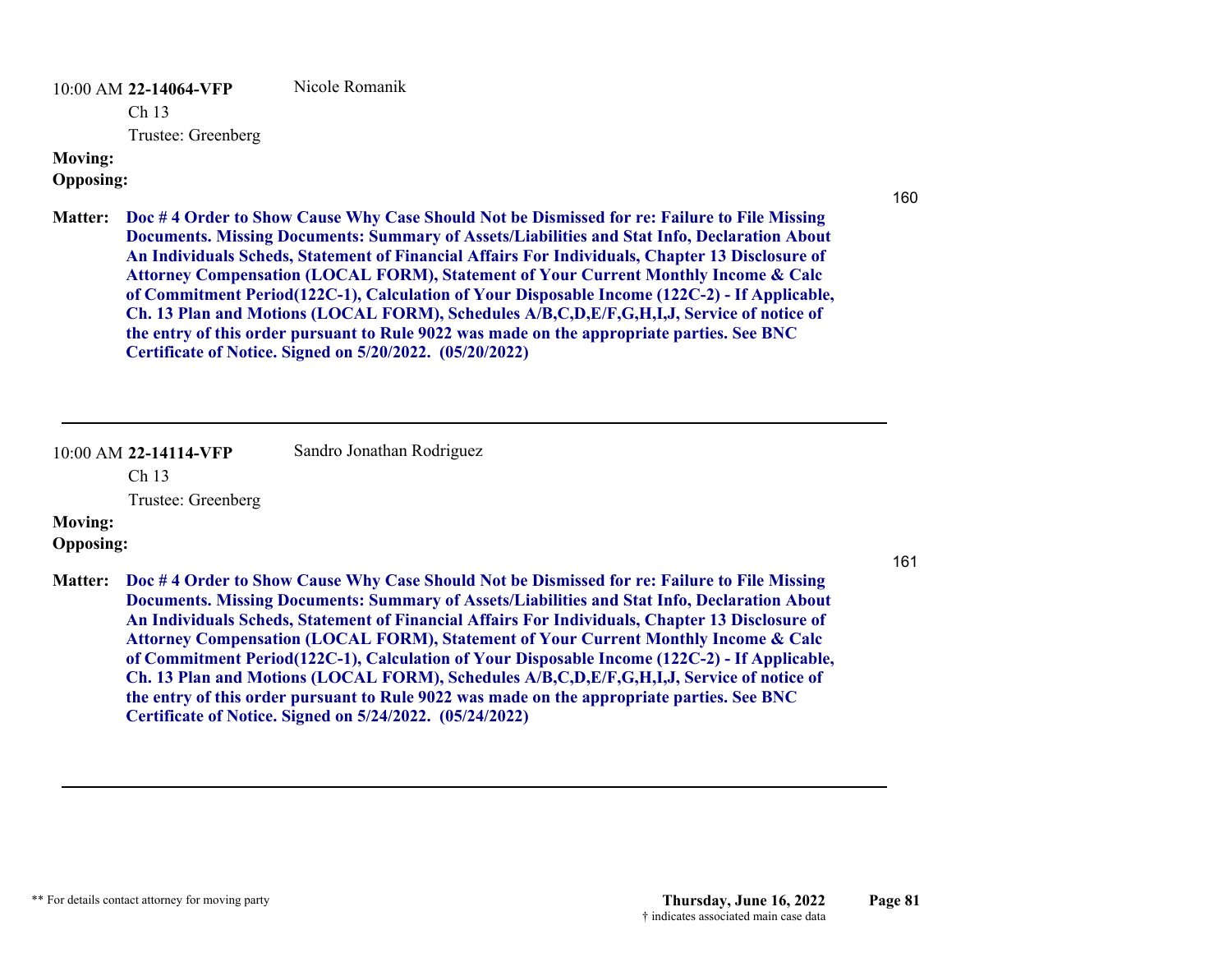10:00 AM **22-14064-VFP** Nicole Romanik

Ch 13

Trustee: Greenberg

**Moving:**

**Opposing:**

160

**Matter:** **Doc # 4 Order to Show Cause Why Case Should Not be Dismissed for re: Failure to File Missing Documents. Missing Documents: Summary of Assets/Liabilities and Stat Info, Declaration About An Individuals Scheds, Statement of Financial Affairs For Individuals, Chapter 13 Disclosure of Attorney Compensation (LOCAL FORM), Statement of Your Current Monthly Income & Calc of Commitment Period(122C-1), Calculation of Your Disposable Income (122C-2) - If Applicable, Ch. 13 Plan and Motions (LOCAL FORM), Schedules A/B,C,D,E/F,G,H,I,J, Service of notice of the entry of this order pursuant to Rule 9022 was made on the appropriate parties. See BNC Certificate of Notice. Signed on 5/20/2022. (05/20/2022)**

---

10:00 AM **22-14114-VFP** Sandro Jonathan Rodriguez

Ch 13

Trustee: Greenberg

**Moving:**

**Opposing:**

161

**Matter:** **Doc # 4 Order to Show Cause Why Case Should Not be Dismissed for re: Failure to File Missing Documents. Missing Documents: Summary of Assets/Liabilities and Stat Info, Declaration About An Individuals Scheds, Statement of Financial Affairs For Individuals, Chapter 13 Disclosure of Attorney Compensation (LOCAL FORM), Statement of Your Current Monthly Income & Calc of Commitment Period(122C-1), Calculation of Your Disposable Income (122C-2) - If Applicable, Ch. 13 Plan and Motions (LOCAL FORM), Schedules A/B,C,D,E/F,G,H,I,J, Service of notice of the entry of this order pursuant to Rule 9022 was made on the appropriate parties. See BNC Certificate of Notice. Signed on 5/24/2022. (05/24/2022)**

---

** For details contact attorney for moving party

† indicates associated main case data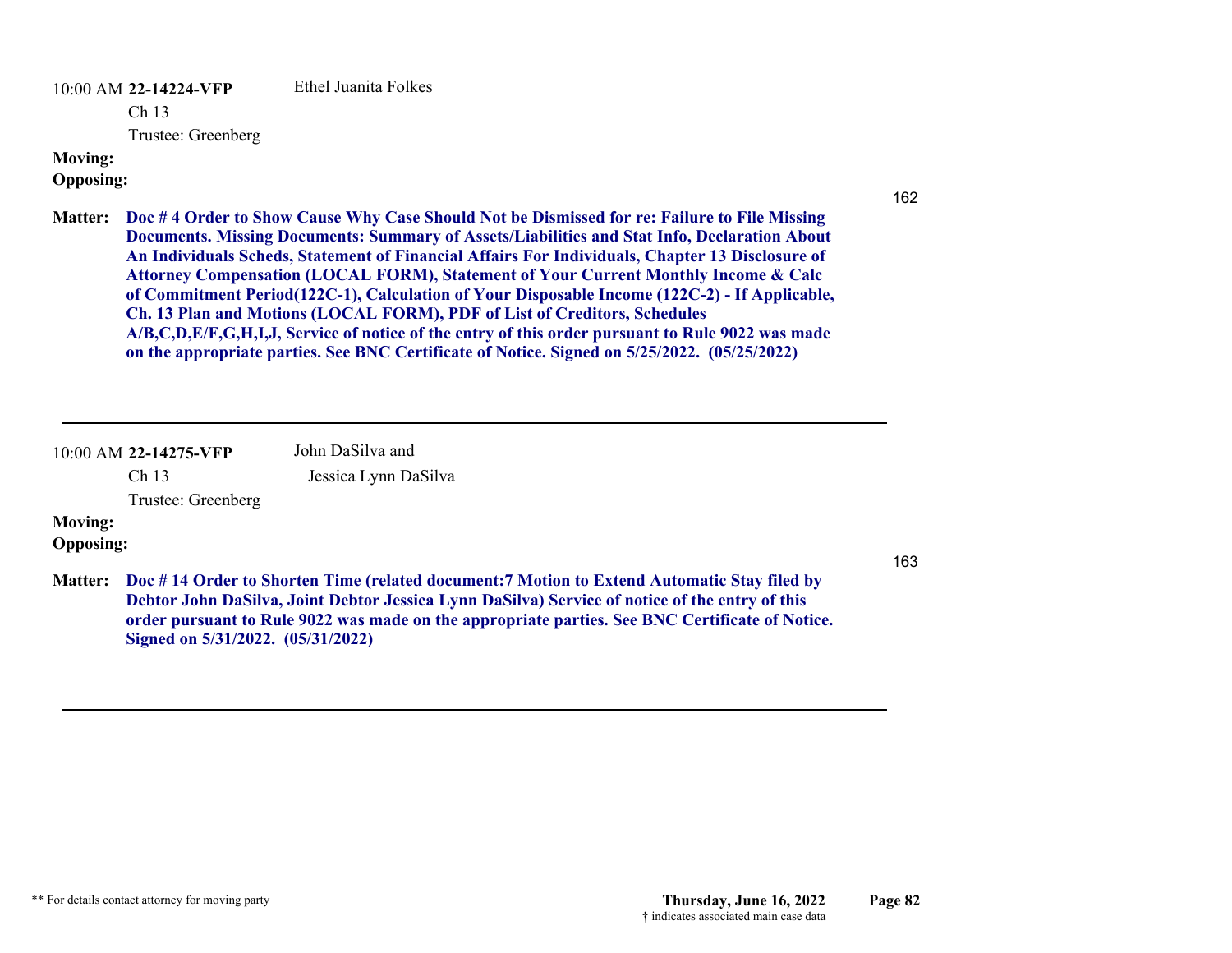10:00 AM **22-14224-VFP** Ethel Juanita Folkes

Ch 13

Trustee: Greenberg

**Moving:**

**Opposing:**

162

**Matter:** **Doc # 4 Order to Show Cause Why Case Should Not be Dismissed for re: Failure to File Missing Documents. Missing Documents: Summary of Assets/Liabilities and Stat Info, Declaration About An Individuals Scheds, Statement of Financial Affairs For Individuals, Chapter 13 Disclosure of Attorney Compensation (LOCAL FORM), Statement of Your Current Monthly Income & Calc of Commitment Period(122C-1), Calculation of Your Disposable Income (122C-2) - If Applicable, Ch. 13 Plan and Motions (LOCAL FORM), PDF of List of Creditors, Schedules A/B,C,D,E/F,G,H,I,J, Service of notice of the entry of this order pursuant to Rule 9022 was made on the appropriate parties. See BNC Certificate of Notice. Signed on 5/25/2022. (05/25/2022)**

---

10:00 AM **22-14275-VFP** John DaSilva and Jessica Lynn DaSilva

Ch 13

Trustee: Greenberg

**Moving:**

**Opposing:**

163

**Matter:** **Doc # 14 Order to Shorten Time (related document:7 Motion to Extend Automatic Stay filed by Debtor John DaSilva, Joint Debtor Jessica Lynn DaSilva) Service of notice of the entry of this order pursuant to Rule 9022 was made on the appropriate parties. See BNC Certificate of Notice. Signed on 5/31/2022. (05/31/2022)**

---

** For details contact attorney for moving party

**Thursday, June 16, 2022**

† indicates associated main case data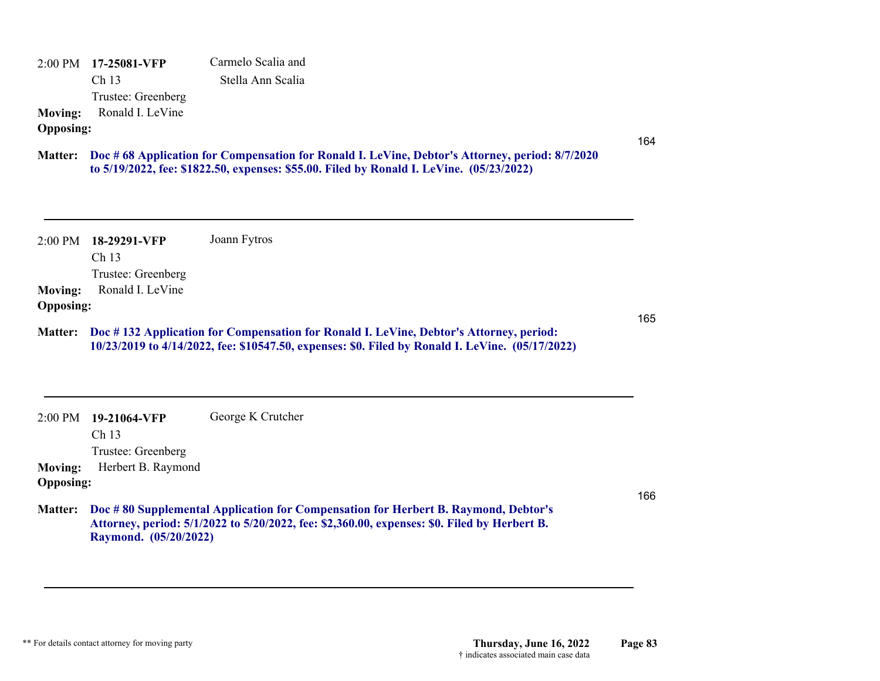2:00 PM **17-25081-VFP** Carmelo Scalia and Stella Ann Scalia

Ch 13

Trustee: Greenberg

**Moving:** Ronald I. LeVine

**Opposing:**

164

**Matter:** **Doc # 68 Application for Compensation for Ronald I. LeVine, Debtor's Attorney, period: 8/7/2020 to 5/19/2022, fee: $1822.50, expenses: $55.00. Filed by Ronald I. LeVine. (05/23/2022)**

---

2:00 PM **18-29291-VFP** Joann Fytros

Ch 13

Trustee: Greenberg

**Moving:** Ronald I. LeVine

**Opposing:**

165

**Matter:** **Doc # 132 Application for Compensation for Ronald I. LeVine, Debtor's Attorney, period: 10/23/2019 to 4/14/2022, fee: $10547.50, expenses: $0. Filed by Ronald I. LeVine. (05/17/2022)**

---

2:00 PM **19-21064-VFP** George K Crutcher

Ch 13

Trustee: Greenberg

**Moving:** Herbert B. Raymond

**Opposing:**

166

**Matter:** **Doc # 80 Supplemental Application for Compensation for Herbert B. Raymond, Debtor's Attorney, period: 5/1/2022 to 5/20/2022, fee: $2,360.00, expenses: $0. Filed by Herbert B. Raymond. (05/20/2022)**

---

** For details contact attorney for moving party

**Thursday, June 16, 2022**

† indicates associated main case data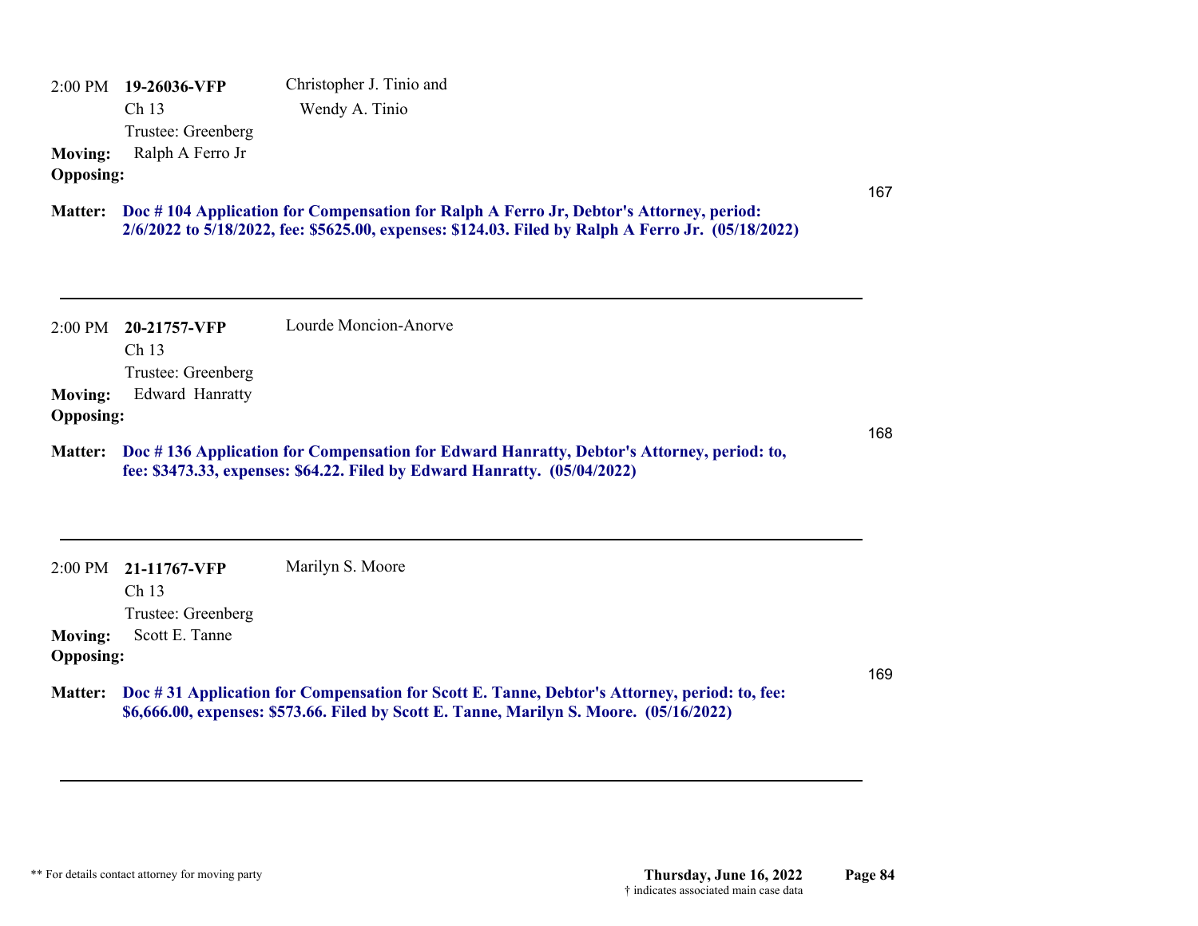2:00 PM **19-26036-VFP** Christopher J. Tinio and Wendy A. Tinio
Ch 13
Trustee: Greenberg

**Moving:** Ralph A Ferro Jr
**Opposing:**

167

**Matter:** **Doc # 104 Application for Compensation for Ralph A Ferro Jr, Debtor's Attorney, period: 2/6/2022 to 5/18/2022, fee: $5625.00, expenses: $124.03. Filed by Ralph A Ferro Jr. (05/18/2022)**

---

2:00 PM **20-21757-VFP** Lourde Moncion-Anorve
Ch 13
Trustee: Greenberg

**Moving:** Edward Hanratty
**Opposing:**

168

**Matter:** **Doc # 136 Application for Compensation for Edward Hanratty, Debtor's Attorney, period: to, fee: $3473.33, expenses: $64.22. Filed by Edward Hanratty. (05/04/2022)**

---

2:00 PM **21-11767-VFP** Marilyn S. Moore
Ch 13
Trustee: Greenberg

**Moving:** Scott E. Tanne
**Opposing:**

169

**Matter:** **Doc # 31 Application for Compensation for Scott E. Tanne, Debtor's Attorney, period: to, fee: $6,666.00, expenses: $573.66. Filed by Scott E. Tanne, Marilyn S. Moore. (05/16/2022)**

---

** For details contact attorney for moving party

**Thursday, June 16, 2022**
† indicates associated main case data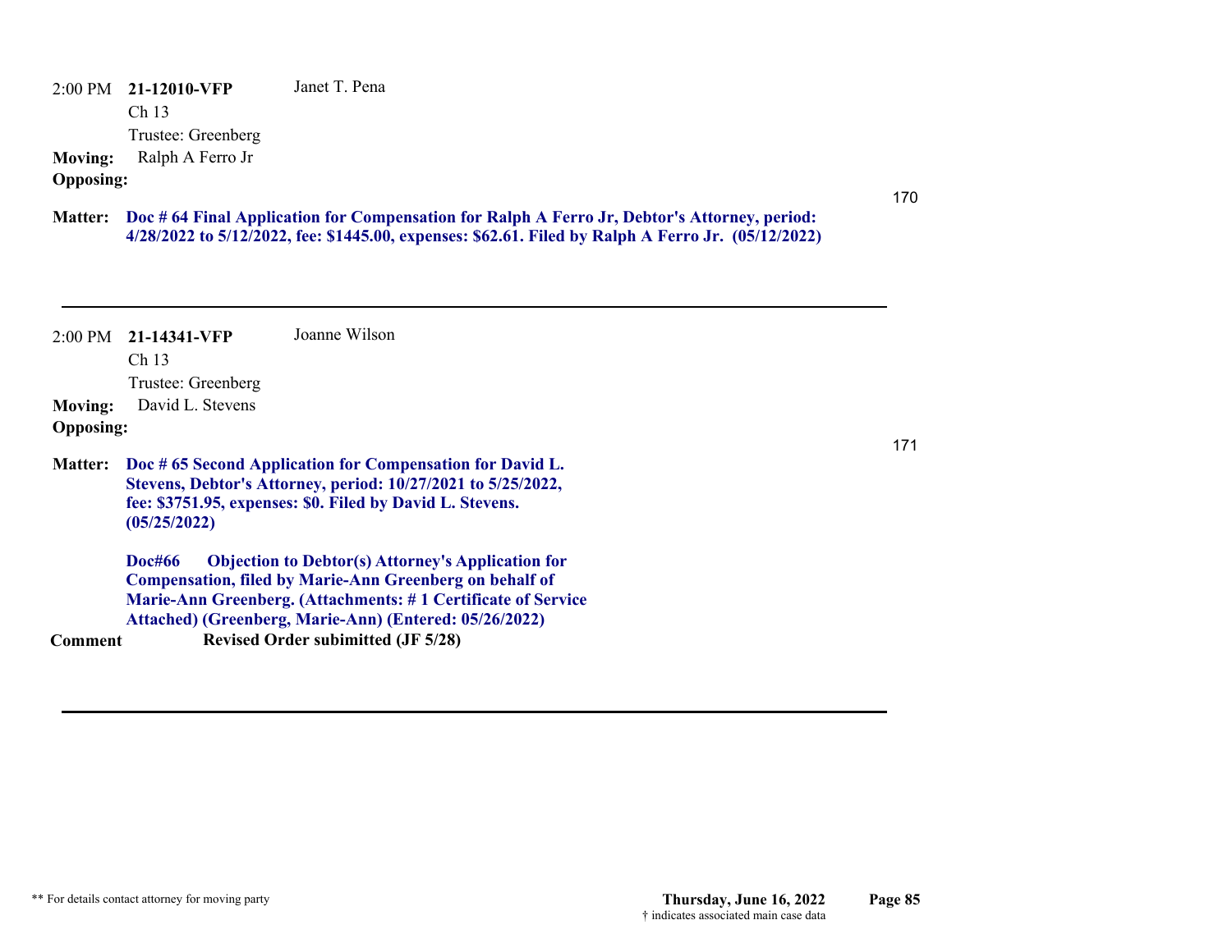2:00 PM **21-12010-VFP** Janet T. Pena

Ch 13

Trustee: Greenberg

**Moving:** Ralph A Ferro Jr

**Opposing:**

170

**Matter:** **Doc # 64 Final Application for Compensation for Ralph A Ferro Jr, Debtor's Attorney, period: 4/28/2022 to 5/12/2022, fee: $1445.00, expenses: $62.61. Filed by Ralph A Ferro Jr. (05/12/2022)**

---

2:00 PM **21-14341-VFP** Joanne Wilson

Ch 13

Trustee: Greenberg

**Moving:** David L. Stevens

**Opposing:**

171

**Matter:** **Doc # 65 Second Application for Compensation for David L. Stevens, Debtor's Attorney, period: 10/27/2021 to 5/25/2022, fee: $3751.95, expenses: $0. Filed by David L. Stevens. (05/25/2022)**

**Doc#66 Objection to Debtor(s) Attorney's Application for Compensation, filed by Marie-Ann Greenberg on behalf of Marie-Ann Greenberg. (Attachments: # 1 Certificate of Service Attached) (Greenberg, Marie-Ann) (Entered: 05/26/2022)**

**Comment** **Revised Order subimitted (JF 5/28)**

---

** For details contact attorney for moving party

**Thursday, June 16, 2022**

† indicates associated main case data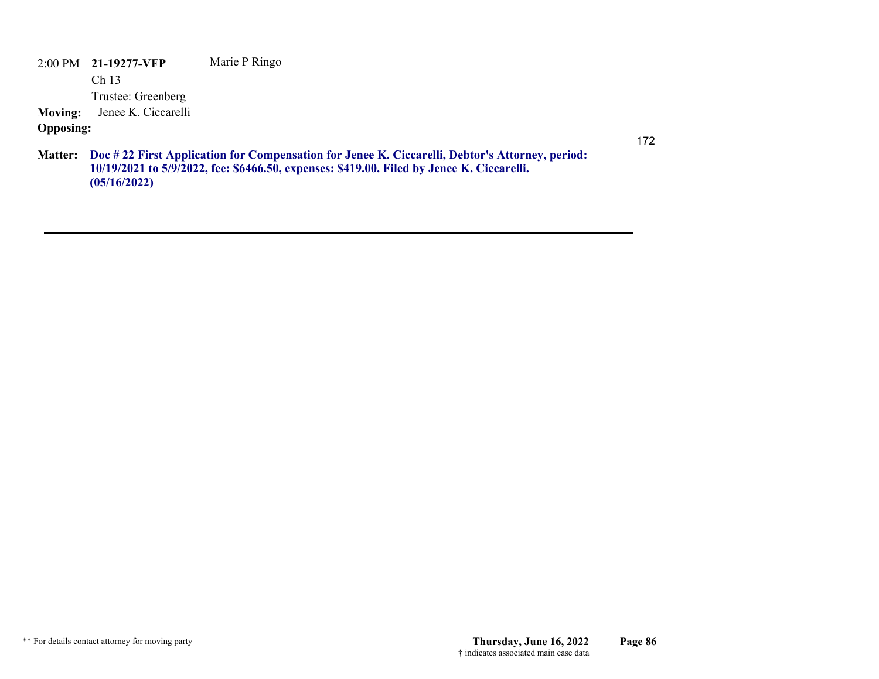2:00 PM **21-19277-VFP** Marie P Ringo

Ch 13

Trustee: Greenberg

**Moving:** Jenee K. Ciccarelli

**Opposing:**

172

**Matter:** **Doc # 22 First Application for Compensation for Jenee K. Ciccarelli, Debtor's Attorney, period: 10/19/2021 to 5/9/2022, fee: $6466.50, expenses: $419.00. Filed by Jenee K. Ciccarelli. (05/16/2022)**

---

** For details contact attorney for moving party

**Thursday, June 16, 2022**

† indicates associated main case data